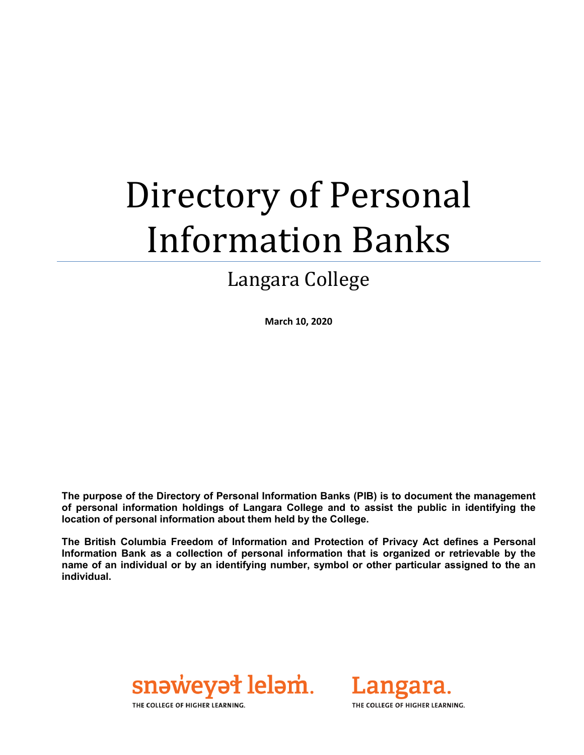# Directory of Personal Information Banks

## Langara College

**March 10, 2020**

**The purpose of the Directory of Personal Information Banks (PIB) is to document the management of personal information holdings of Langara College and to assist the public in identifying the location of personal information about them held by the College.**

**The British Columbia Freedom of Information and Protection of Privacy Act defines a Personal Information Bank as a collection of personal information that is organized or retrievable by the name of an individual or by an identifying number, symbol or other particular assigned to the an individual.**

snəw̓eyəɬ leləm̓. THE COLLEGE OF HIGHER LEARNING.

Langara. THE COLLEGE OF HIGHER LEARNING.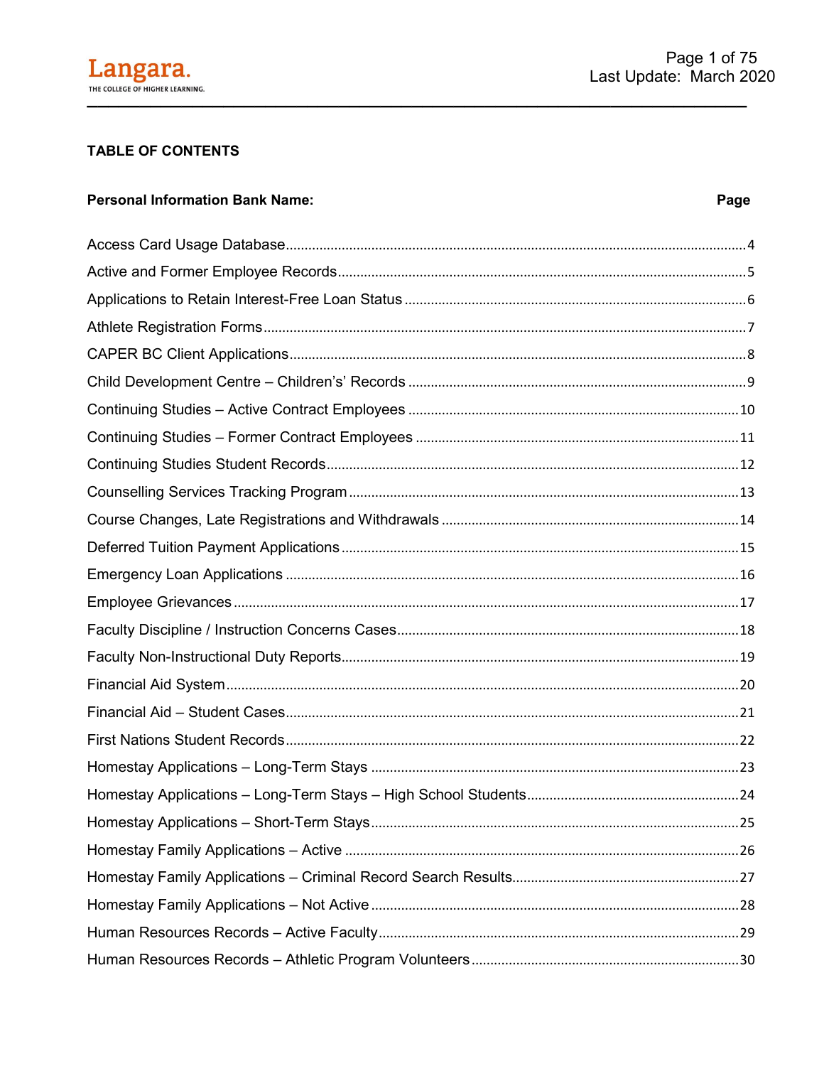**TABLE OF CONTENTS**

| Personal Information Bank Name: | Page |
| --- | --- |
| Access Card Usage Database | 4 |
| Active and Former Employee Records | 5 |
| Applications to Retain Interest-Free Loan Status | 6 |
| Athlete Registration Forms | 7 |
| CAPER BC Client Applications | 8 |
| Child Development Centre – Children's' Records | 9 |
| Continuing Studies – Active Contract Employees | 10 |
| Continuing Studies – Former Contract Employees | 11 |
| Continuing Studies Student Records | 12 |
| Counselling Services Tracking Program | 13 |
| Course Changes, Late Registrations and Withdrawals | 14 |
| Deferred Tuition Payment Applications | 15 |
| Emergency Loan Applications | 16 |
| Employee Grievances | 17 |
| Faculty Discipline / Instruction Concerns Cases | 18 |
| Faculty Non-Instructional Duty Reports | 19 |
| Financial Aid System | 20 |
| Financial Aid – Student Cases | 21 |
| First Nations Student Records | 22 |
| Homestay Applications – Long-Term Stays | 23 |
| Homestay Applications – Long-Term Stays – High School Students | 24 |
| Homestay Applications – Short-Term Stays | 25 |
| Homestay Family Applications – Active | 26 |
| Homestay Family Applications – Criminal Record Search Results | 27 |
| Homestay Family Applications – Not Active | 28 |
| Human Resources Records – Active Faculty | 29 |
| Human Resources Records – Athletic Program Volunteers | 30 |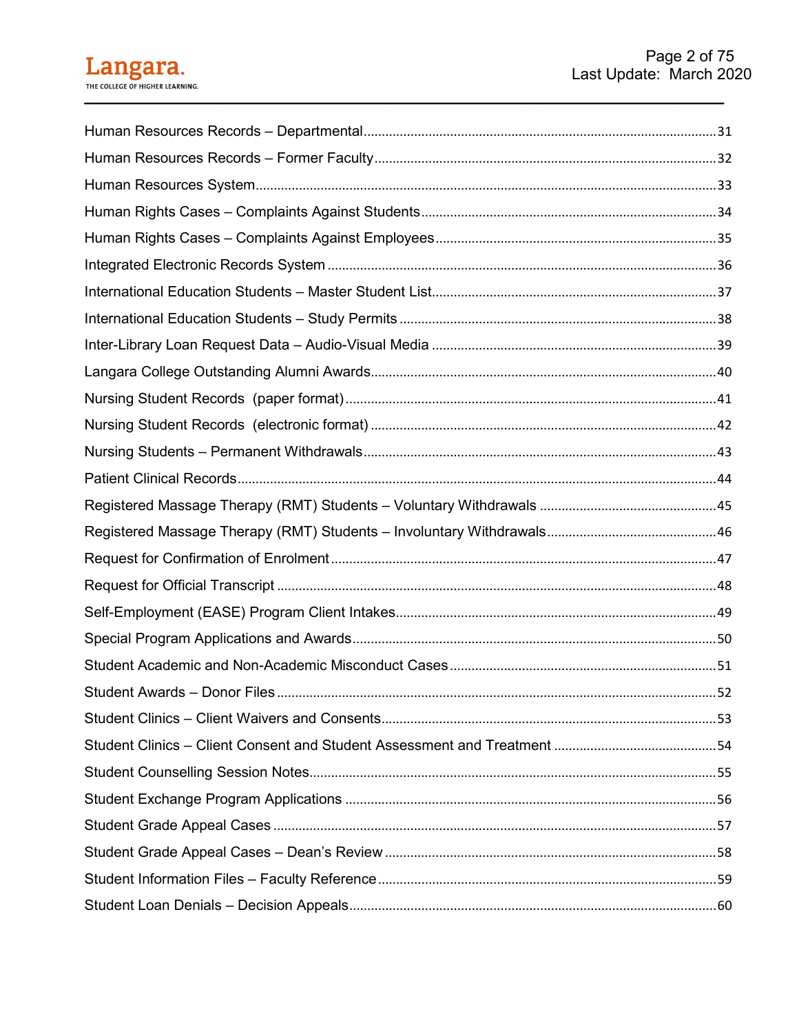Human Resources Records – Departmental ........ 31

Human Resources Records – Former Faculty ........ 32

Human Resources System ........ 33

Human Rights Cases – Complaints Against Students ........ 34

Human Rights Cases – Complaints Against Employees ........ 35

Integrated Electronic Records System ........ 36

International Education Students – Master Student List ........ 37

International Education Students – Study Permits ........ 38

Inter-Library Loan Request Data – Audio-Visual Media ........ 39

Langara College Outstanding Alumni Awards ........ 40

Nursing Student Records (paper format) ........ 41

Nursing Student Records (electronic format) ........ 42

Nursing Students – Permanent Withdrawals ........ 43

Patient Clinical Records ........ 44

Registered Massage Therapy (RMT) Students – Voluntary Withdrawals ........ 45

Registered Massage Therapy (RMT) Students – Involuntary Withdrawals ........ 46

Request for Confirmation of Enrolment ........ 47

Request for Official Transcript ........ 48

Self-Employment (EASE) Program Client Intakes ........ 49

Special Program Applications and Awards ........ 50

Student Academic and Non-Academic Misconduct Cases ........ 51

Student Awards – Donor Files ........ 52

Student Clinics – Client Waivers and Consents ........ 53

Student Clinics – Client Consent and Student Assessment and Treatment ........ 54

Student Counselling Session Notes ........ 55

Student Exchange Program Applications ........ 56

Student Grade Appeal Cases ........ 57

Student Grade Appeal Cases – Dean's Review ........ 58

Student Information Files – Faculty Reference ........ 59

Student Loan Denials – Decision Appeals ........ 60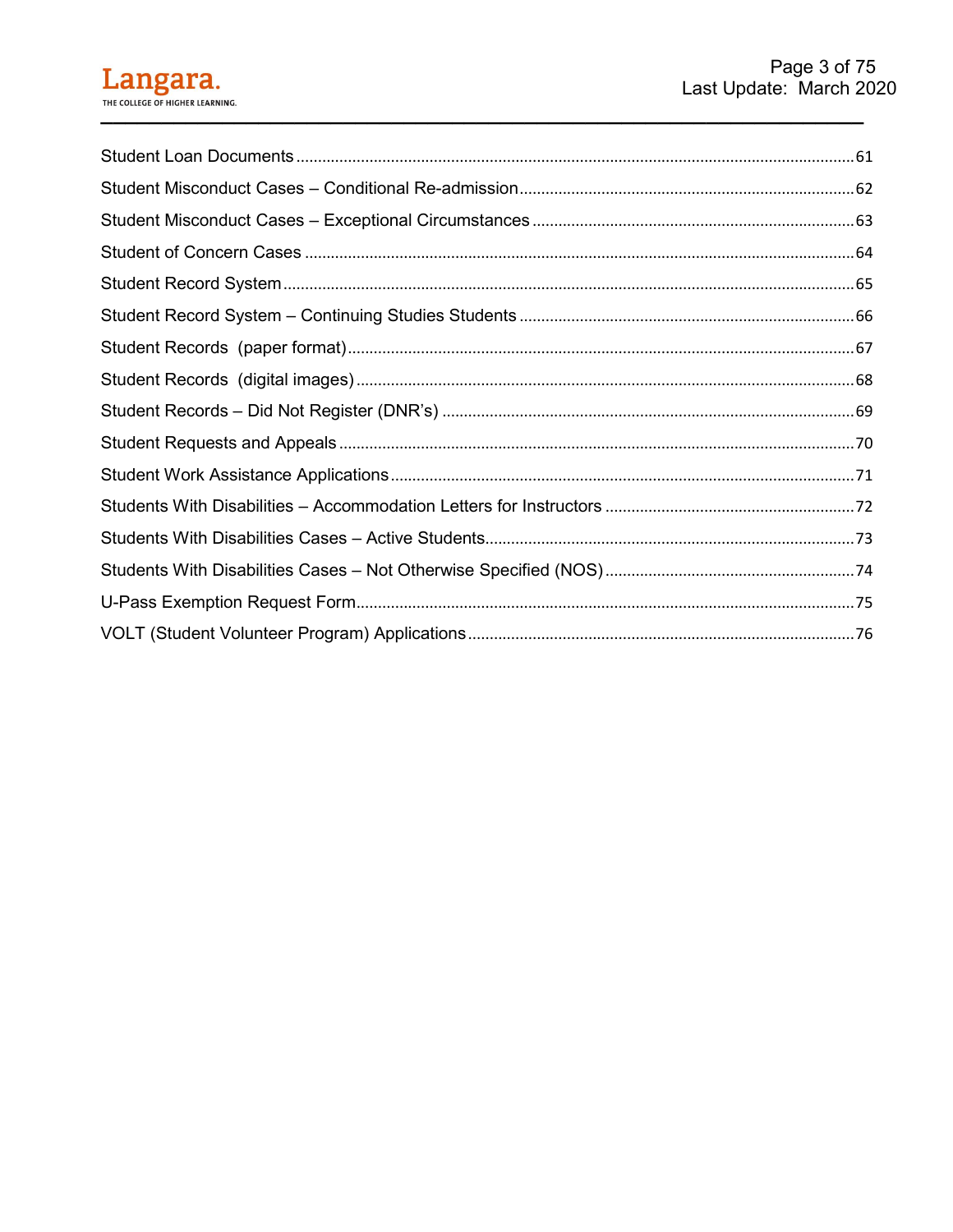Student Loan Documents ........................................................................................................................... 61

Student Misconduct Cases – Conditional Re-admission ............................................................................ 62

Student Misconduct Cases – Exceptional Circumstances .......................................................................... 63

Student of Concern Cases ......................................................................................................................... 64

Student Record System .............................................................................................................................. 65

Student Record System – Continuing Studies Students ............................................................................ 66

Student Records  (paper format) ................................................................................................................ 67

Student Records  (digital images) ............................................................................................................... 68

Student Records – Did Not Register (DNR's) ............................................................................................. 69

Student Requests and Appeals .................................................................................................................. 70

Student Work Assistance Applications ....................................................................................................... 71

Students With Disabilities – Accommodation Letters for Instructors .......................................................... 72

Students With Disabilities Cases – Active Students.................................................................................... 73

Students With Disabilities Cases – Not Otherwise Specified (NOS) ........................................................... 74

U-Pass Exemption Request Form.............................................................................................................. 75

VOLT (Student Volunteer Program) Applications ........................................................................................ 76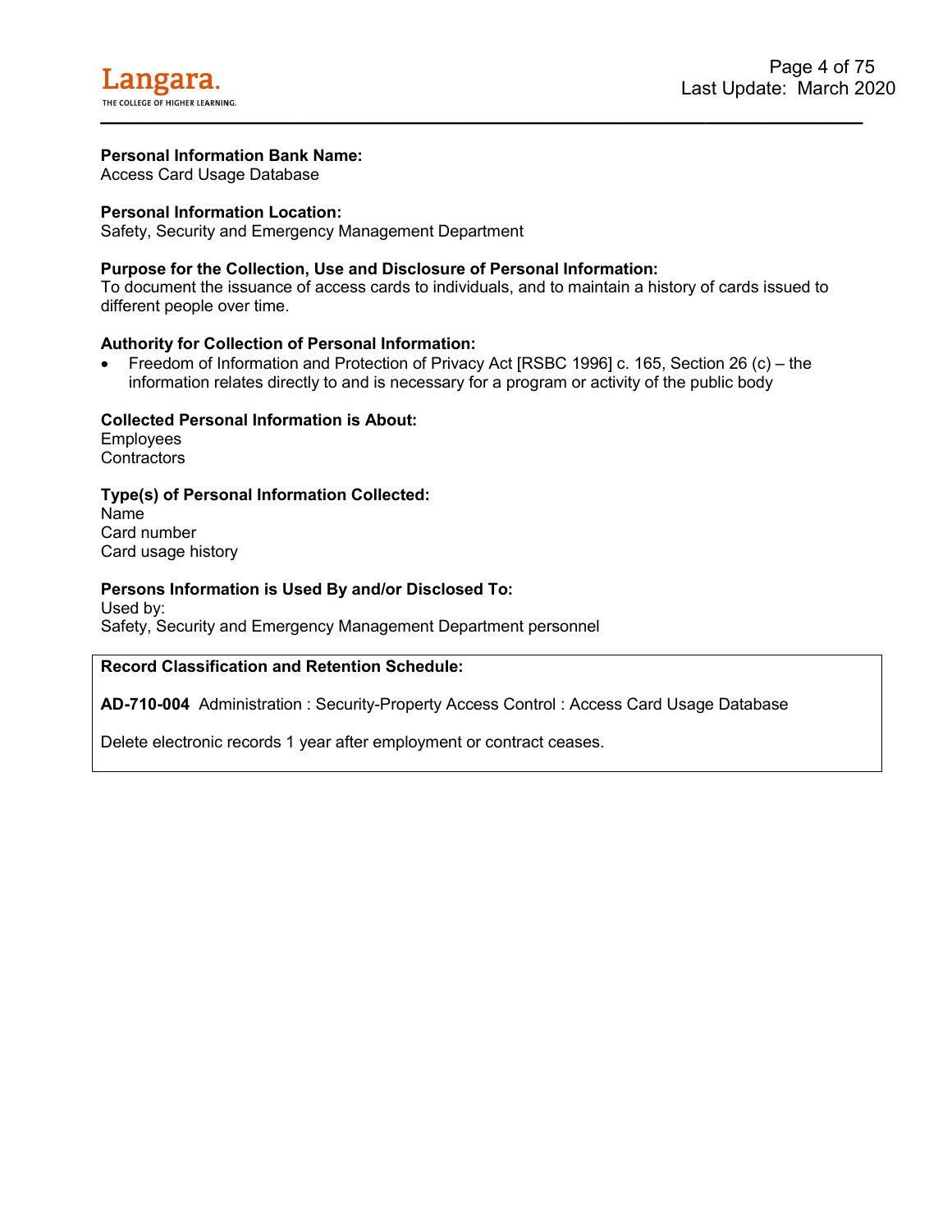**Personal Information Bank Name:**
Access Card Usage Database

**Personal Information Location:**
Safety, Security and Emergency Management Department

**Purpose for the Collection, Use and Disclosure of Personal Information:**
To document the issuance of access cards to individuals, and to maintain a history of cards issued to different people over time.

**Authority for Collection of Personal Information:**

- Freedom of Information and Protection of Privacy Act [RSBC 1996] c. 165, Section 26 (c) – the information relates directly to and is necessary for a program or activity of the public body

**Collected Personal Information is About:**
Employees
Contractors

**Type(s) of Personal Information Collected:**
Name
Card number
Card usage history

**Persons Information is Used By and/or Disclosed To:**
Used by:
Safety, Security and Emergency Management Department personnel

**Record Classification and Retention Schedule:**

**AD-710-004** Administration : Security-Property Access Control : Access Card Usage Database

Delete electronic records 1 year after employment or contract ceases.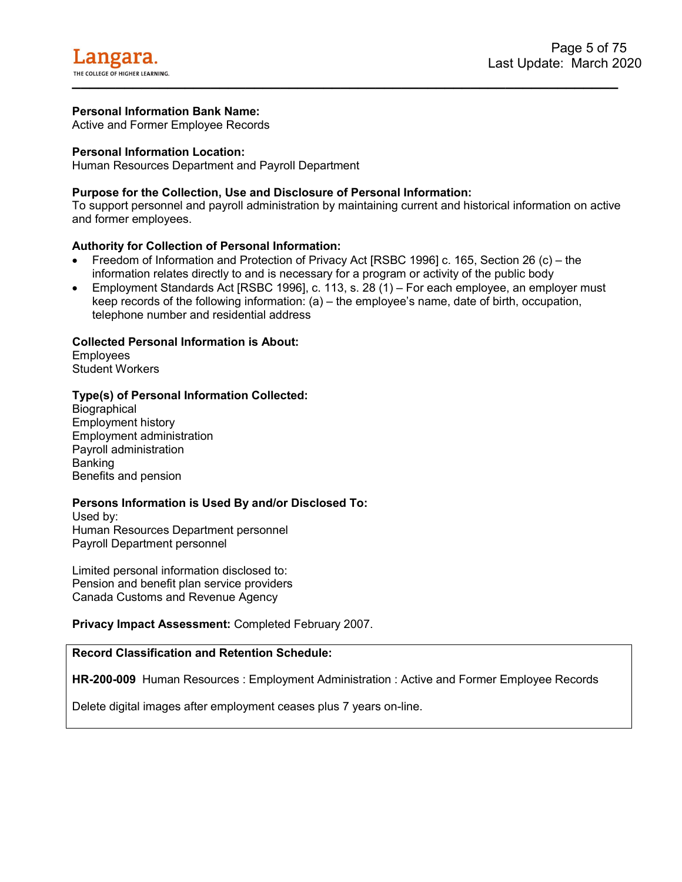**Personal Information Bank Name:**
Active and Former Employee Records

**Personal Information Location:**
Human Resources Department and Payroll Department

**Purpose for the Collection, Use and Disclosure of Personal Information:**
To support personnel and payroll administration by maintaining current and historical information on active and former employees.

**Authority for Collection of Personal Information:**

- Freedom of Information and Protection of Privacy Act [RSBC 1996] c. 165, Section 26 (c) – the information relates directly to and is necessary for a program or activity of the public body
- Employment Standards Act [RSBC 1996], c. 113, s. 28 (1) – For each employee, an employer must keep records of the following information: (a) – the employee's name, date of birth, occupation, telephone number and residential address

**Collected Personal Information is About:**
Employees
Student Workers

**Type(s) of Personal Information Collected:**
Biographical
Employment history
Employment administration
Payroll administration
Banking
Benefits and pension

**Persons Information is Used By and/or Disclosed To:**
Used by:
Human Resources Department personnel
Payroll Department personnel

Limited personal information disclosed to:
Pension and benefit plan service providers
Canada Customs and Revenue Agency

**Privacy Impact Assessment:** Completed February 2007.

**Record Classification and Retention Schedule:**

**HR-200-009** Human Resources : Employment Administration : Active and Former Employee Records

Delete digital images after employment ceases plus 7 years on-line.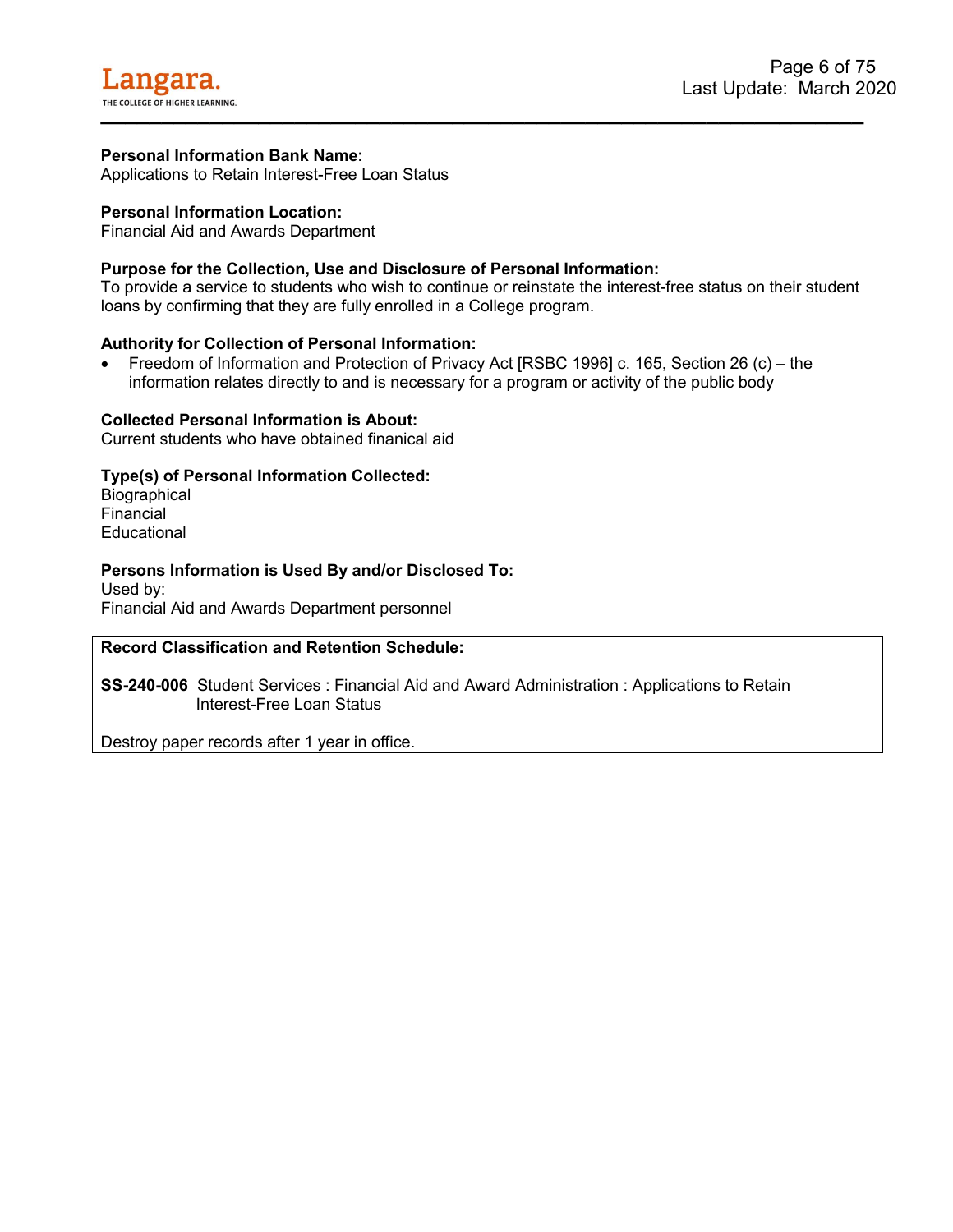**Personal Information Bank Name:**
Applications to Retain Interest-Free Loan Status

**Personal Information Location:**
Financial Aid and Awards Department

**Purpose for the Collection, Use and Disclosure of Personal Information:**
To provide a service to students who wish to continue or reinstate the interest-free status on their student loans by confirming that they are fully enrolled in a College program.

**Authority for Collection of Personal Information:**

- Freedom of Information and Protection of Privacy Act [RSBC 1996] c. 165, Section 26 (c) – the information relates directly to and is necessary for a program or activity of the public body

**Collected Personal Information is About:**
Current students who have obtained finanical aid

**Type(s) of Personal Information Collected:**
Biographical
Financial
Educational

**Persons Information is Used By and/or Disclosed To:**
Used by:
Financial Aid and Awards Department personnel

**Record Classification and Retention Schedule:**

**SS-240-006** Student Services : Financial Aid and Award Administration : Applications to Retain Interest-Free Loan Status

Destroy paper records after 1 year in office.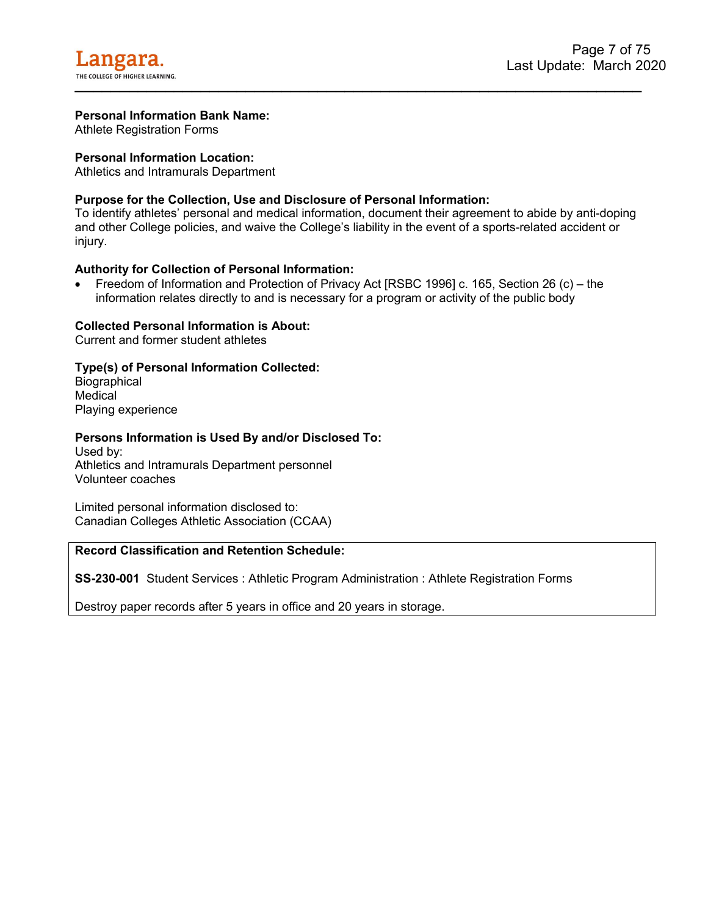**Personal Information Bank Name:**
Athlete Registration Forms

**Personal Information Location:**
Athletics and Intramurals Department

**Purpose for the Collection, Use and Disclosure of Personal Information:**
To identify athletes' personal and medical information, document their agreement to abide by anti-doping and other College policies, and waive the College's liability in the event of a sports-related accident or injury.

**Authority for Collection of Personal Information:**

- Freedom of Information and Protection of Privacy Act [RSBC 1996] c. 165, Section 26 (c) – the information relates directly to and is necessary for a program or activity of the public body

**Collected Personal Information is About:**
Current and former student athletes

**Type(s) of Personal Information Collected:**
Biographical
Medical
Playing experience

**Persons Information is Used By and/or Disclosed To:**
Used by:
Athletics and Intramurals Department personnel
Volunteer coaches

Limited personal information disclosed to:
Canadian Colleges Athletic Association (CCAA)

**Record Classification and Retention Schedule:**

**SS-230-001** Student Services : Athletic Program Administration : Athlete Registration Forms

Destroy paper records after 5 years in office and 20 years in storage.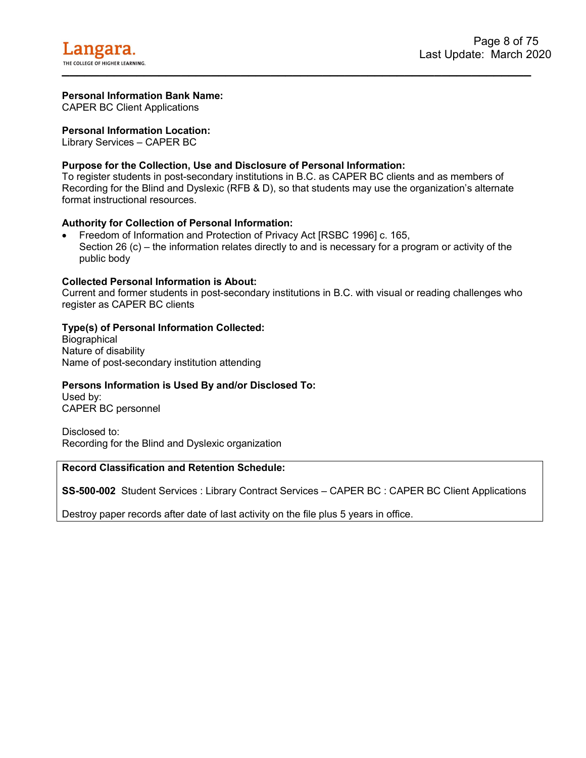**Personal Information Bank Name:**
CAPER BC Client Applications

**Personal Information Location:**
Library Services – CAPER BC

**Purpose for the Collection, Use and Disclosure of Personal Information:**
To register students in post-secondary institutions in B.C. as CAPER BC clients and as members of Recording for the Blind and Dyslexic (RFB & D), so that students may use the organization's alternate format instructional resources.

**Authority for Collection of Personal Information:**

- Freedom of Information and Protection of Privacy Act [RSBC 1996] c. 165, Section 26 (c) – the information relates directly to and is necessary for a program or activity of the public body

**Collected Personal Information is About:**
Current and former students in post-secondary institutions in B.C. with visual or reading challenges who register as CAPER BC clients

**Type(s) of Personal Information Collected:**
Biographical
Nature of disability
Name of post-secondary institution attending

**Persons Information is Used By and/or Disclosed To:**
Used by:
CAPER BC personnel

Disclosed to:
Recording for the Blind and Dyslexic organization

**Record Classification and Retention Schedule:**

**SS-500-002** Student Services : Library Contract Services – CAPER BC : CAPER BC Client Applications

Destroy paper records after date of last activity on the file plus 5 years in office.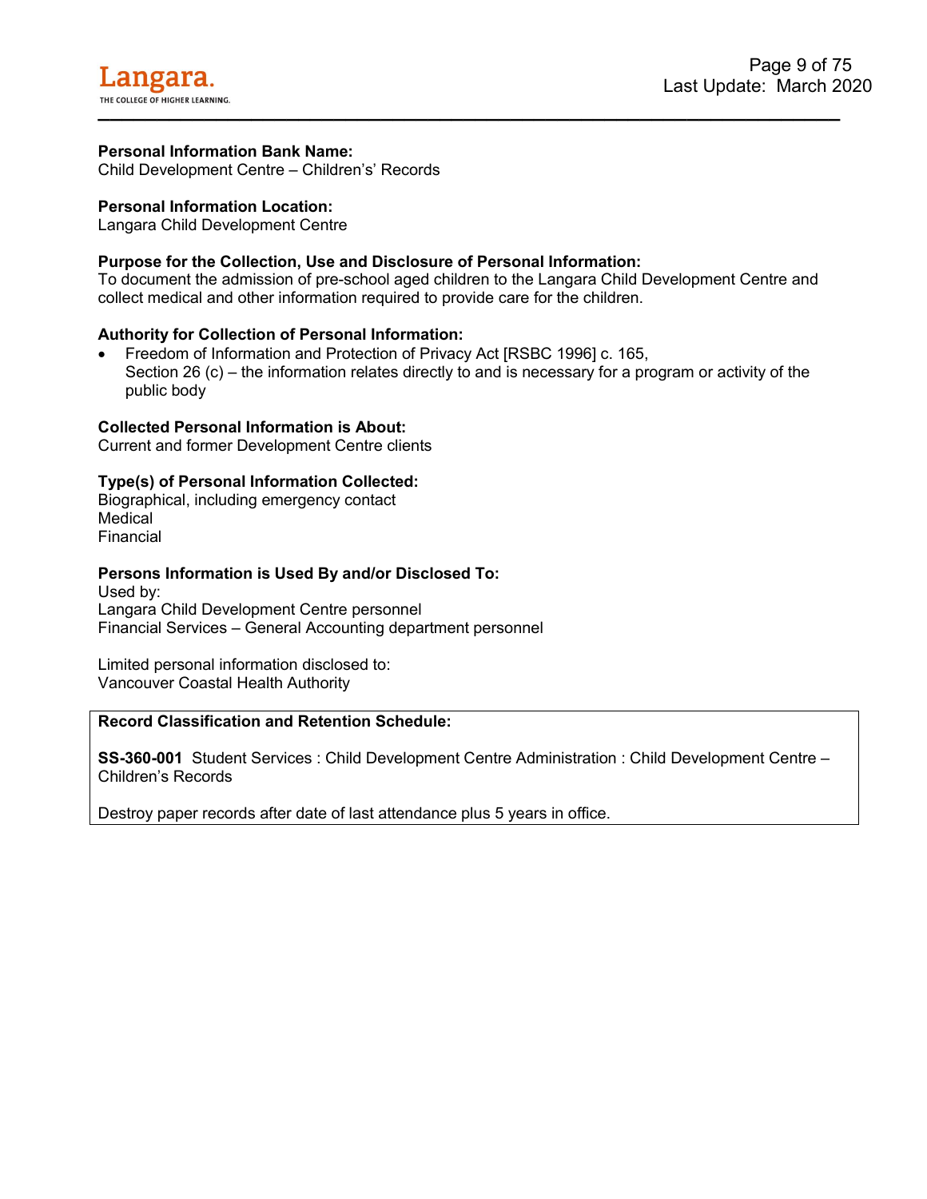**Personal Information Bank Name:**
Child Development Centre – Children's' Records

**Personal Information Location:**
Langara Child Development Centre

**Purpose for the Collection, Use and Disclosure of Personal Information:**
To document the admission of pre-school aged children to the Langara Child Development Centre and collect medical and other information required to provide care for the children.

**Authority for Collection of Personal Information:**

- Freedom of Information and Protection of Privacy Act [RSBC 1996] c. 165, Section 26 (c) – the information relates directly to and is necessary for a program or activity of the public body

**Collected Personal Information is About:**
Current and former Development Centre clients

**Type(s) of Personal Information Collected:**
Biographical, including emergency contact
Medical
Financial

**Persons Information is Used By and/or Disclosed To:**
Used by:
Langara Child Development Centre personnel
Financial Services – General Accounting department personnel

Limited personal information disclosed to:
Vancouver Coastal Health Authority

**Record Classification and Retention Schedule:**

**SS-360-001** Student Services : Child Development Centre Administration : Child Development Centre – Children's Records

Destroy paper records after date of last attendance plus 5 years in office.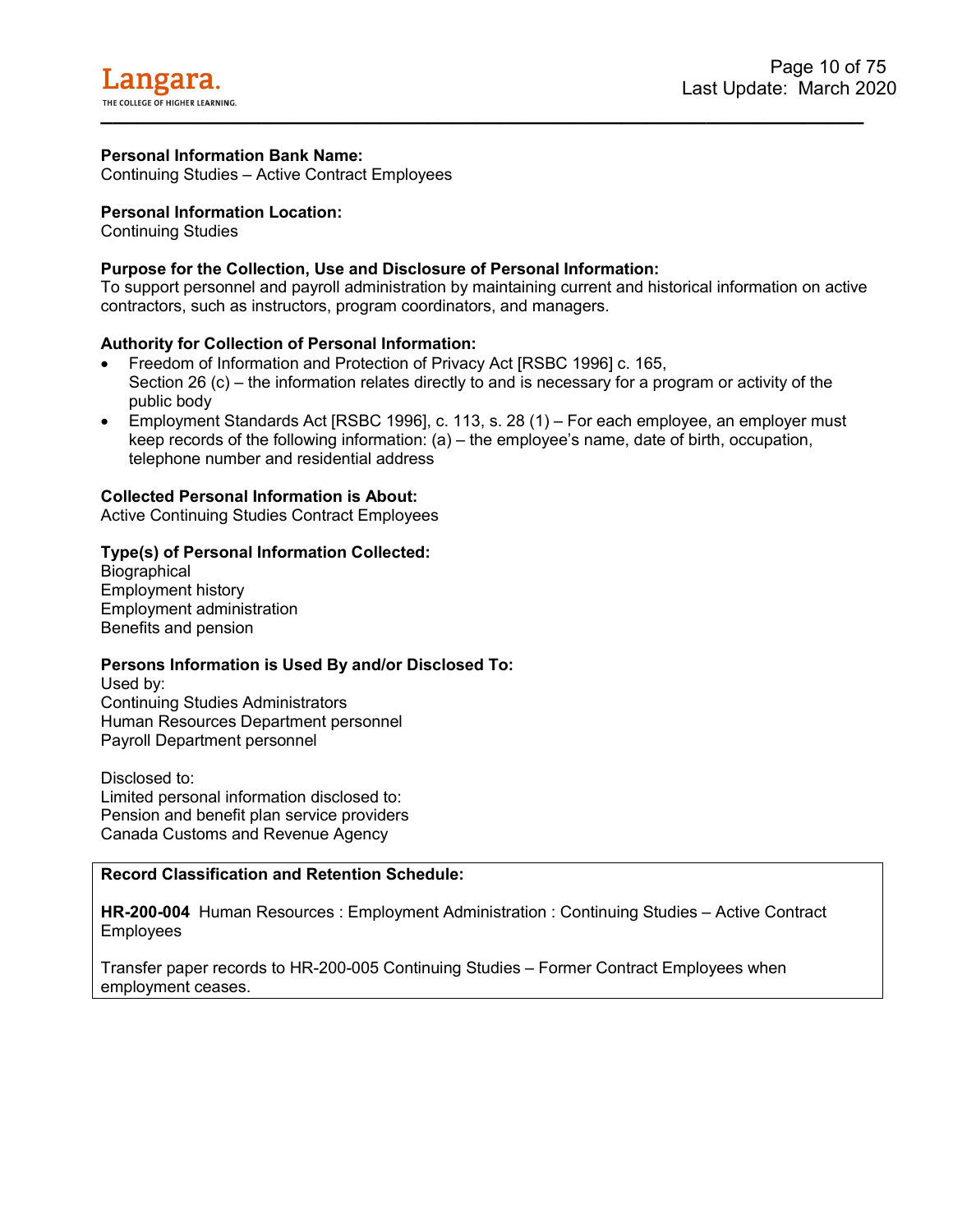**Personal Information Bank Name:**
Continuing Studies – Active Contract Employees

**Personal Information Location:**
Continuing Studies

**Purpose for the Collection, Use and Disclosure of Personal Information:**
To support personnel and payroll administration by maintaining current and historical information on active contractors, such as instructors, program coordinators, and managers.

**Authority for Collection of Personal Information:**

- Freedom of Information and Protection of Privacy Act [RSBC 1996] c. 165, Section 26 (c) – the information relates directly to and is necessary for a program or activity of the public body
- Employment Standards Act [RSBC 1996], c. 113, s. 28 (1) – For each employee, an employer must keep records of the following information: (a) – the employee's name, date of birth, occupation, telephone number and residential address

**Collected Personal Information is About:**
Active Continuing Studies Contract Employees

**Type(s) of Personal Information Collected:**
Biographical
Employment history
Employment administration
Benefits and pension

**Persons Information is Used By and/or Disclosed To:**
Used by:
Continuing Studies Administrators
Human Resources Department personnel
Payroll Department personnel

Disclosed to:
Limited personal information disclosed to:
Pension and benefit plan service providers
Canada Customs and Revenue Agency

**Record Classification and Retention Schedule:**

**HR-200-004** Human Resources : Employment Administration : Continuing Studies – Active Contract Employees

Transfer paper records to HR-200-005 Continuing Studies – Former Contract Employees when employment ceases.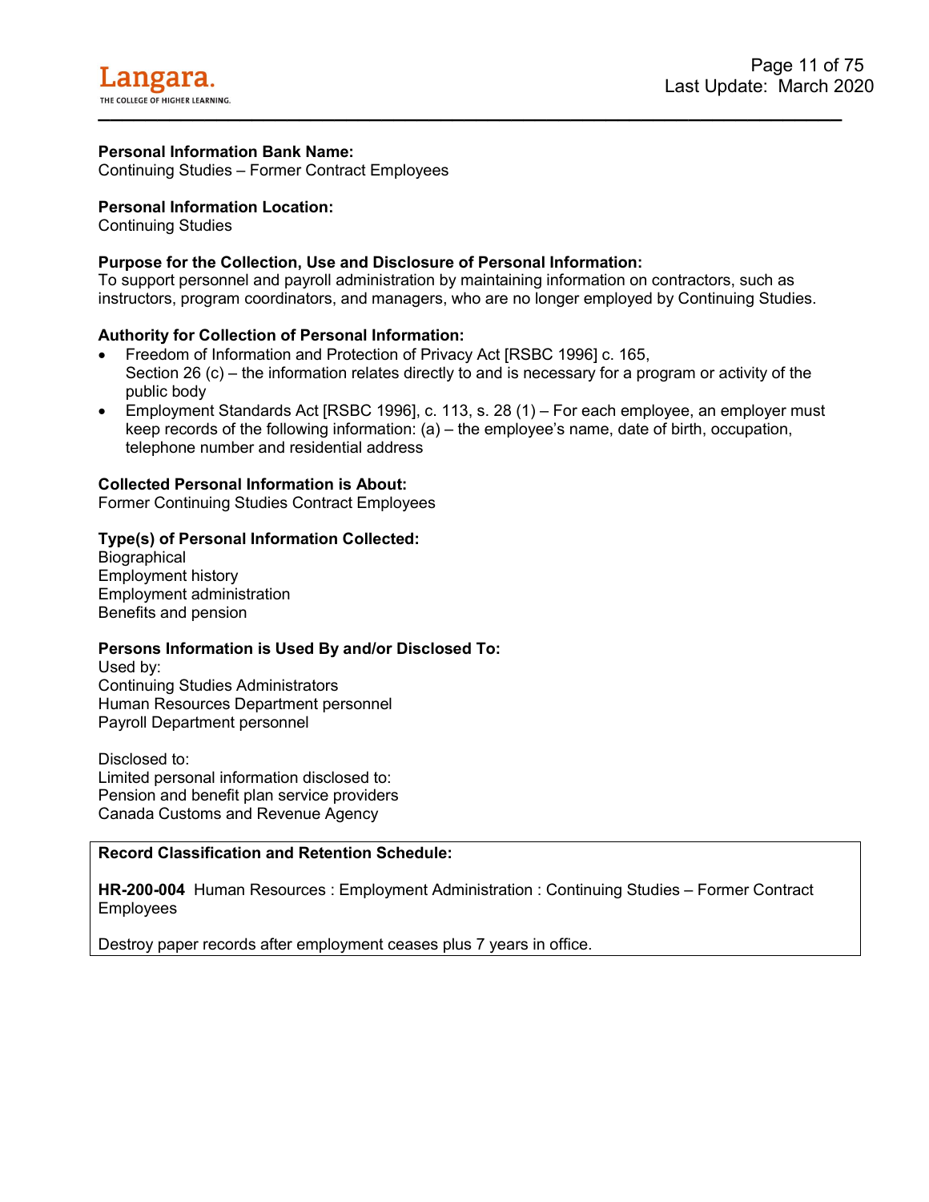**Personal Information Bank Name:**
Continuing Studies – Former Contract Employees

**Personal Information Location:**
Continuing Studies

**Purpose for the Collection, Use and Disclosure of Personal Information:**
To support personnel and payroll administration by maintaining information on contractors, such as instructors, program coordinators, and managers, who are no longer employed by Continuing Studies.

**Authority for Collection of Personal Information:**

- Freedom of Information and Protection of Privacy Act [RSBC 1996] c. 165, Section 26 (c) – the information relates directly to and is necessary for a program or activity of the public body
- Employment Standards Act [RSBC 1996], c. 113, s. 28 (1) – For each employee, an employer must keep records of the following information: (a) – the employee's name, date of birth, occupation, telephone number and residential address

**Collected Personal Information is About:**
Former Continuing Studies Contract Employees

**Type(s) of Personal Information Collected:**
Biographical
Employment history
Employment administration
Benefits and pension

**Persons Information is Used By and/or Disclosed To:**
Used by:
Continuing Studies Administrators
Human Resources Department personnel
Payroll Department personnel

Disclosed to:
Limited personal information disclosed to:
Pension and benefit plan service providers
Canada Customs and Revenue Agency

**Record Classification and Retention Schedule:**

**HR-200-004** Human Resources : Employment Administration : Continuing Studies – Former Contract Employees

Destroy paper records after employment ceases plus 7 years in office.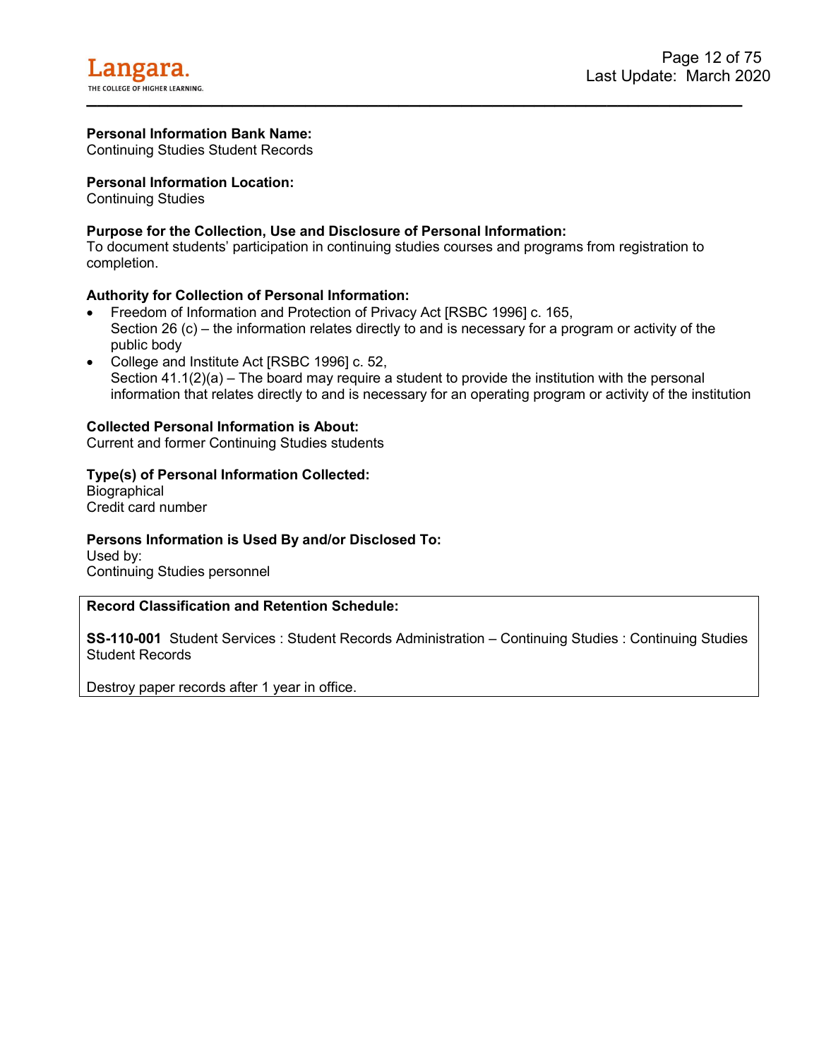**Personal Information Bank Name:**
Continuing Studies Student Records

**Personal Information Location:**
Continuing Studies

**Purpose for the Collection, Use and Disclosure of Personal Information:**
To document students' participation in continuing studies courses and programs from registration to completion.

**Authority for Collection of Personal Information:**

- Freedom of Information and Protection of Privacy Act [RSBC 1996] c. 165,
  Section 26 (c) – the information relates directly to and is necessary for a program or activity of the public body
- College and Institute Act [RSBC 1996] c. 52,
  Section 41.1(2)(a) – The board may require a student to provide the institution with the personal information that relates directly to and is necessary for an operating program or activity of the institution

**Collected Personal Information is About:**
Current and former Continuing Studies students

**Type(s) of Personal Information Collected:**
Biographical
Credit card number

**Persons Information is Used By and/or Disclosed To:**
Used by:
Continuing Studies personnel

**Record Classification and Retention Schedule:**

**SS-110-001** Student Services : Student Records Administration – Continuing Studies : Continuing Studies Student Records

Destroy paper records after 1 year in office.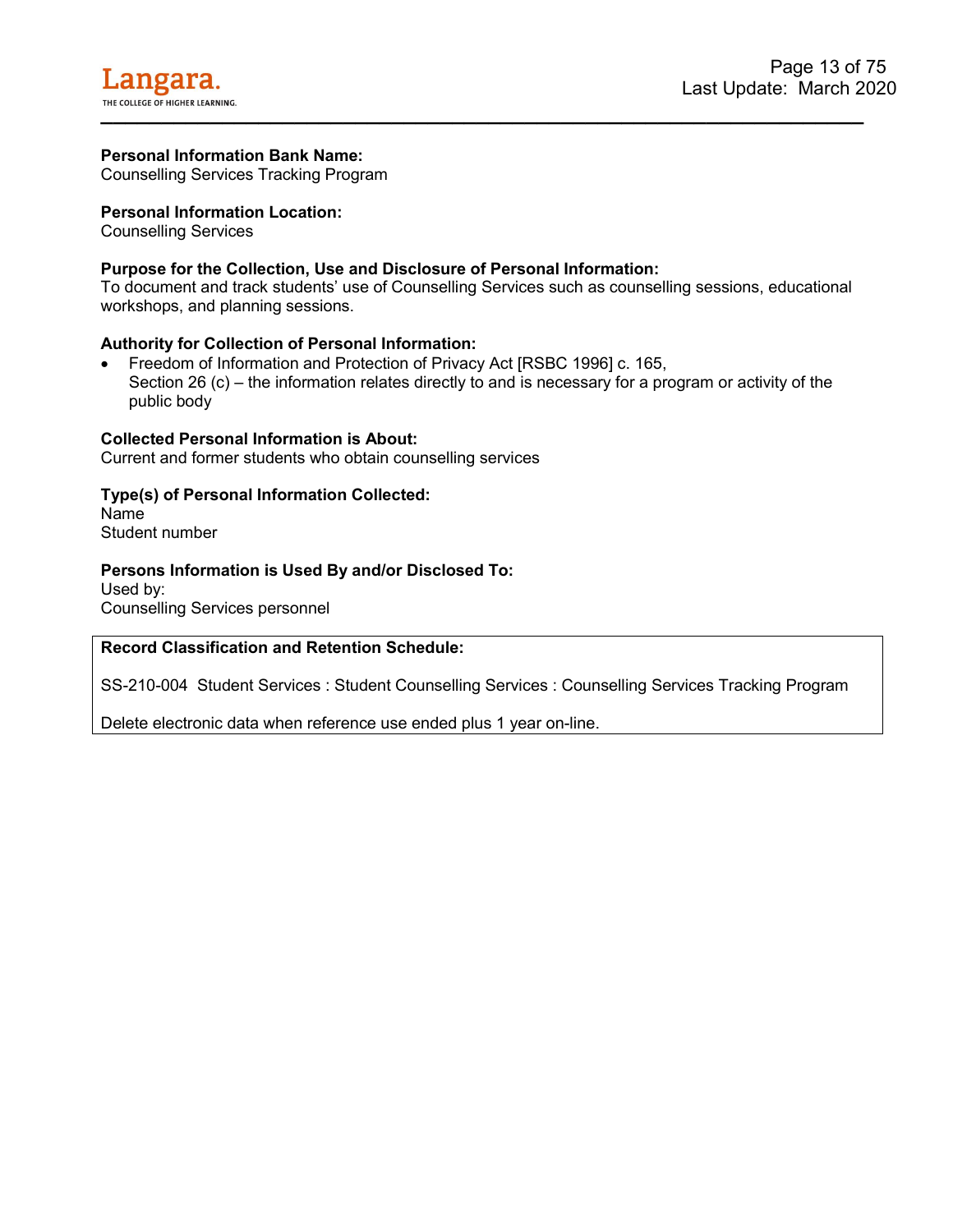**Personal Information Bank Name:**
Counselling Services Tracking Program

**Personal Information Location:**
Counselling Services

**Purpose for the Collection, Use and Disclosure of Personal Information:**
To document and track students' use of Counselling Services such as counselling sessions, educational workshops, and planning sessions.

**Authority for Collection of Personal Information:**

- Freedom of Information and Protection of Privacy Act [RSBC 1996] c. 165, Section 26 (c) – the information relates directly to and is necessary for a program or activity of the public body

**Collected Personal Information is About:**
Current and former students who obtain counselling services

**Type(s) of Personal Information Collected:**
Name
Student number

**Persons Information is Used By and/or Disclosed To:**
Used by:
Counselling Services personnel

**Record Classification and Retention Schedule:**

SS-210-004 Student Services : Student Counselling Services : Counselling Services Tracking Program

Delete electronic data when reference use ended plus 1 year on-line.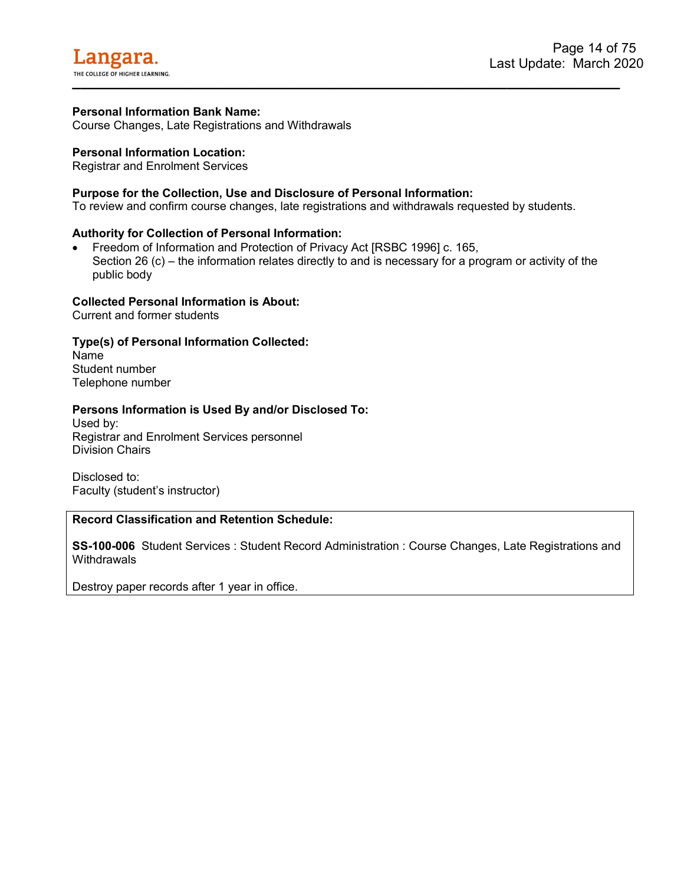**Personal Information Bank Name:**
Course Changes, Late Registrations and Withdrawals

**Personal Information Location:**
Registrar and Enrolment Services

**Purpose for the Collection, Use and Disclosure of Personal Information:**
To review and confirm course changes, late registrations and withdrawals requested by students.

**Authority for Collection of Personal Information:**

- Freedom of Information and Protection of Privacy Act [RSBC 1996] c. 165, Section 26 (c) – the information relates directly to and is necessary for a program or activity of the public body

**Collected Personal Information is About:**
Current and former students

**Type(s) of Personal Information Collected:**
Name
Student number
Telephone number

**Persons Information is Used By and/or Disclosed To:**
Used by:
Registrar and Enrolment Services personnel
Division Chairs

Disclosed to:
Faculty (student's instructor)

**Record Classification and Retention Schedule:**

**SS-100-006** Student Services : Student Record Administration : Course Changes, Late Registrations and Withdrawals

Destroy paper records after 1 year in office.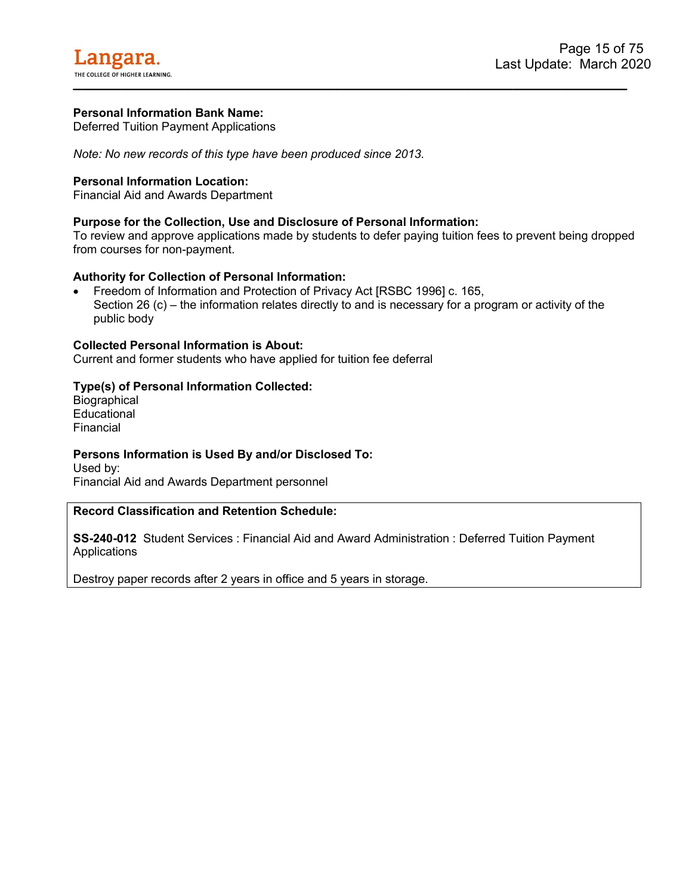**Personal Information Bank Name:**
Deferred Tuition Payment Applications

*Note: No new records of this type have been produced since 2013.*

**Personal Information Location:**
Financial Aid and Awards Department

**Purpose for the Collection, Use and Disclosure of Personal Information:**
To review and approve applications made by students to defer paying tuition fees to prevent being dropped from courses for non-payment.

**Authority for Collection of Personal Information:**

- Freedom of Information and Protection of Privacy Act [RSBC 1996] c. 165,
  Section 26 (c) – the information relates directly to and is necessary for a program or activity of the public body

**Collected Personal Information is About:**
Current and former students who have applied for tuition fee deferral

**Type(s) of Personal Information Collected:**
Biographical
Educational
Financial

**Persons Information is Used By and/or Disclosed To:**
Used by:
Financial Aid and Awards Department personnel

**Record Classification and Retention Schedule:**

**SS-240-012** Student Services : Financial Aid and Award Administration : Deferred Tuition Payment Applications

Destroy paper records after 2 years in office and 5 years in storage.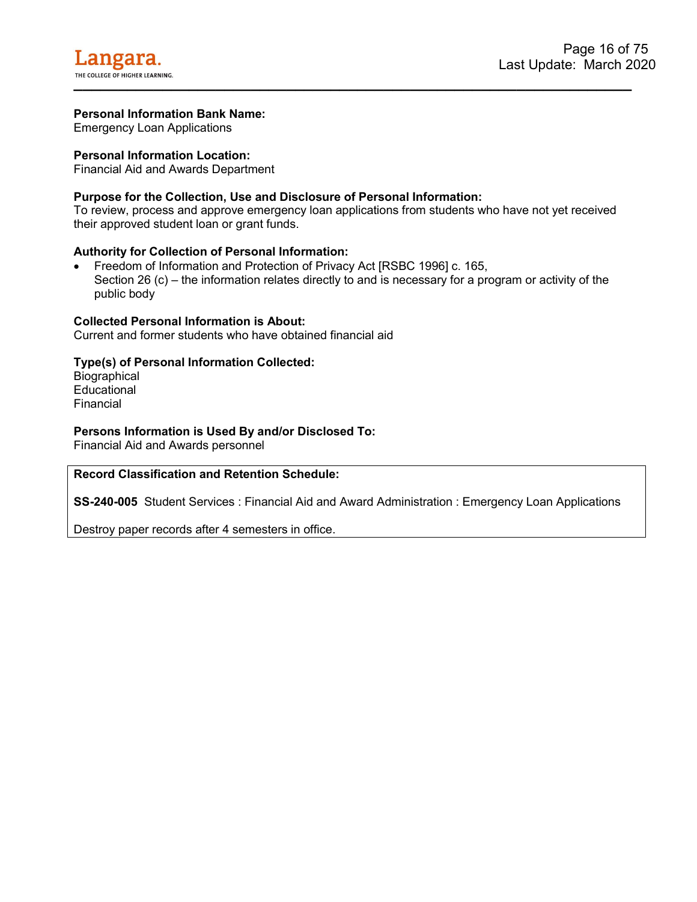**Personal Information Bank Name:**
Emergency Loan Applications

**Personal Information Location:**
Financial Aid and Awards Department

**Purpose for the Collection, Use and Disclosure of Personal Information:**
To review, process and approve emergency loan applications from students who have not yet received their approved student loan or grant funds.

**Authority for Collection of Personal Information:**

- Freedom of Information and Protection of Privacy Act [RSBC 1996] c. 165, Section 26 (c) – the information relates directly to and is necessary for a program or activity of the public body

**Collected Personal Information is About:**
Current and former students who have obtained financial aid

**Type(s) of Personal Information Collected:**
Biographical
Educational
Financial

**Persons Information is Used By and/or Disclosed To:**
Financial Aid and Awards personnel

**Record Classification and Retention Schedule:**

**SS-240-005** Student Services : Financial Aid and Award Administration : Emergency Loan Applications

Destroy paper records after 4 semesters in office.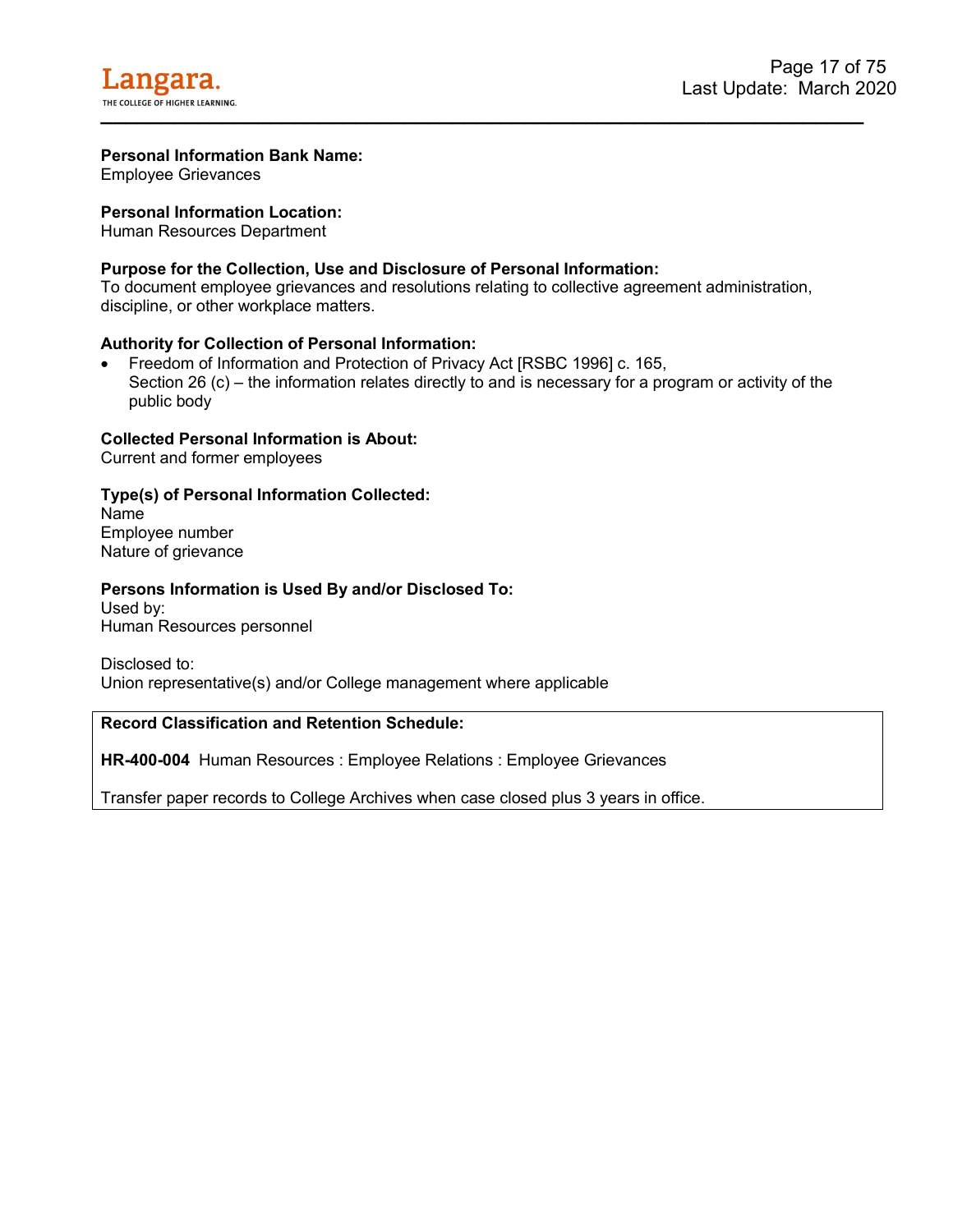**Personal Information Bank Name:**
Employee Grievances

**Personal Information Location:**
Human Resources Department

**Purpose for the Collection, Use and Disclosure of Personal Information:**
To document employee grievances and resolutions relating to collective agreement administration, discipline, or other workplace matters.

**Authority for Collection of Personal Information:**

- Freedom of Information and Protection of Privacy Act [RSBC 1996] c. 165,
  Section 26 (c) – the information relates directly to and is necessary for a program or activity of the public body

**Collected Personal Information is About:**
Current and former employees

**Type(s) of Personal Information Collected:**
Name
Employee number
Nature of grievance

**Persons Information is Used By and/or Disclosed To:**
Used by:
Human Resources personnel

Disclosed to:
Union representative(s) and/or College management where applicable

**Record Classification and Retention Schedule:**

**HR-400-004** Human Resources : Employee Relations : Employee Grievances

Transfer paper records to College Archives when case closed plus 3 years in office.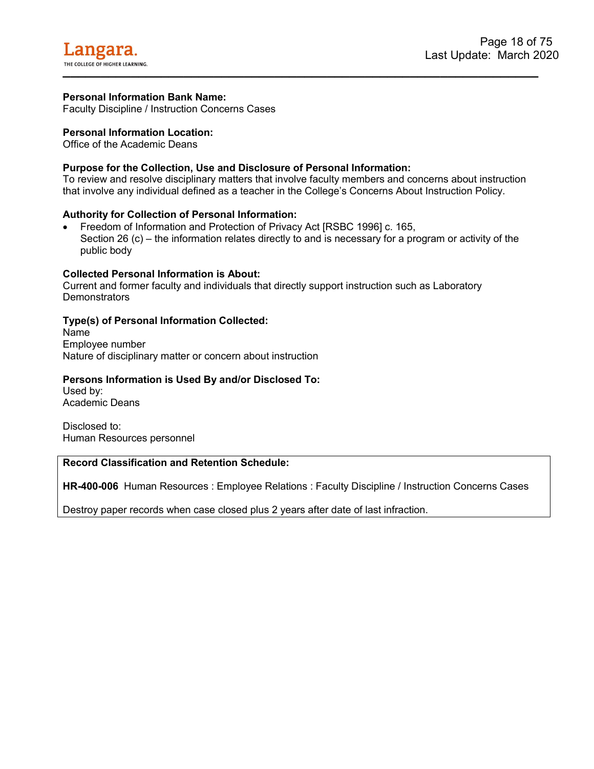**Personal Information Bank Name:**
Faculty Discipline / Instruction Concerns Cases

**Personal Information Location:**
Office of the Academic Deans

**Purpose for the Collection, Use and Disclosure of Personal Information:**
To review and resolve disciplinary matters that involve faculty members and concerns about instruction that involve any individual defined as a teacher in the College's Concerns About Instruction Policy.

**Authority for Collection of Personal Information:**

- Freedom of Information and Protection of Privacy Act [RSBC 1996] c. 165, Section 26 (c) – the information relates directly to and is necessary for a program or activity of the public body

**Collected Personal Information is About:**
Current and former faculty and individuals that directly support instruction such as Laboratory Demonstrators

**Type(s) of Personal Information Collected:**
Name
Employee number
Nature of disciplinary matter or concern about instruction

**Persons Information is Used By and/or Disclosed To:**
Used by:
Academic Deans

Disclosed to:
Human Resources personnel

**Record Classification and Retention Schedule:**

**HR-400-006** Human Resources : Employee Relations : Faculty Discipline / Instruction Concerns Cases

Destroy paper records when case closed plus 2 years after date of last infraction.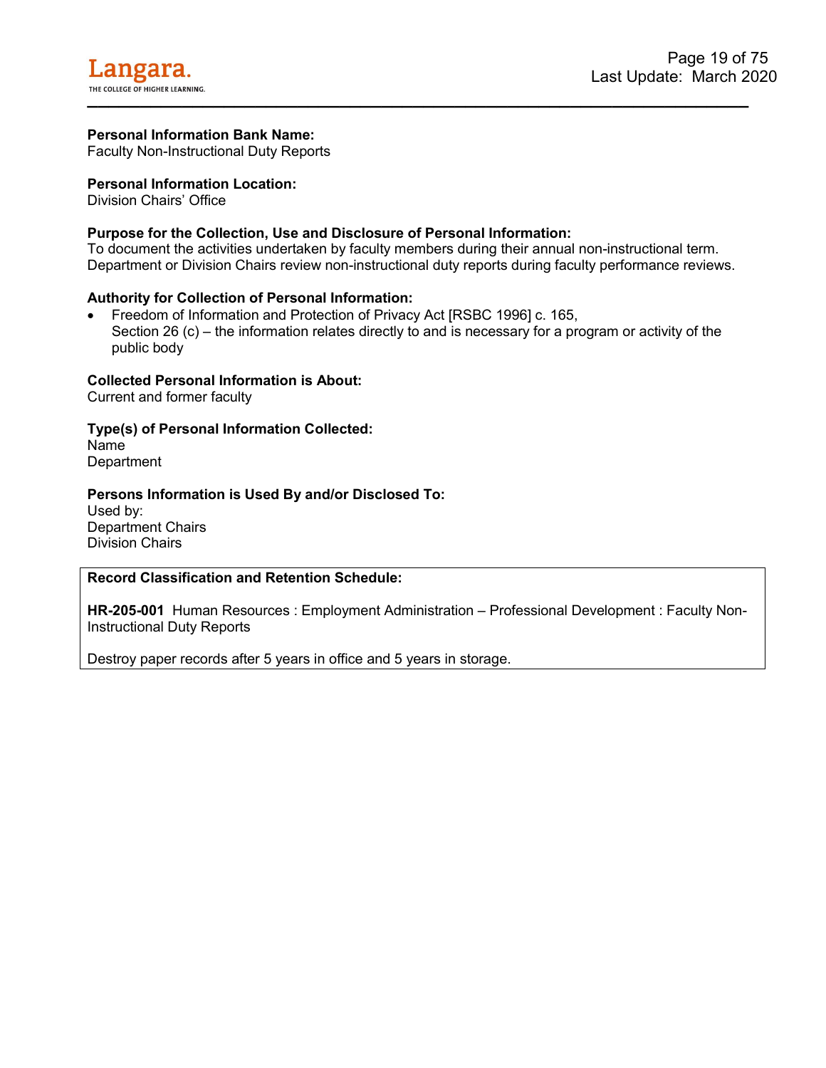**Personal Information Bank Name:**
Faculty Non-Instructional Duty Reports

**Personal Information Location:**
Division Chairs' Office

**Purpose for the Collection, Use and Disclosure of Personal Information:**
To document the activities undertaken by faculty members during their annual non-instructional term. Department or Division Chairs review non-instructional duty reports during faculty performance reviews.

**Authority for Collection of Personal Information:**

- Freedom of Information and Protection of Privacy Act [RSBC 1996] c. 165, Section 26 (c) – the information relates directly to and is necessary for a program or activity of the public body

**Collected Personal Information is About:**
Current and former faculty

**Type(s) of Personal Information Collected:**
Name
Department

**Persons Information is Used By and/or Disclosed To:**
Used by:
Department Chairs
Division Chairs

**Record Classification and Retention Schedule:**

**HR-205-001** Human Resources : Employment Administration – Professional Development : Faculty Non-Instructional Duty Reports

Destroy paper records after 5 years in office and 5 years in storage.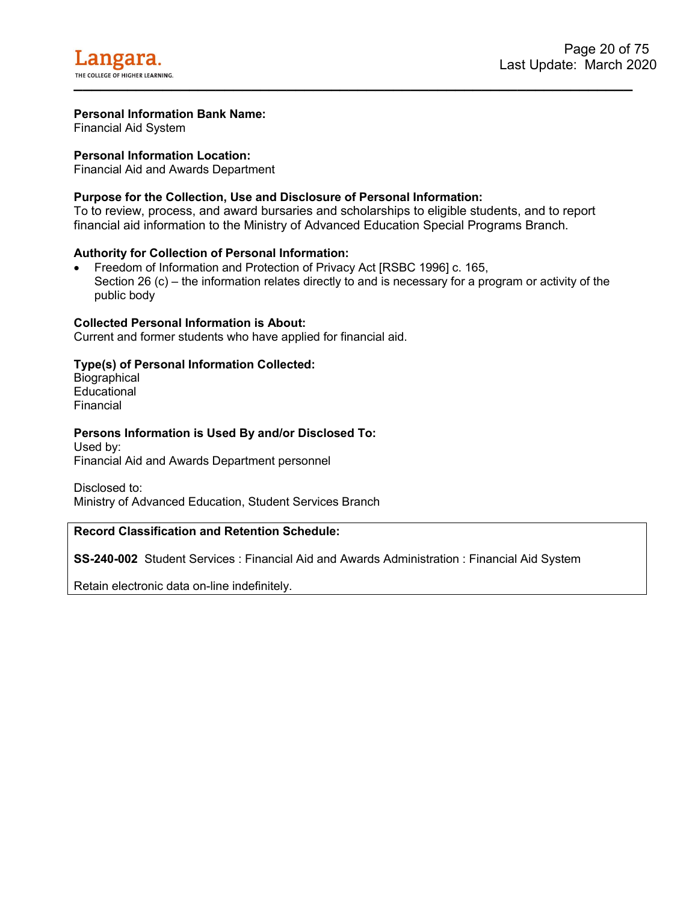**Personal Information Bank Name:**
Financial Aid System

**Personal Information Location:**
Financial Aid and Awards Department

**Purpose for the Collection, Use and Disclosure of Personal Information:**
To to review, process, and award bursaries and scholarships to eligible students, and to report financial aid information to the Ministry of Advanced Education Special Programs Branch.

**Authority for Collection of Personal Information:**

- Freedom of Information and Protection of Privacy Act [RSBC 1996] c. 165,
  Section 26 (c) – the information relates directly to and is necessary for a program or activity of the public body

**Collected Personal Information is About:**
Current and former students who have applied for financial aid.

**Type(s) of Personal Information Collected:**
Biographical
Educational
Financial

**Persons Information is Used By and/or Disclosed To:**
Used by:
Financial Aid and Awards Department personnel

Disclosed to:
Ministry of Advanced Education, Student Services Branch

**Record Classification and Retention Schedule:**

**SS-240-002** Student Services : Financial Aid and Awards Administration : Financial Aid System

Retain electronic data on-line indefinitely.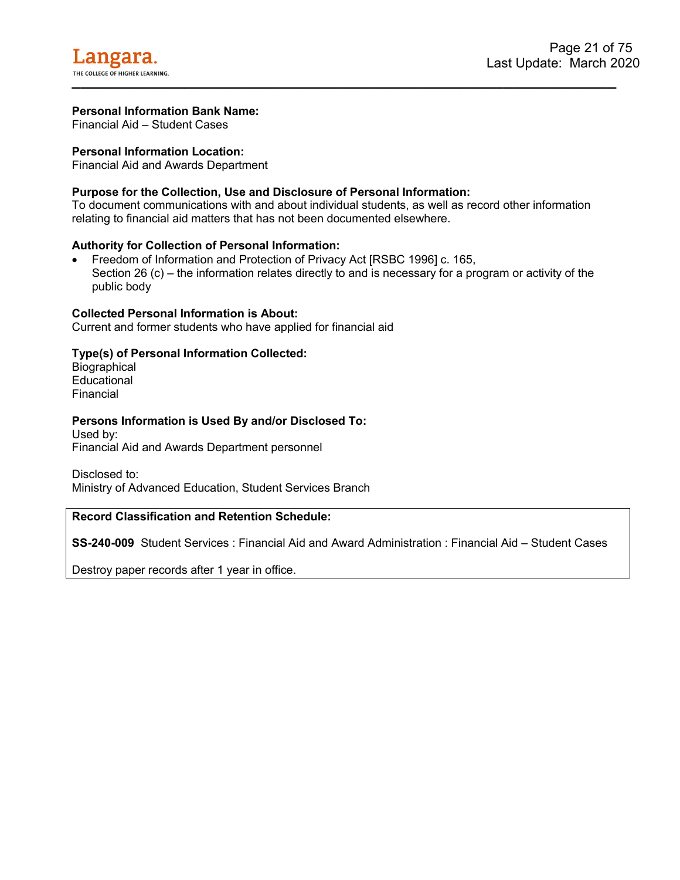**Personal Information Bank Name:**
Financial Aid – Student Cases

**Personal Information Location:**
Financial Aid and Awards Department

**Purpose for the Collection, Use and Disclosure of Personal Information:**
To document communications with and about individual students, as well as record other information relating to financial aid matters that has not been documented elsewhere.

**Authority for Collection of Personal Information:**

- Freedom of Information and Protection of Privacy Act [RSBC 1996] c. 165, Section 26 (c) – the information relates directly to and is necessary for a program or activity of the public body

**Collected Personal Information is About:**
Current and former students who have applied for financial aid

**Type(s) of Personal Information Collected:**
Biographical
Educational
Financial

**Persons Information is Used By and/or Disclosed To:**
Used by:
Financial Aid and Awards Department personnel

Disclosed to:
Ministry of Advanced Education, Student Services Branch

**Record Classification and Retention Schedule:**

**SS-240-009** Student Services : Financial Aid and Award Administration : Financial Aid – Student Cases

Destroy paper records after 1 year in office.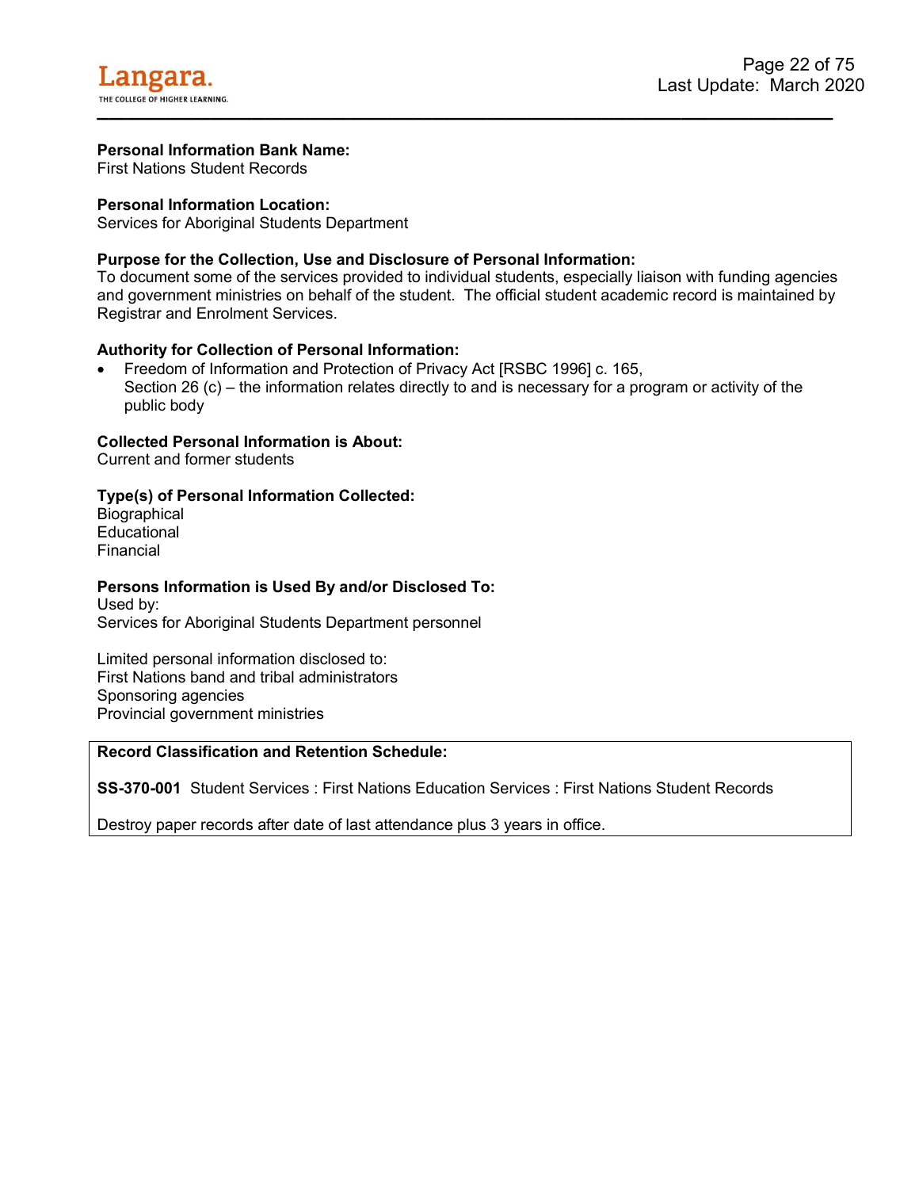**Personal Information Bank Name:**
First Nations Student Records

**Personal Information Location:**
Services for Aboriginal Students Department

**Purpose for the Collection, Use and Disclosure of Personal Information:**
To document some of the services provided to individual students, especially liaison with funding agencies and government ministries on behalf of the student. The official student academic record is maintained by Registrar and Enrolment Services.

**Authority for Collection of Personal Information:**

- Freedom of Information and Protection of Privacy Act [RSBC 1996] c. 165, Section 26 (c) – the information relates directly to and is necessary for a program or activity of the public body

**Collected Personal Information is About:**
Current and former students

**Type(s) of Personal Information Collected:**
Biographical
Educational
Financial

**Persons Information is Used By and/or Disclosed To:**
Used by:
Services for Aboriginal Students Department personnel

Limited personal information disclosed to:
First Nations band and tribal administrators
Sponsoring agencies
Provincial government ministries

**Record Classification and Retention Schedule:**

**SS-370-001** Student Services : First Nations Education Services : First Nations Student Records

Destroy paper records after date of last attendance plus 3 years in office.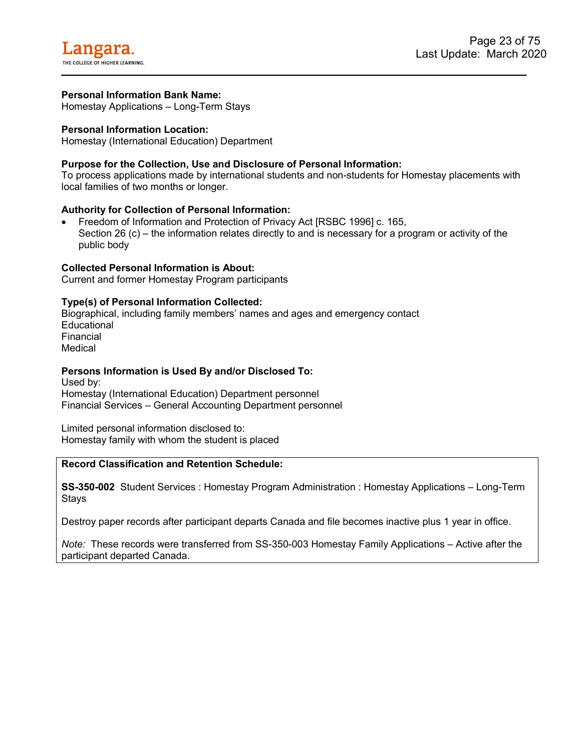**Personal Information Bank Name:**
Homestay Applications – Long-Term Stays

**Personal Information Location:**
Homestay (International Education) Department

**Purpose for the Collection, Use and Disclosure of Personal Information:**
To process applications made by international students and non-students for Homestay placements with local families of two months or longer.

**Authority for Collection of Personal Information:**

- Freedom of Information and Protection of Privacy Act [RSBC 1996] c. 165, Section 26 (c) – the information relates directly to and is necessary for a program or activity of the public body

**Collected Personal Information is About:**
Current and former Homestay Program participants

**Type(s) of Personal Information Collected:**
Biographical, including family members' names and ages and emergency contact
Educational
Financial
Medical

**Persons Information is Used By and/or Disclosed To:**
Used by:
Homestay (International Education) Department personnel
Financial Services – General Accounting Department personnel

Limited personal information disclosed to:
Homestay family with whom the student is placed

**Record Classification and Retention Schedule:**

**SS-350-002** Student Services : Homestay Program Administration : Homestay Applications – Long-Term Stays

Destroy paper records after participant departs Canada and file becomes inactive plus 1 year in office.

*Note:* These records were transferred from SS-350-003 Homestay Family Applications – Active after the participant departed Canada.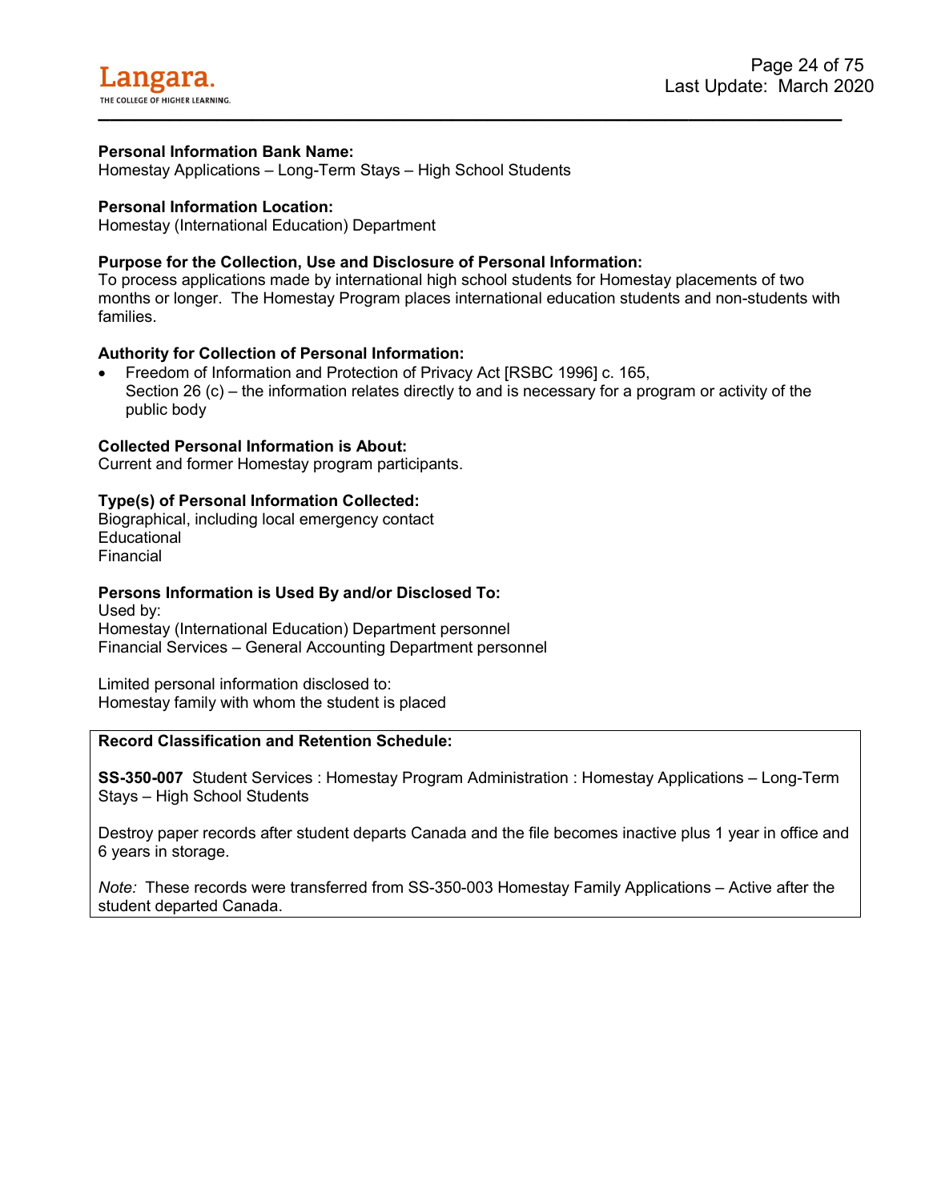**Personal Information Bank Name:**
Homestay Applications – Long-Term Stays – High School Students

**Personal Information Location:**
Homestay (International Education) Department

**Purpose for the Collection, Use and Disclosure of Personal Information:**
To process applications made by international high school students for Homestay placements of two months or longer. The Homestay Program places international education students and non-students with families.

**Authority for Collection of Personal Information:**

- Freedom of Information and Protection of Privacy Act [RSBC 1996] c. 165, Section 26 (c) – the information relates directly to and is necessary for a program or activity of the public body

**Collected Personal Information is About:**
Current and former Homestay program participants.

**Type(s) of Personal Information Collected:**
Biographical, including local emergency contact
Educational
Financial

**Persons Information is Used By and/or Disclosed To:**
Used by:
Homestay (International Education) Department personnel
Financial Services – General Accounting Department personnel

Limited personal information disclosed to:
Homestay family with whom the student is placed

**Record Classification and Retention Schedule:**

**SS-350-007** Student Services : Homestay Program Administration : Homestay Applications – Long-Term Stays – High School Students

Destroy paper records after student departs Canada and the file becomes inactive plus 1 year in office and 6 years in storage.

*Note:* These records were transferred from SS-350-003 Homestay Family Applications – Active after the student departed Canada.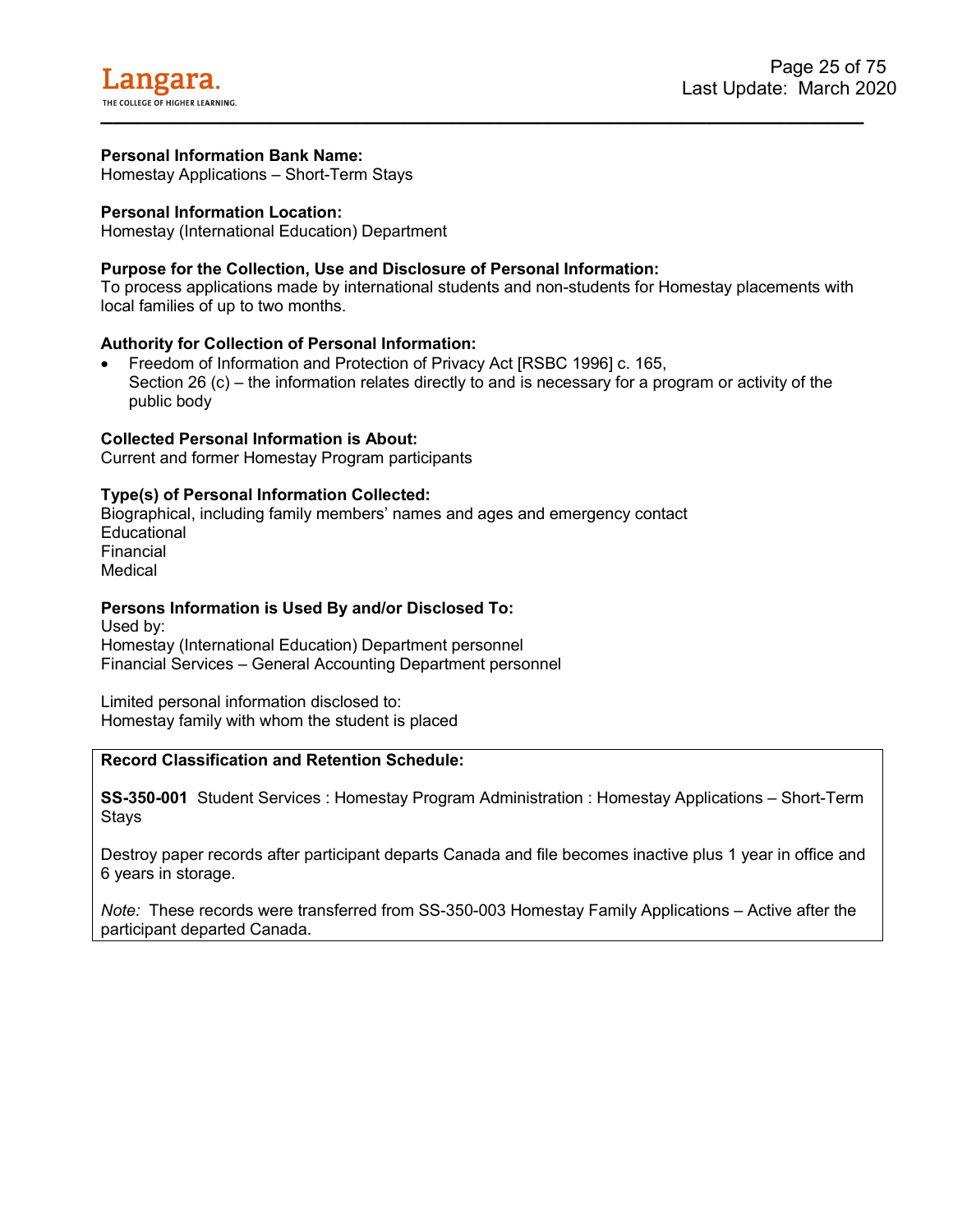**Personal Information Bank Name:**
Homestay Applications – Short-Term Stays

**Personal Information Location:**
Homestay (International Education) Department

**Purpose for the Collection, Use and Disclosure of Personal Information:**
To process applications made by international students and non-students for Homestay placements with local families of up to two months.

**Authority for Collection of Personal Information:**

- Freedom of Information and Protection of Privacy Act [RSBC 1996] c. 165,
  Section 26 (c) – the information relates directly to and is necessary for a program or activity of the public body

**Collected Personal Information is About:**
Current and former Homestay Program participants

**Type(s) of Personal Information Collected:**
Biographical, including family members' names and ages and emergency contact
Educational
Financial
Medical

**Persons Information is Used By and/or Disclosed To:**
Used by:
Homestay (International Education) Department personnel
Financial Services – General Accounting Department personnel

Limited personal information disclosed to:
Homestay family with whom the student is placed

**Record Classification and Retention Schedule:**

**SS-350-001** Student Services : Homestay Program Administration : Homestay Applications – Short-Term Stays

Destroy paper records after participant departs Canada and file becomes inactive plus 1 year in office and 6 years in storage.

*Note:* These records were transferred from SS-350-003 Homestay Family Applications – Active after the participant departed Canada.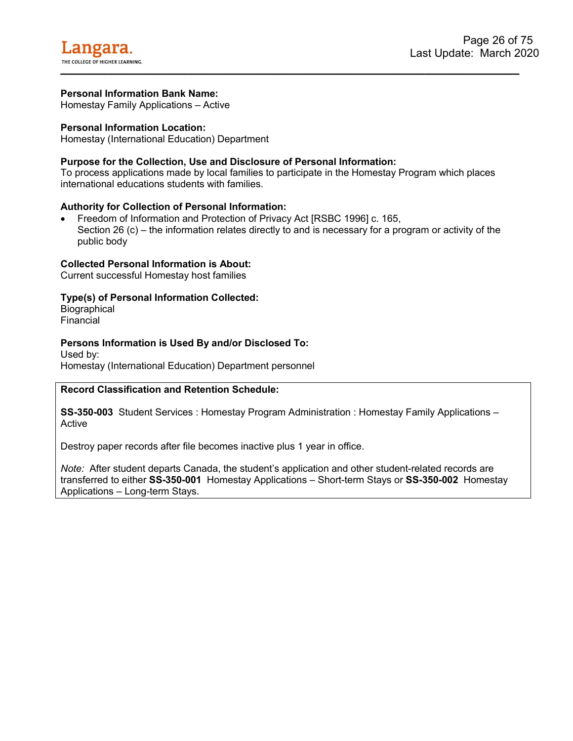**Personal Information Bank Name:**
Homestay Family Applications – Active

**Personal Information Location:**
Homestay (International Education) Department

**Purpose for the Collection, Use and Disclosure of Personal Information:**
To process applications made by local families to participate in the Homestay Program which places international educations students with families.

**Authority for Collection of Personal Information:**

- Freedom of Information and Protection of Privacy Act [RSBC 1996] c. 165, Section 26 (c) – the information relates directly to and is necessary for a program or activity of the public body

**Collected Personal Information is About:**
Current successful Homestay host families

**Type(s) of Personal Information Collected:**
Biographical
Financial

**Persons Information is Used By and/or Disclosed To:**
Used by:
Homestay (International Education) Department personnel

**Record Classification and Retention Schedule:**

**SS-350-003** Student Services : Homestay Program Administration : Homestay Family Applications – Active

Destroy paper records after file becomes inactive plus 1 year in office.

*Note:* After student departs Canada, the student's application and other student-related records are transferred to either **SS-350-001** Homestay Applications – Short-term Stays or **SS-350-002** Homestay Applications – Long-term Stays.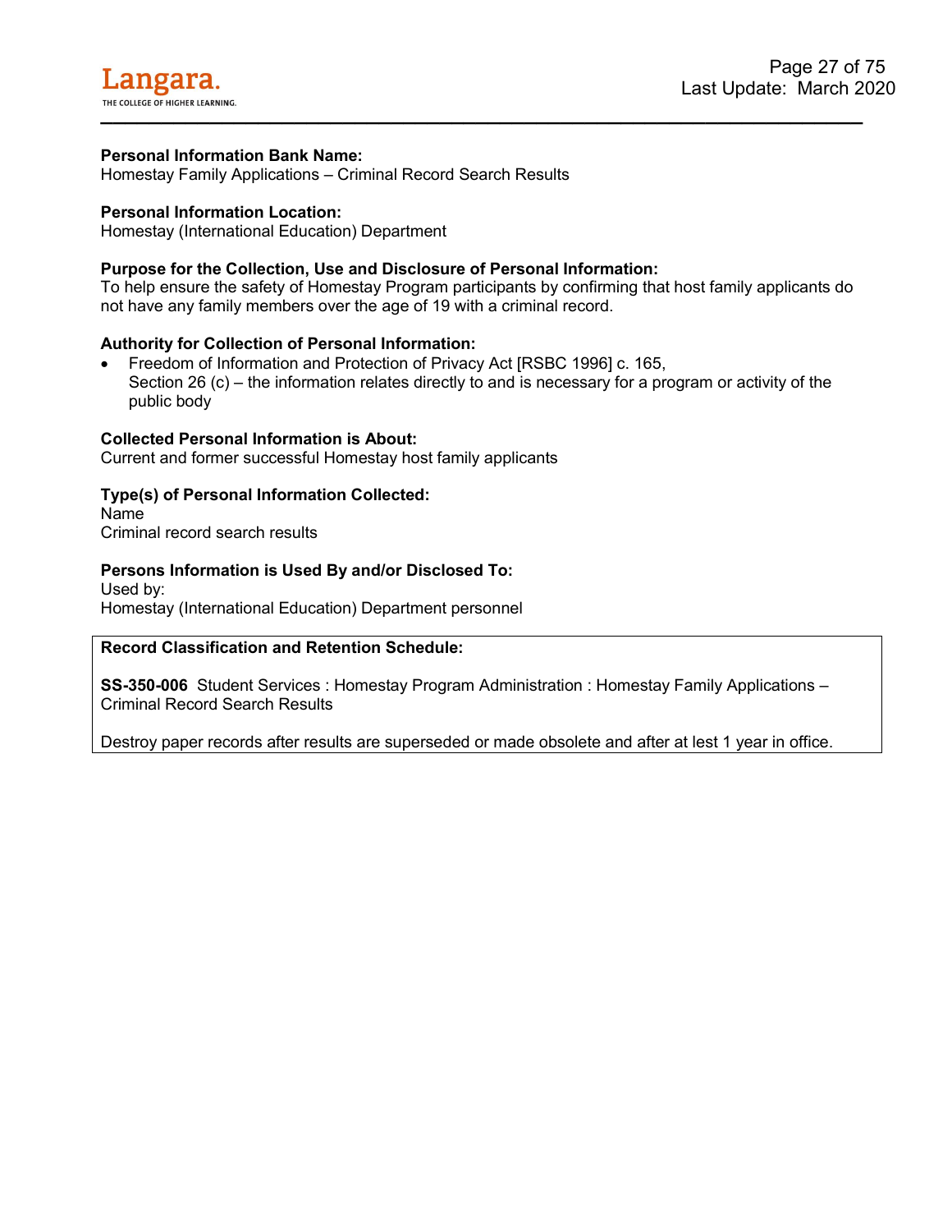**Personal Information Bank Name:**
Homestay Family Applications – Criminal Record Search Results

**Personal Information Location:**
Homestay (International Education) Department

**Purpose for the Collection, Use and Disclosure of Personal Information:**
To help ensure the safety of Homestay Program participants by confirming that host family applicants do not have any family members over the age of 19 with a criminal record.

**Authority for Collection of Personal Information:**

- Freedom of Information and Protection of Privacy Act [RSBC 1996] c. 165, Section 26 (c) – the information relates directly to and is necessary for a program or activity of the public body

**Collected Personal Information is About:**
Current and former successful Homestay host family applicants

**Type(s) of Personal Information Collected:**
Name
Criminal record search results

**Persons Information is Used By and/or Disclosed To:**
Used by:
Homestay (International Education) Department personnel

**Record Classification and Retention Schedule:**

**SS-350-006** Student Services : Homestay Program Administration : Homestay Family Applications – Criminal Record Search Results

Destroy paper records after results are superseded or made obsolete and after at lest 1 year in office.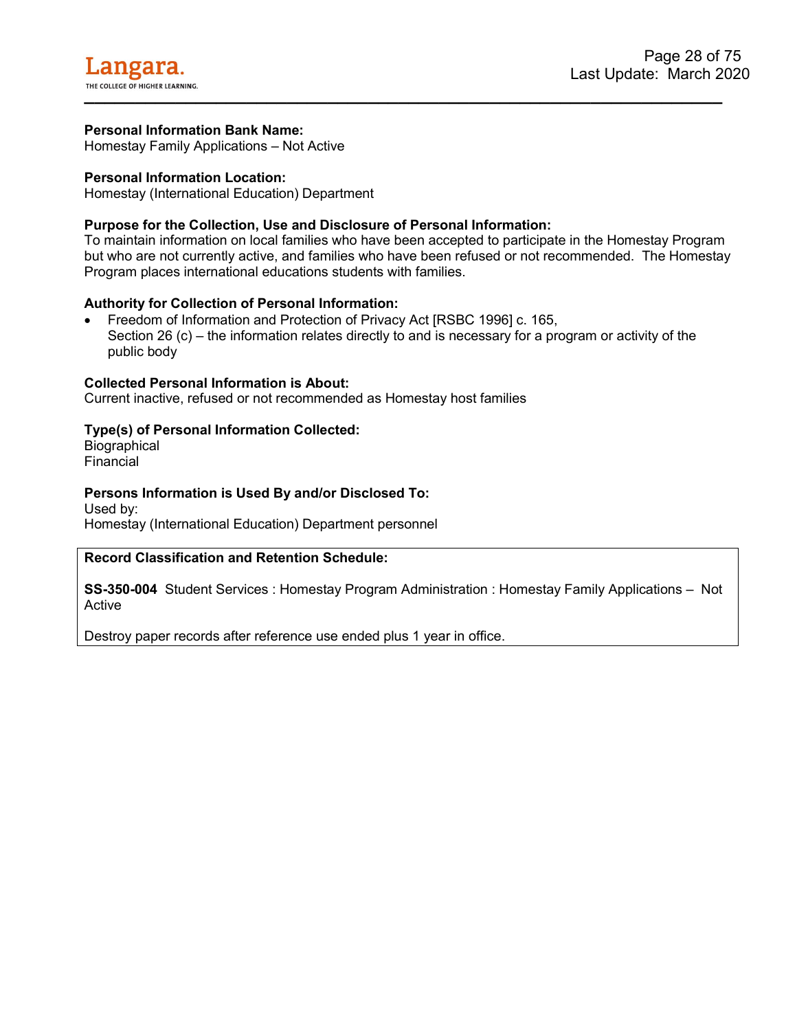**Personal Information Bank Name:**
Homestay Family Applications – Not Active

**Personal Information Location:**
Homestay (International Education) Department

**Purpose for the Collection, Use and Disclosure of Personal Information:**
To maintain information on local families who have been accepted to participate in the Homestay Program but who are not currently active, and families who have been refused or not recommended. The Homestay Program places international educations students with families.

**Authority for Collection of Personal Information:**

- Freedom of Information and Protection of Privacy Act [RSBC 1996] c. 165, Section 26 (c) – the information relates directly to and is necessary for a program or activity of the public body

**Collected Personal Information is About:**
Current inactive, refused or not recommended as Homestay host families

**Type(s) of Personal Information Collected:**
Biographical
Financial

**Persons Information is Used By and/or Disclosed To:**
Used by:
Homestay (International Education) Department personnel

**Record Classification and Retention Schedule:**

**SS-350-004** Student Services : Homestay Program Administration : Homestay Family Applications – Not Active

Destroy paper records after reference use ended plus 1 year in office.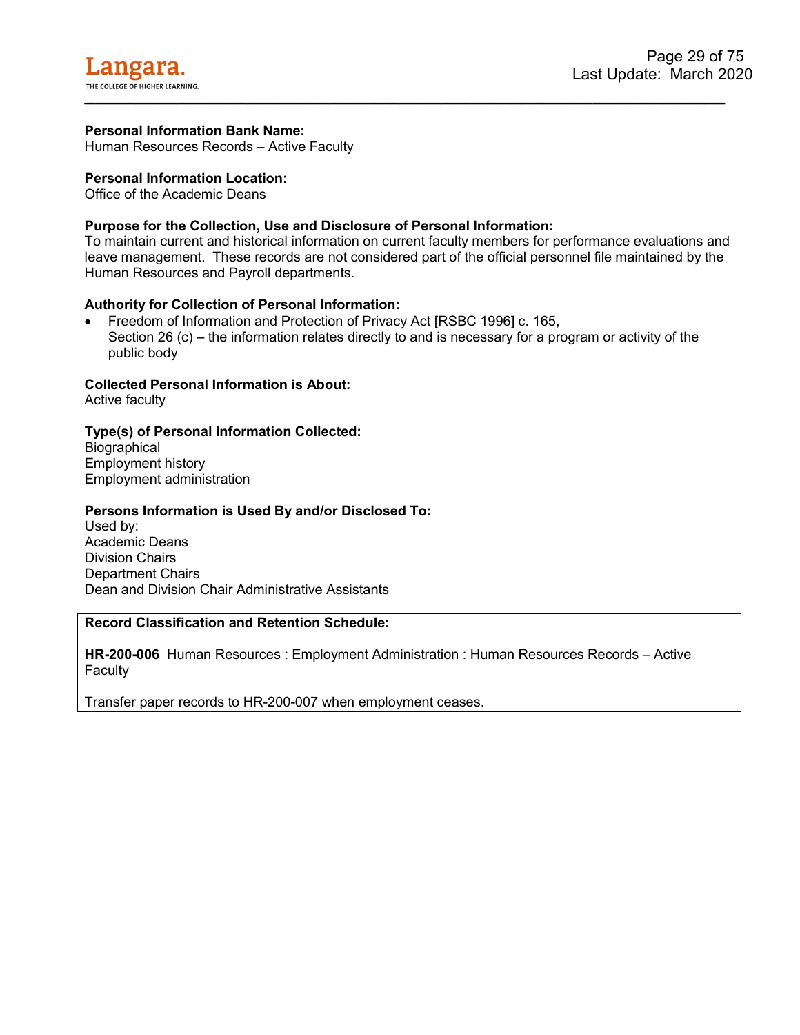**Personal Information Bank Name:**
Human Resources Records – Active Faculty

**Personal Information Location:**
Office of the Academic Deans

**Purpose for the Collection, Use and Disclosure of Personal Information:**
To maintain current and historical information on current faculty members for performance evaluations and leave management. These records are not considered part of the official personnel file maintained by the Human Resources and Payroll departments.

**Authority for Collection of Personal Information:**

- Freedom of Information and Protection of Privacy Act [RSBC 1996] c. 165,
  Section 26 (c) – the information relates directly to and is necessary for a program or activity of the public body

**Collected Personal Information is About:**
Active faculty

**Type(s) of Personal Information Collected:**
Biographical
Employment history
Employment administration

**Persons Information is Used By and/or Disclosed To:**
Used by:
Academic Deans
Division Chairs
Department Chairs
Dean and Division Chair Administrative Assistants

**Record Classification and Retention Schedule:**

**HR-200-006** Human Resources : Employment Administration : Human Resources Records – Active Faculty

Transfer paper records to HR-200-007 when employment ceases.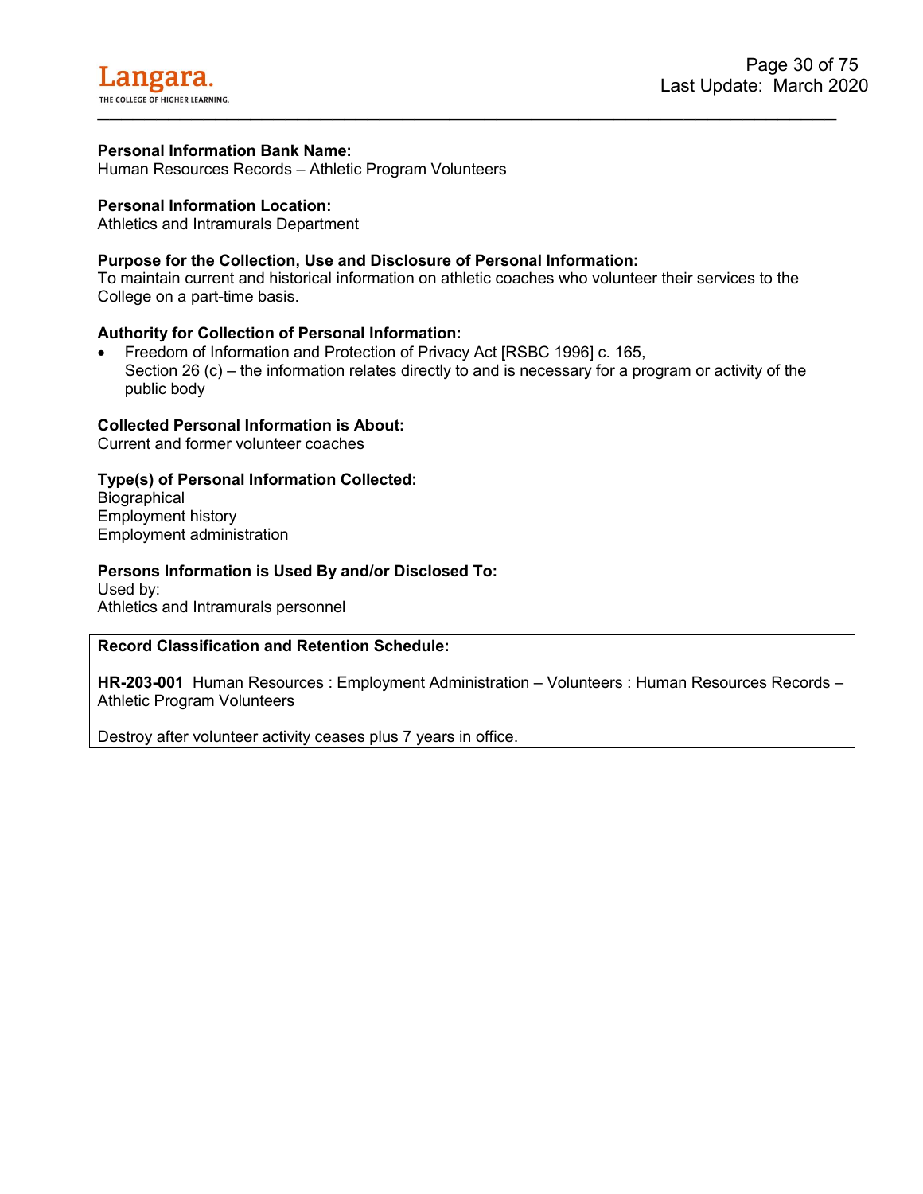**Personal Information Bank Name:**
Human Resources Records – Athletic Program Volunteers

**Personal Information Location:**
Athletics and Intramurals Department

**Purpose for the Collection, Use and Disclosure of Personal Information:**
To maintain current and historical information on athletic coaches who volunteer their services to the College on a part-time basis.

**Authority for Collection of Personal Information:**

- Freedom of Information and Protection of Privacy Act [RSBC 1996] c. 165, Section 26 (c) – the information relates directly to and is necessary for a program or activity of the public body

**Collected Personal Information is About:**
Current and former volunteer coaches

**Type(s) of Personal Information Collected:**
Biographical
Employment history
Employment administration

**Persons Information is Used By and/or Disclosed To:**
Used by:
Athletics and Intramurals personnel

**Record Classification and Retention Schedule:**

**HR-203-001** Human Resources : Employment Administration – Volunteers : Human Resources Records – Athletic Program Volunteers

Destroy after volunteer activity ceases plus 7 years in office.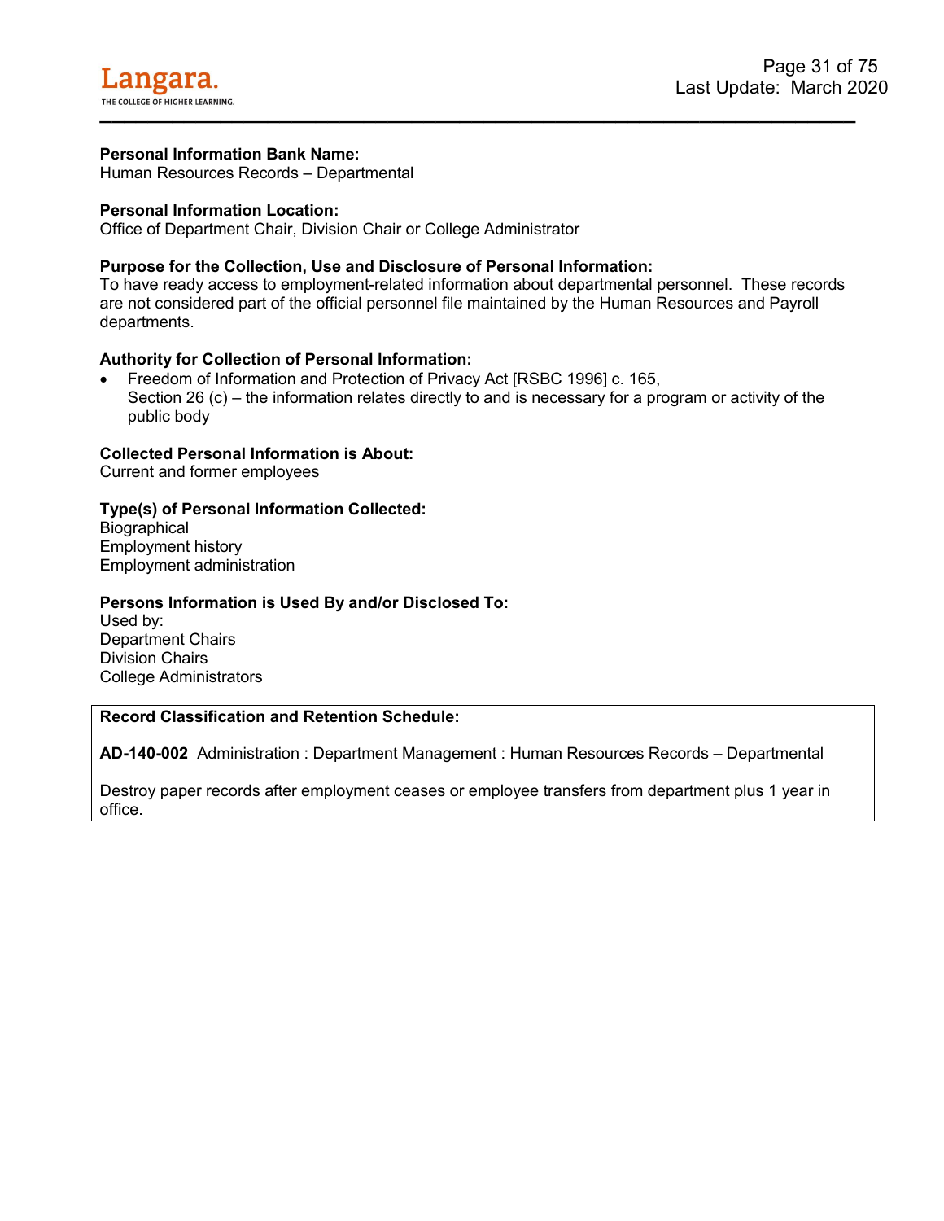**Personal Information Bank Name:**
Human Resources Records – Departmental

**Personal Information Location:**
Office of Department Chair, Division Chair or College Administrator

**Purpose for the Collection, Use and Disclosure of Personal Information:**
To have ready access to employment-related information about departmental personnel. These records are not considered part of the official personnel file maintained by the Human Resources and Payroll departments.

**Authority for Collection of Personal Information:**

- Freedom of Information and Protection of Privacy Act [RSBC 1996] c. 165, Section 26 (c) – the information relates directly to and is necessary for a program or activity of the public body

**Collected Personal Information is About:**
Current and former employees

**Type(s) of Personal Information Collected:**
Biographical
Employment history
Employment administration

**Persons Information is Used By and/or Disclosed To:**
Used by:
Department Chairs
Division Chairs
College Administrators

**Record Classification and Retention Schedule:**

**AD-140-002** Administration : Department Management : Human Resources Records – Departmental

Destroy paper records after employment ceases or employee transfers from department plus 1 year in office.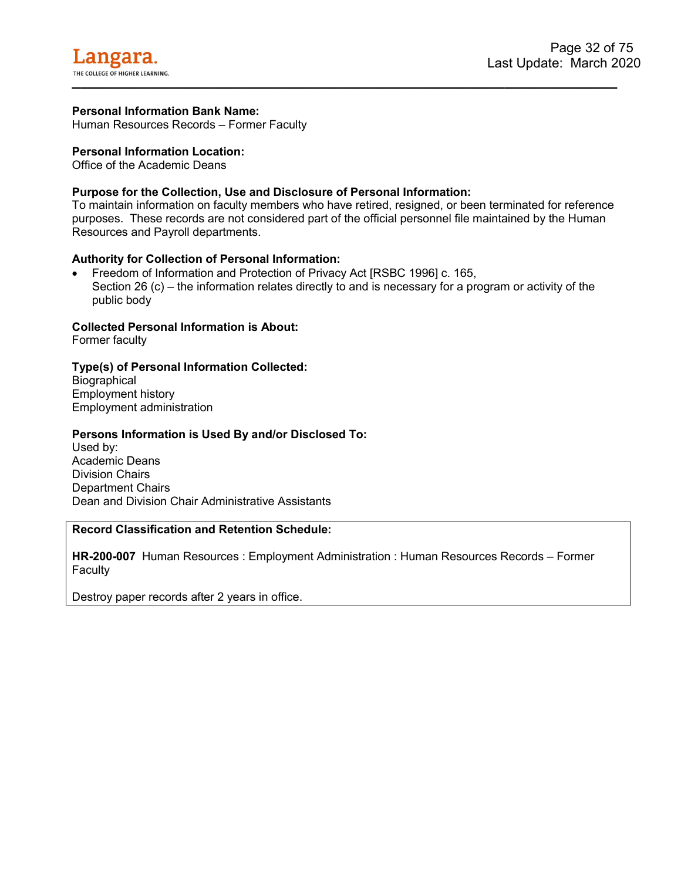**Personal Information Bank Name:**
Human Resources Records – Former Faculty

**Personal Information Location:**
Office of the Academic Deans

**Purpose for the Collection, Use and Disclosure of Personal Information:**
To maintain information on faculty members who have retired, resigned, or been terminated for reference purposes. These records are not considered part of the official personnel file maintained by the Human Resources and Payroll departments.

**Authority for Collection of Personal Information:**

- Freedom of Information and Protection of Privacy Act [RSBC 1996] c. 165,
  Section 26 (c) – the information relates directly to and is necessary for a program or activity of the public body

**Collected Personal Information is About:**
Former faculty

**Type(s) of Personal Information Collected:**
Biographical
Employment history
Employment administration

**Persons Information is Used By and/or Disclosed To:**
Used by:
Academic Deans
Division Chairs
Department Chairs
Dean and Division Chair Administrative Assistants

**Record Classification and Retention Schedule:**

**HR-200-007** Human Resources : Employment Administration : Human Resources Records – Former Faculty

Destroy paper records after 2 years in office.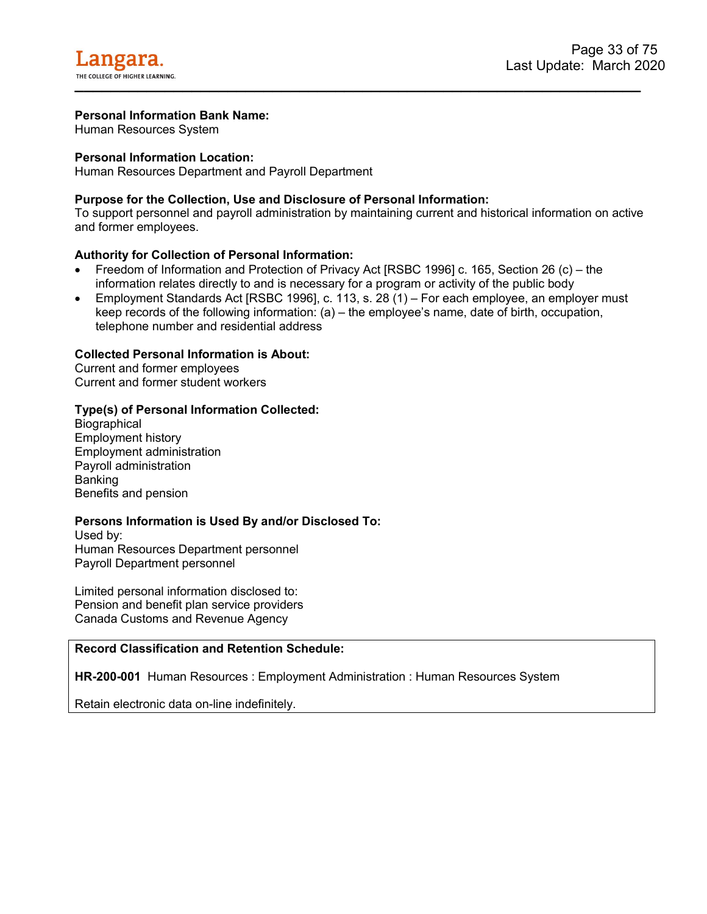**Personal Information Bank Name:**
Human Resources System

**Personal Information Location:**
Human Resources Department and Payroll Department

**Purpose for the Collection, Use and Disclosure of Personal Information:**
To support personnel and payroll administration by maintaining current and historical information on active and former employees.

**Authority for Collection of Personal Information:**

- Freedom of Information and Protection of Privacy Act [RSBC 1996] c. 165, Section 26 (c) – the information relates directly to and is necessary for a program or activity of the public body
- Employment Standards Act [RSBC 1996], c. 113, s. 28 (1) – For each employee, an employer must keep records of the following information: (a) – the employee's name, date of birth, occupation, telephone number and residential address

**Collected Personal Information is About:**
Current and former employees
Current and former student workers

**Type(s) of Personal Information Collected:**
Biographical
Employment history
Employment administration
Payroll administration
Banking
Benefits and pension

**Persons Information is Used By and/or Disclosed To:**
Used by:
Human Resources Department personnel
Payroll Department personnel

Limited personal information disclosed to:
Pension and benefit plan service providers
Canada Customs and Revenue Agency

**Record Classification and Retention Schedule:**

**HR-200-001** Human Resources : Employment Administration : Human Resources System

Retain electronic data on-line indefinitely.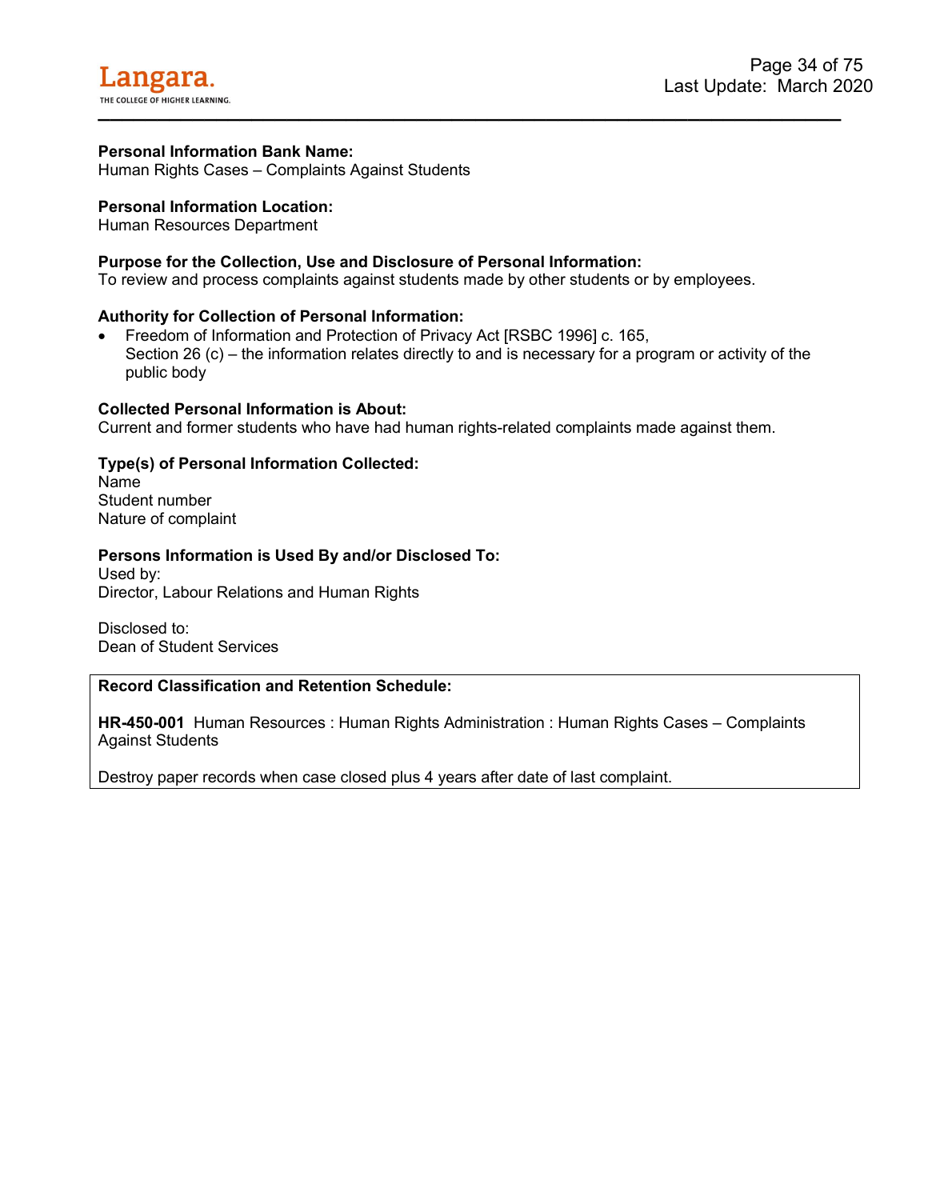**Personal Information Bank Name:**
Human Rights Cases – Complaints Against Students

**Personal Information Location:**
Human Resources Department

**Purpose for the Collection, Use and Disclosure of Personal Information:**
To review and process complaints against students made by other students or by employees.

**Authority for Collection of Personal Information:**

- Freedom of Information and Protection of Privacy Act [RSBC 1996] c. 165,
  Section 26 (c) – the information relates directly to and is necessary for a program or activity of the public body

**Collected Personal Information is About:**
Current and former students who have had human rights-related complaints made against them.

**Type(s) of Personal Information Collected:**
Name
Student number
Nature of complaint

**Persons Information is Used By and/or Disclosed To:**
Used by:
Director, Labour Relations and Human Rights

Disclosed to:
Dean of Student Services

**Record Classification and Retention Schedule:**

**HR-450-001** Human Resources : Human Rights Administration : Human Rights Cases – Complaints Against Students

Destroy paper records when case closed plus 4 years after date of last complaint.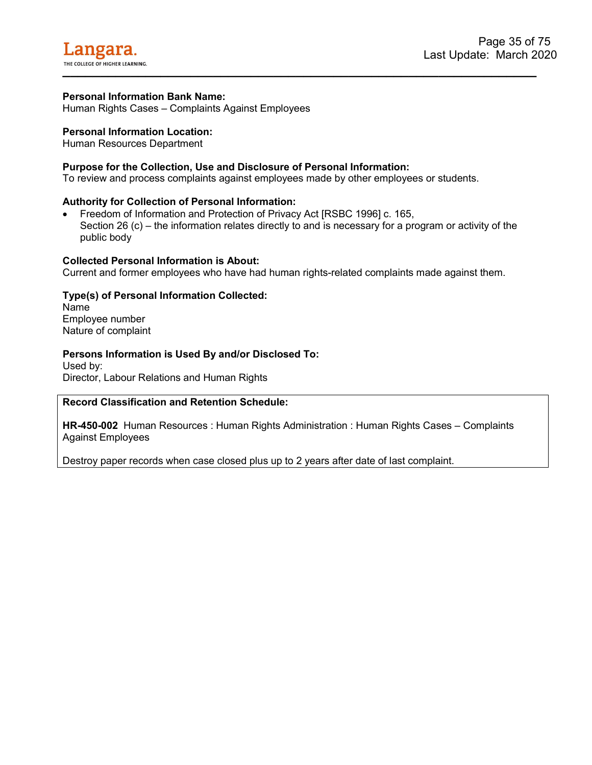**Personal Information Bank Name:**
Human Rights Cases – Complaints Against Employees

**Personal Information Location:**
Human Resources Department

**Purpose for the Collection, Use and Disclosure of Personal Information:**
To review and process complaints against employees made by other employees or students.

**Authority for Collection of Personal Information:**

- Freedom of Information and Protection of Privacy Act [RSBC 1996] c. 165, Section 26 (c) – the information relates directly to and is necessary for a program or activity of the public body

**Collected Personal Information is About:**
Current and former employees who have had human rights-related complaints made against them.

**Type(s) of Personal Information Collected:**
Name
Employee number
Nature of complaint

**Persons Information is Used By and/or Disclosed To:**
Used by:
Director, Labour Relations and Human Rights

**Record Classification and Retention Schedule:**

**HR-450-002** Human Resources : Human Rights Administration : Human Rights Cases – Complaints Against Employees

Destroy paper records when case closed plus up to 2 years after date of last complaint.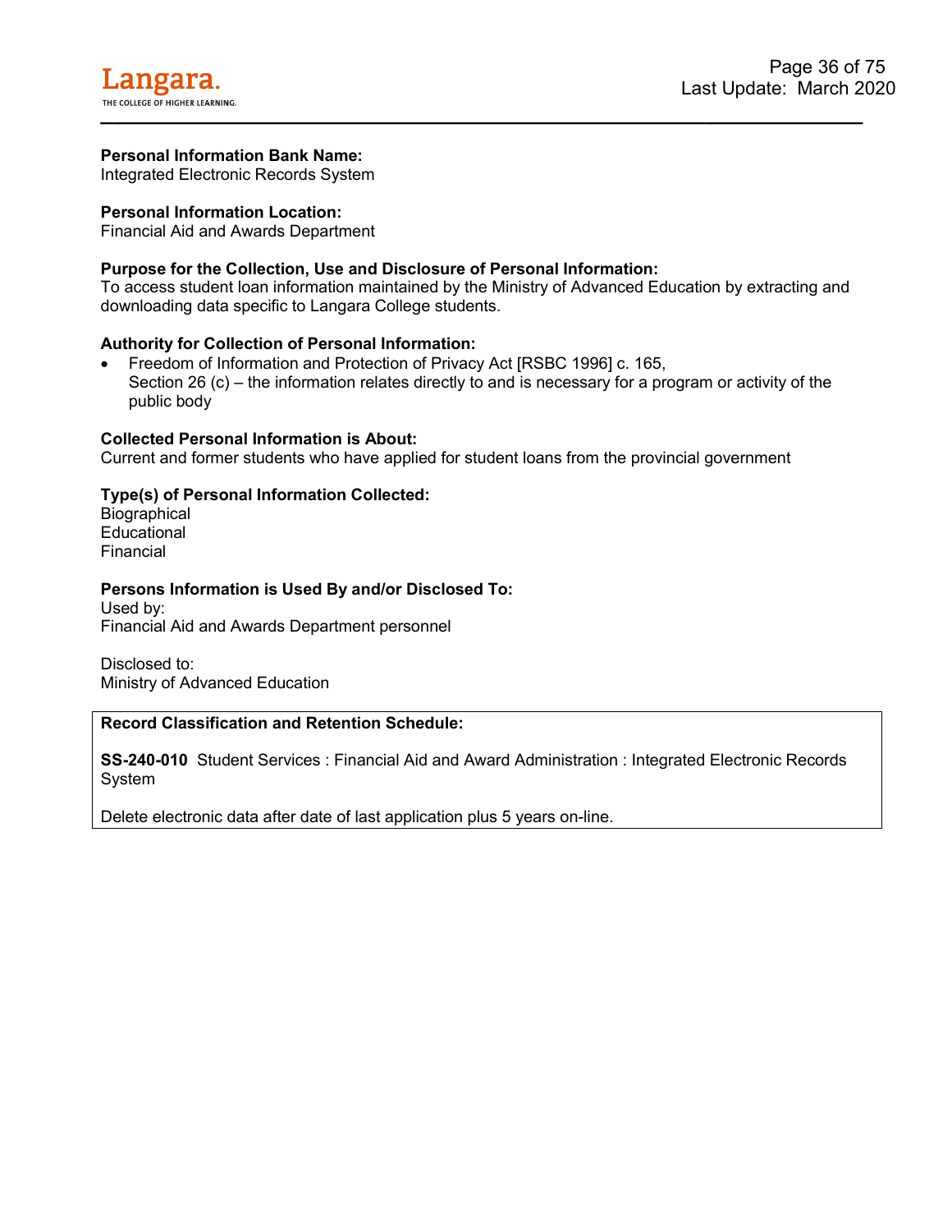**Personal Information Bank Name:**
Integrated Electronic Records System

**Personal Information Location:**
Financial Aid and Awards Department

**Purpose for the Collection, Use and Disclosure of Personal Information:**
To access student loan information maintained by the Ministry of Advanced Education by extracting and downloading data specific to Langara College students.

**Authority for Collection of Personal Information:**

- Freedom of Information and Protection of Privacy Act [RSBC 1996] c. 165,
  Section 26 (c) – the information relates directly to and is necessary for a program or activity of the public body

**Collected Personal Information is About:**
Current and former students who have applied for student loans from the provincial government

**Type(s) of Personal Information Collected:**
Biographical
Educational
Financial

**Persons Information is Used By and/or Disclosed To:**
Used by:
Financial Aid and Awards Department personnel

Disclosed to:
Ministry of Advanced Education

**Record Classification and Retention Schedule:**

**SS-240-010** Student Services : Financial Aid and Award Administration : Integrated Electronic Records System

Delete electronic data after date of last application plus 5 years on-line.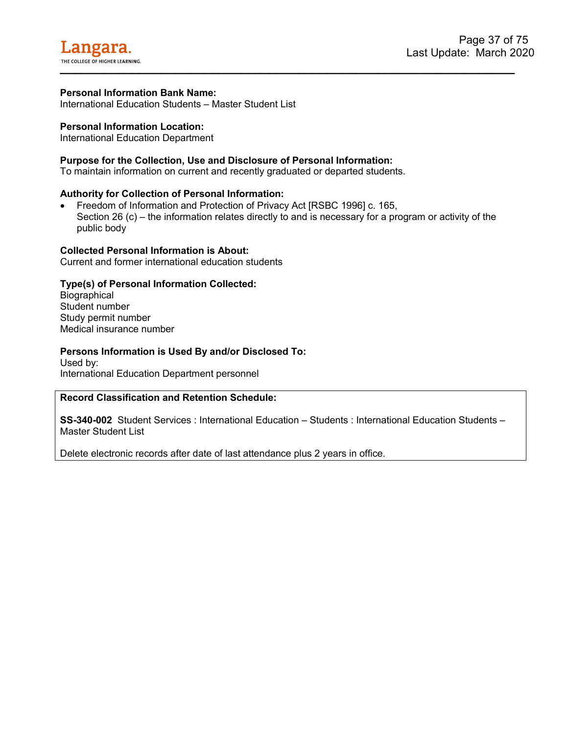**Personal Information Bank Name:**
International Education Students – Master Student List

**Personal Information Location:**
International Education Department

**Purpose for the Collection, Use and Disclosure of Personal Information:**
To maintain information on current and recently graduated or departed students.

**Authority for Collection of Personal Information:**

- Freedom of Information and Protection of Privacy Act [RSBC 1996] c. 165,
  Section 26 (c) – the information relates directly to and is necessary for a program or activity of the public body

**Collected Personal Information is About:**
Current and former international education students

**Type(s) of Personal Information Collected:**
Biographical
Student number
Study permit number
Medical insurance number

**Persons Information is Used By and/or Disclosed To:**
Used by:
International Education Department personnel

**Record Classification and Retention Schedule:**

**SS-340-002** Student Services : International Education – Students : International Education Students – Master Student List

Delete electronic records after date of last attendance plus 2 years in office.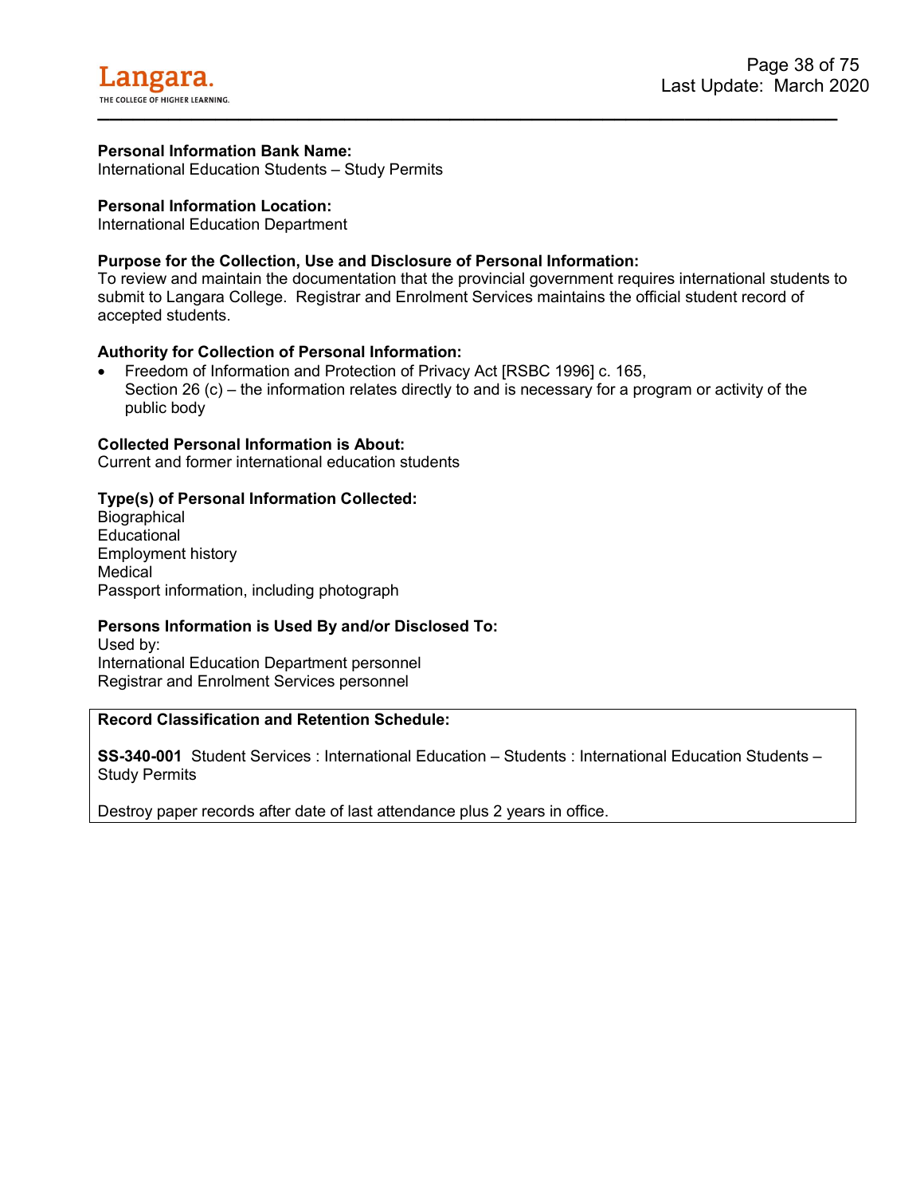**Personal Information Bank Name:**
International Education Students – Study Permits

**Personal Information Location:**
International Education Department

**Purpose for the Collection, Use and Disclosure of Personal Information:**
To review and maintain the documentation that the provincial government requires international students to submit to Langara College. Registrar and Enrolment Services maintains the official student record of accepted students.

**Authority for Collection of Personal Information:**

- Freedom of Information and Protection of Privacy Act [RSBC 1996] c. 165, Section 26 (c) – the information relates directly to and is necessary for a program or activity of the public body

**Collected Personal Information is About:**
Current and former international education students

**Type(s) of Personal Information Collected:**
Biographical
Educational
Employment history
Medical
Passport information, including photograph

**Persons Information is Used By and/or Disclosed To:**
Used by:
International Education Department personnel
Registrar and Enrolment Services personnel

**Record Classification and Retention Schedule:**

**SS-340-001** Student Services : International Education – Students : International Education Students – Study Permits

Destroy paper records after date of last attendance plus 2 years in office.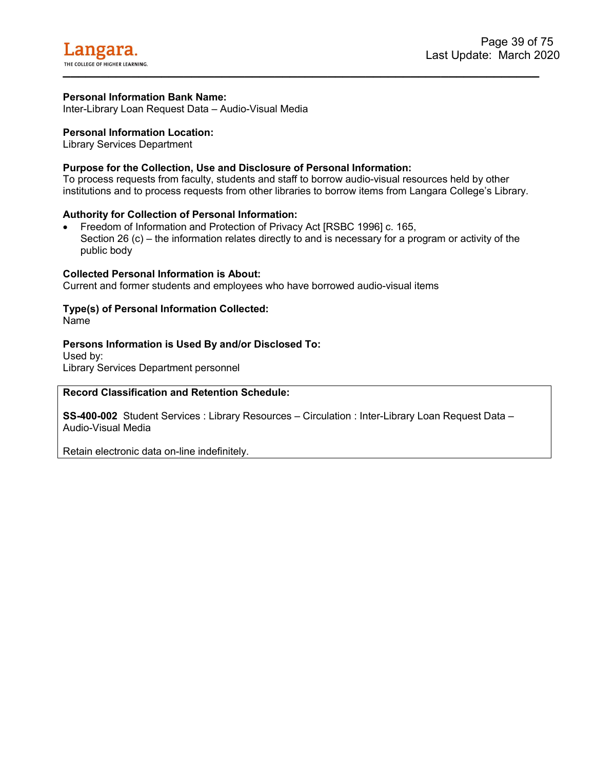**Personal Information Bank Name:**
Inter-Library Loan Request Data – Audio-Visual Media

**Personal Information Location:**
Library Services Department

**Purpose for the Collection, Use and Disclosure of Personal Information:**
To process requests from faculty, students and staff to borrow audio-visual resources held by other institutions and to process requests from other libraries to borrow items from Langara College's Library.

**Authority for Collection of Personal Information:**

- Freedom of Information and Protection of Privacy Act [RSBC 1996] c. 165, Section 26 (c) – the information relates directly to and is necessary for a program or activity of the public body

**Collected Personal Information is About:**
Current and former students and employees who have borrowed audio-visual items

**Type(s) of Personal Information Collected:**
Name

**Persons Information is Used By and/or Disclosed To:**
Used by:
Library Services Department personnel

**Record Classification and Retention Schedule:**

**SS-400-002** Student Services : Library Resources – Circulation : Inter-Library Loan Request Data – Audio-Visual Media

Retain electronic data on-line indefinitely.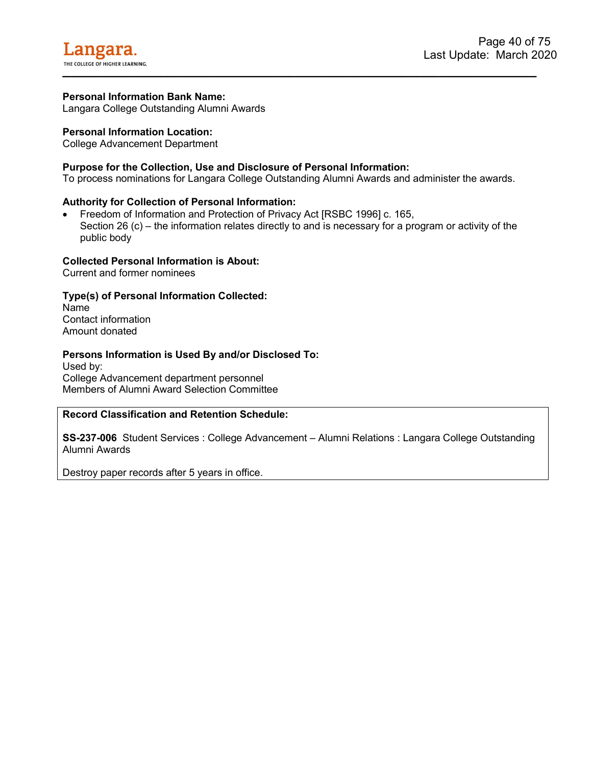**Personal Information Bank Name:**
Langara College Outstanding Alumni Awards

**Personal Information Location:**
College Advancement Department

**Purpose for the Collection, Use and Disclosure of Personal Information:**
To process nominations for Langara College Outstanding Alumni Awards and administer the awards.

**Authority for Collection of Personal Information:**

- Freedom of Information and Protection of Privacy Act [RSBC 1996] c. 165, Section 26 (c) – the information relates directly to and is necessary for a program or activity of the public body

**Collected Personal Information is About:**
Current and former nominees

**Type(s) of Personal Information Collected:**
Name
Contact information
Amount donated

**Persons Information is Used By and/or Disclosed To:**
Used by:
College Advancement department personnel
Members of Alumni Award Selection Committee

**Record Classification and Retention Schedule:**

**SS-237-006** Student Services : College Advancement – Alumni Relations : Langara College Outstanding Alumni Awards

Destroy paper records after 5 years in office.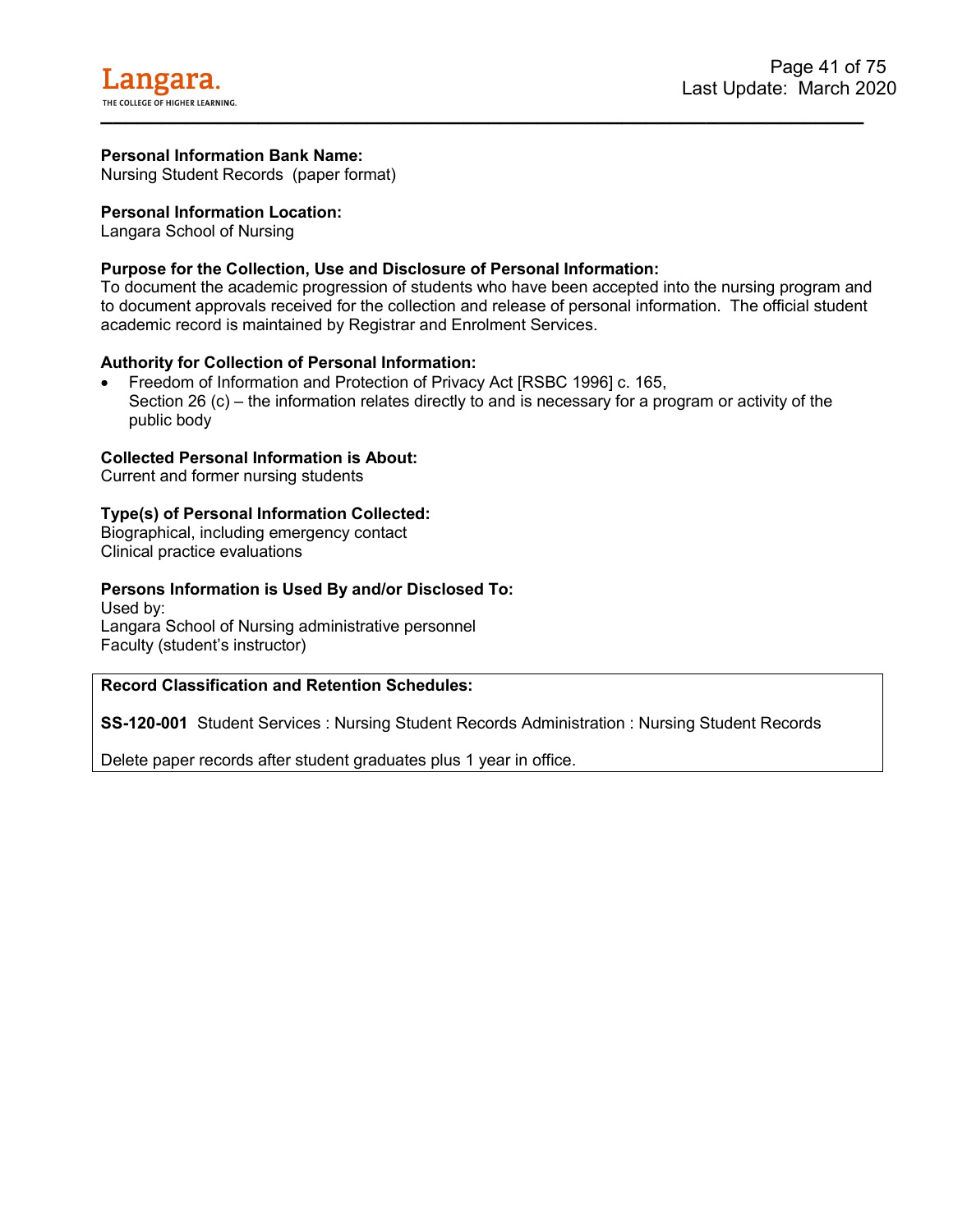**Personal Information Bank Name:**
Nursing Student Records (paper format)

**Personal Information Location:**
Langara School of Nursing

**Purpose for the Collection, Use and Disclosure of Personal Information:**
To document the academic progression of students who have been accepted into the nursing program and to document approvals received for the collection and release of personal information. The official student academic record is maintained by Registrar and Enrolment Services.

**Authority for Collection of Personal Information:**

- Freedom of Information and Protection of Privacy Act [RSBC 1996] c. 165, Section 26 (c) – the information relates directly to and is necessary for a program or activity of the public body

**Collected Personal Information is About:**
Current and former nursing students

**Type(s) of Personal Information Collected:**
Biographical, including emergency contact
Clinical practice evaluations

**Persons Information is Used By and/or Disclosed To:**
Used by:
Langara School of Nursing administrative personnel
Faculty (student's instructor)

**Record Classification and Retention Schedules:**

**SS-120-001** Student Services : Nursing Student Records Administration : Nursing Student Records

Delete paper records after student graduates plus 1 year in office.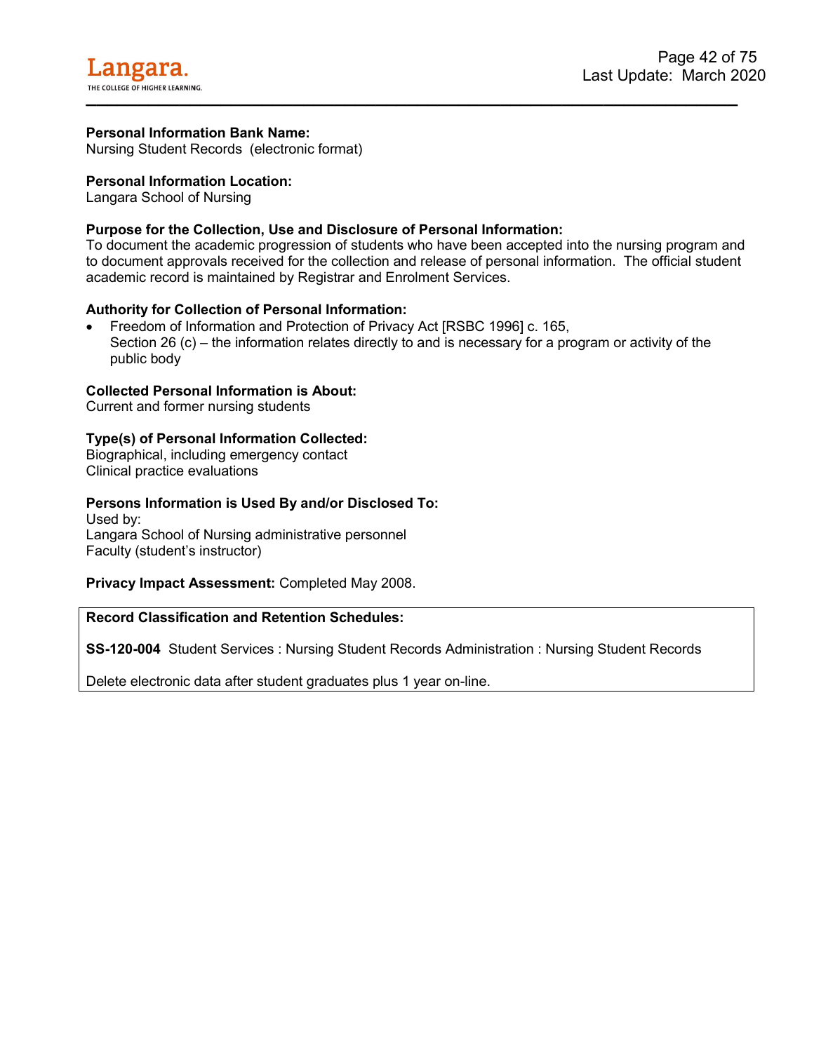**Personal Information Bank Name:**
Nursing Student Records (electronic format)

**Personal Information Location:**
Langara School of Nursing

**Purpose for the Collection, Use and Disclosure of Personal Information:**
To document the academic progression of students who have been accepted into the nursing program and to document approvals received for the collection and release of personal information. The official student academic record is maintained by Registrar and Enrolment Services.

**Authority for Collection of Personal Information:**

- Freedom of Information and Protection of Privacy Act [RSBC 1996] c. 165,
  Section 26 (c) – the information relates directly to and is necessary for a program or activity of the public body

**Collected Personal Information is About:**
Current and former nursing students

**Type(s) of Personal Information Collected:**
Biographical, including emergency contact
Clinical practice evaluations

**Persons Information is Used By and/or Disclosed To:**
Used by:
Langara School of Nursing administrative personnel
Faculty (student's instructor)

**Privacy Impact Assessment:** Completed May 2008.

**Record Classification and Retention Schedules:**

**SS-120-004** Student Services : Nursing Student Records Administration : Nursing Student Records

Delete electronic data after student graduates plus 1 year on-line.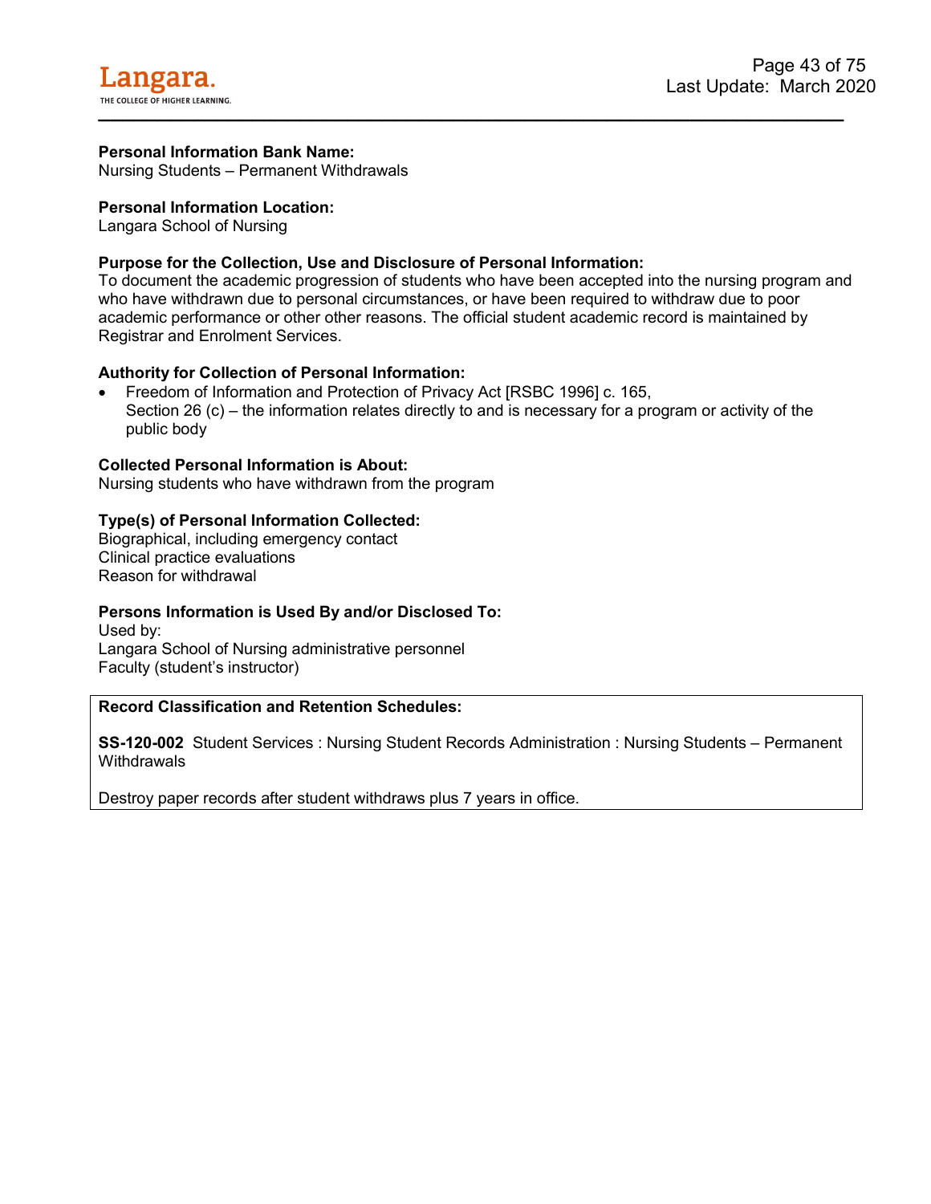**Personal Information Bank Name:**
Nursing Students – Permanent Withdrawals

**Personal Information Location:**
Langara School of Nursing

**Purpose for the Collection, Use and Disclosure of Personal Information:**
To document the academic progression of students who have been accepted into the nursing program and who have withdrawn due to personal circumstances, or have been required to withdraw due to poor academic performance or other other reasons. The official student academic record is maintained by Registrar and Enrolment Services.

**Authority for Collection of Personal Information:**

- Freedom of Information and Protection of Privacy Act [RSBC 1996] c. 165, Section 26 (c) – the information relates directly to and is necessary for a program or activity of the public body

**Collected Personal Information is About:**
Nursing students who have withdrawn from the program

**Type(s) of Personal Information Collected:**
Biographical, including emergency contact
Clinical practice evaluations
Reason for withdrawal

**Persons Information is Used By and/or Disclosed To:**
Used by:
Langara School of Nursing administrative personnel
Faculty (student's instructor)

**Record Classification and Retention Schedules:**

**SS-120-002** Student Services : Nursing Student Records Administration : Nursing Students – Permanent Withdrawals

Destroy paper records after student withdraws plus 7 years in office.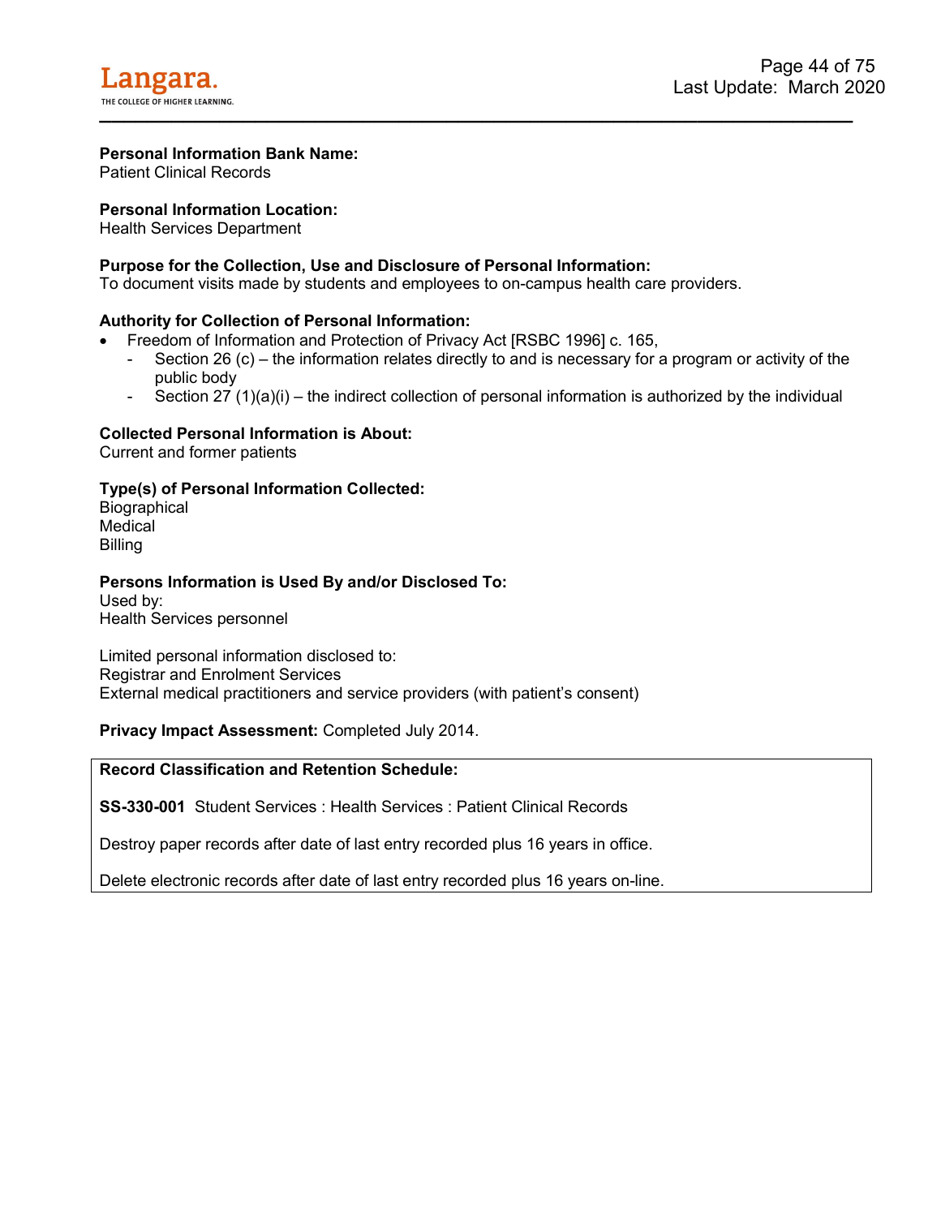**Personal Information Bank Name:**
Patient Clinical Records

**Personal Information Location:**
Health Services Department

**Purpose for the Collection, Use and Disclosure of Personal Information:**
To document visits made by students and employees to on-campus health care providers.

**Authority for Collection of Personal Information:**

- Freedom of Information and Protection of Privacy Act [RSBC 1996] c. 165,
  - Section 26 (c) – the information relates directly to and is necessary for a program or activity of the public body
  - Section 27 (1)(a)(i) – the indirect collection of personal information is authorized by the individual

**Collected Personal Information is About:**
Current and former patients

**Type(s) of Personal Information Collected:**
Biographical
Medical
Billing

**Persons Information is Used By and/or Disclosed To:**
Used by:
Health Services personnel

Limited personal information disclosed to:
Registrar and Enrolment Services
External medical practitioners and service providers (with patient's consent)

**Privacy Impact Assessment:** Completed July 2014.

**Record Classification and Retention Schedule:**

**SS-330-001** Student Services : Health Services : Patient Clinical Records

Destroy paper records after date of last entry recorded plus 16 years in office.

Delete electronic records after date of last entry recorded plus 16 years on-line.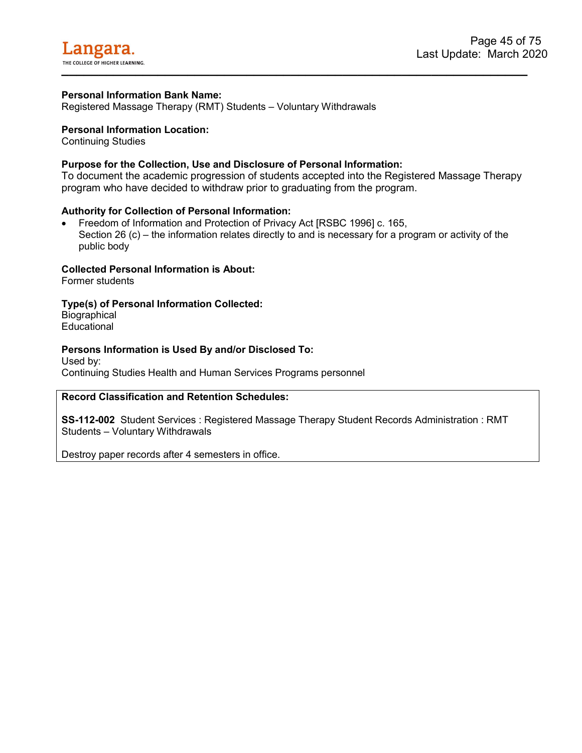**Personal Information Bank Name:**
Registered Massage Therapy (RMT) Students – Voluntary Withdrawals

**Personal Information Location:**
Continuing Studies

**Purpose for the Collection, Use and Disclosure of Personal Information:**
To document the academic progression of students accepted into the Registered Massage Therapy program who have decided to withdraw prior to graduating from the program.

**Authority for Collection of Personal Information:**

- Freedom of Information and Protection of Privacy Act [RSBC 1996] c. 165, Section 26 (c) – the information relates directly to and is necessary for a program or activity of the public body

**Collected Personal Information is About:**
Former students

**Type(s) of Personal Information Collected:**
Biographical
Educational

**Persons Information is Used By and/or Disclosed To:**
Used by:
Continuing Studies Health and Human Services Programs personnel

**Record Classification and Retention Schedules:**

**SS-112-002** Student Services : Registered Massage Therapy Student Records Administration : RMT Students – Voluntary Withdrawals

Destroy paper records after 4 semesters in office.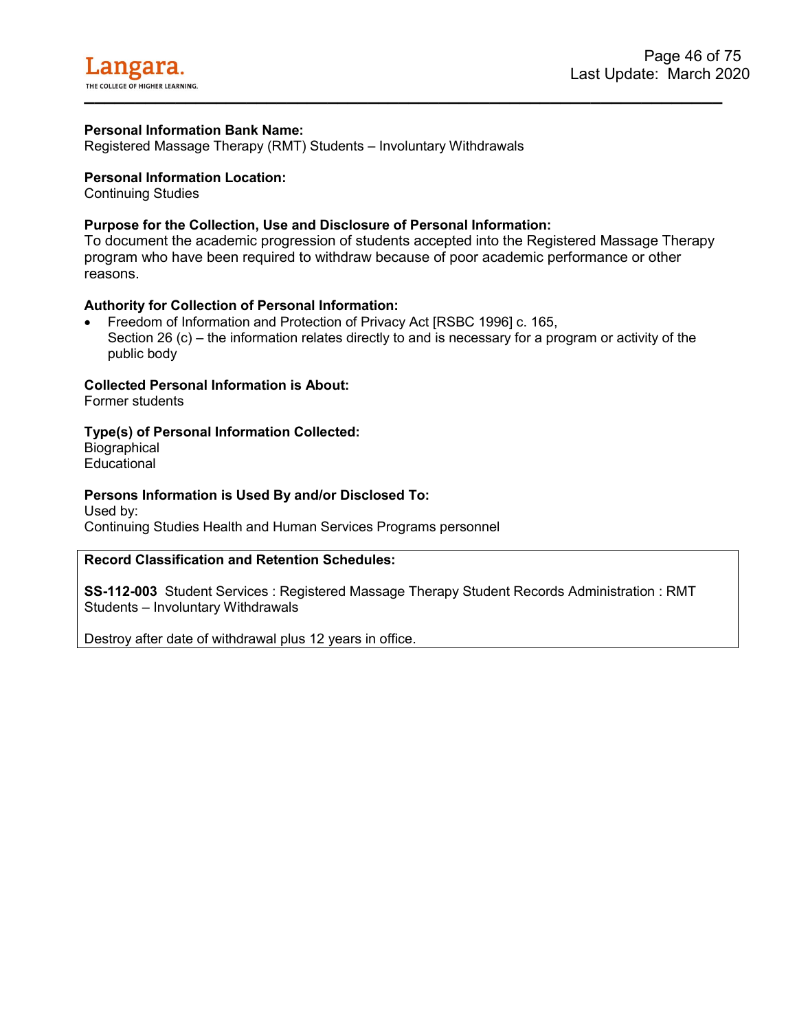**Personal Information Bank Name:**
Registered Massage Therapy (RMT) Students – Involuntary Withdrawals

**Personal Information Location:**
Continuing Studies

**Purpose for the Collection, Use and Disclosure of Personal Information:**
To document the academic progression of students accepted into the Registered Massage Therapy program who have been required to withdraw because of poor academic performance or other reasons.

**Authority for Collection of Personal Information:**

- Freedom of Information and Protection of Privacy Act [RSBC 1996] c. 165, Section 26 (c) – the information relates directly to and is necessary for a program or activity of the public body

**Collected Personal Information is About:**
Former students

**Type(s) of Personal Information Collected:**
Biographical
Educational

**Persons Information is Used By and/or Disclosed To:**
Used by:
Continuing Studies Health and Human Services Programs personnel

**Record Classification and Retention Schedules:**

**SS-112-003** Student Services : Registered Massage Therapy Student Records Administration : RMT Students – Involuntary Withdrawals

Destroy after date of withdrawal plus 12 years in office.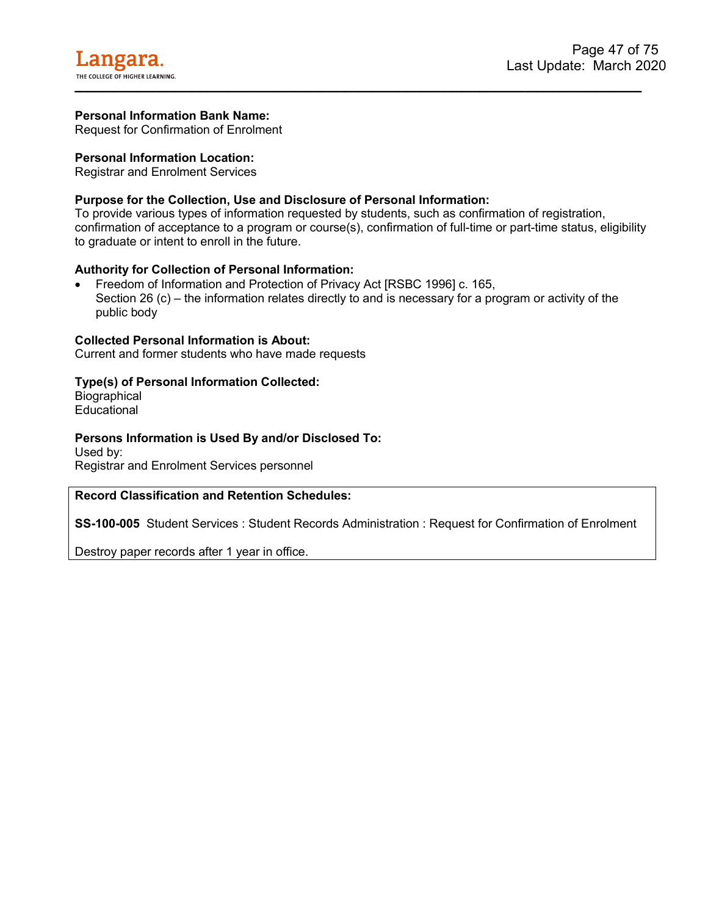**Personal Information Bank Name:**
Request for Confirmation of Enrolment

**Personal Information Location:**
Registrar and Enrolment Services

**Purpose for the Collection, Use and Disclosure of Personal Information:**
To provide various types of information requested by students, such as confirmation of registration, confirmation of acceptance to a program or course(s), confirmation of full-time or part-time status, eligibility to graduate or intent to enroll in the future.

**Authority for Collection of Personal Information:**

- Freedom of Information and Protection of Privacy Act [RSBC 1996] c. 165, Section 26 (c) – the information relates directly to and is necessary for a program or activity of the public body

**Collected Personal Information is About:**
Current and former students who have made requests

**Type(s) of Personal Information Collected:**
Biographical
Educational

**Persons Information is Used By and/or Disclosed To:**
Used by:
Registrar and Enrolment Services personnel

**Record Classification and Retention Schedules:**

**SS-100-005** Student Services : Student Records Administration : Request for Confirmation of Enrolment

Destroy paper records after 1 year in office.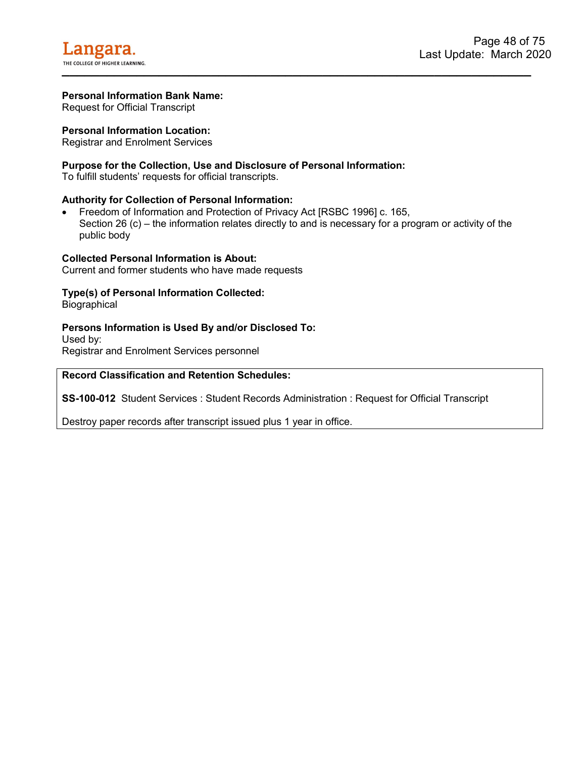**Personal Information Bank Name:**
Request for Official Transcript

**Personal Information Location:**
Registrar and Enrolment Services

**Purpose for the Collection, Use and Disclosure of Personal Information:**
To fulfill students' requests for official transcripts.

**Authority for Collection of Personal Information:**

- Freedom of Information and Protection of Privacy Act [RSBC 1996] c. 165,
  Section 26 (c) – the information relates directly to and is necessary for a program or activity of the public body

**Collected Personal Information is About:**
Current and former students who have made requests

**Type(s) of Personal Information Collected:**
Biographical

**Persons Information is Used By and/or Disclosed To:**
Used by:
Registrar and Enrolment Services personnel

**Record Classification and Retention Schedules:**

**SS-100-012** Student Services : Student Records Administration : Request for Official Transcript

Destroy paper records after transcript issued plus 1 year in office.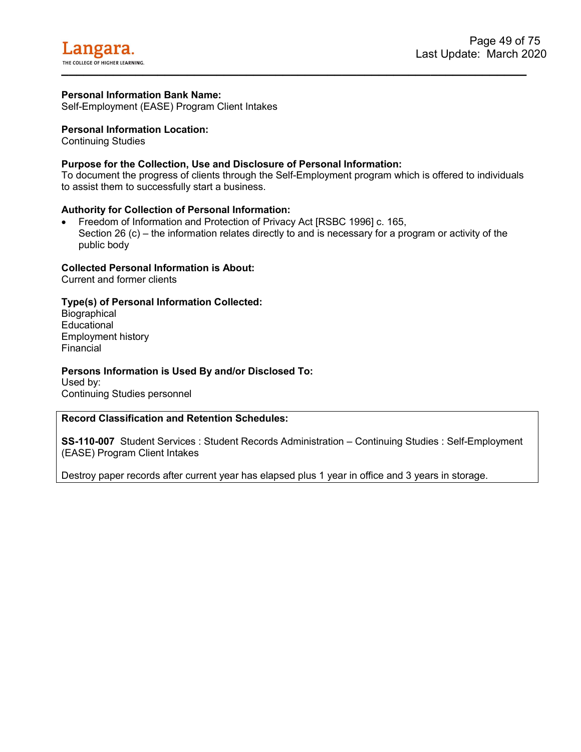**Personal Information Bank Name:**
Self-Employment (EASE) Program Client Intakes

**Personal Information Location:**
Continuing Studies

**Purpose for the Collection, Use and Disclosure of Personal Information:**
To document the progress of clients through the Self-Employment program which is offered to individuals to assist them to successfully start a business.

**Authority for Collection of Personal Information:**

- Freedom of Information and Protection of Privacy Act [RSBC 1996] c. 165,
  Section 26 (c) – the information relates directly to and is necessary for a program or activity of the public body

**Collected Personal Information is About:**
Current and former clients

**Type(s) of Personal Information Collected:**
Biographical
Educational
Employment history
Financial

**Persons Information is Used By and/or Disclosed To:**
Used by:
Continuing Studies personnel

**Record Classification and Retention Schedules:**

**SS-110-007** Student Services : Student Records Administration – Continuing Studies : Self-Employment (EASE) Program Client Intakes

Destroy paper records after current year has elapsed plus 1 year in office and 3 years in storage.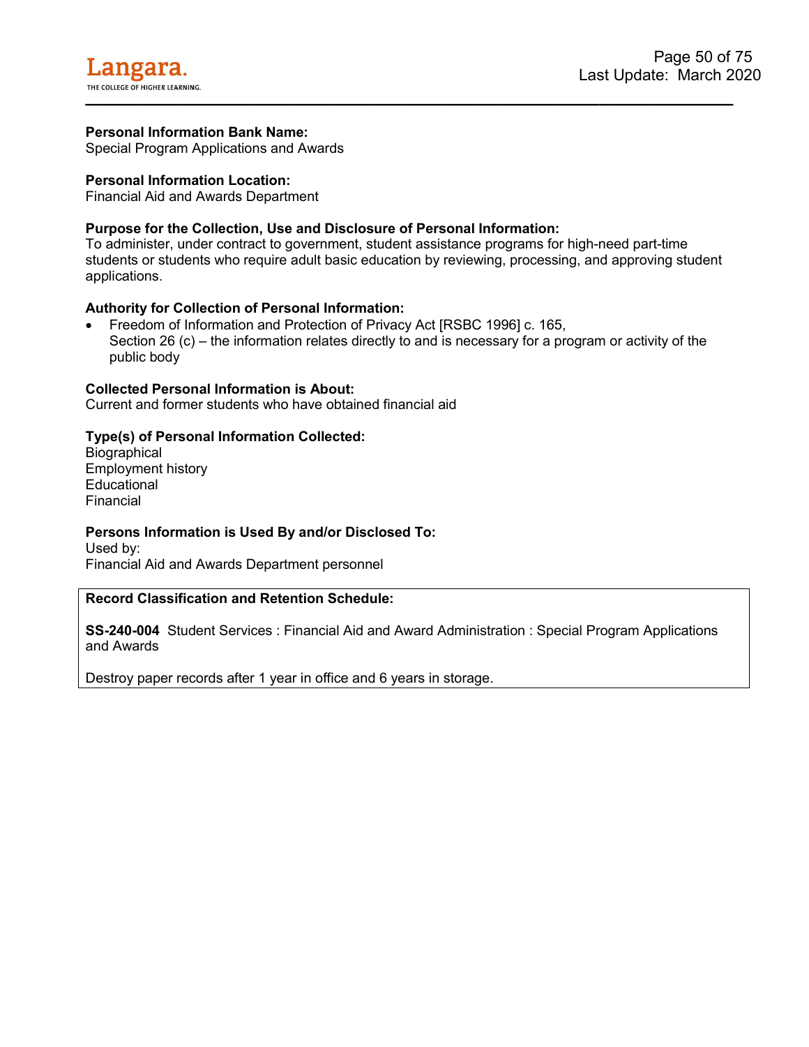**Personal Information Bank Name:**
Special Program Applications and Awards

**Personal Information Location:**
Financial Aid and Awards Department

**Purpose for the Collection, Use and Disclosure of Personal Information:**
To administer, under contract to government, student assistance programs for high-need part-time students or students who require adult basic education by reviewing, processing, and approving student applications.

**Authority for Collection of Personal Information:**

- Freedom of Information and Protection of Privacy Act [RSBC 1996] c. 165,
  Section 26 (c) – the information relates directly to and is necessary for a program or activity of the public body

**Collected Personal Information is About:**
Current and former students who have obtained financial aid

**Type(s) of Personal Information Collected:**
Biographical
Employment history
Educational
Financial

**Persons Information is Used By and/or Disclosed To:**
Used by:
Financial Aid and Awards Department personnel

**Record Classification and Retention Schedule:**

**SS-240-004** Student Services : Financial Aid and Award Administration : Special Program Applications and Awards

Destroy paper records after 1 year in office and 6 years in storage.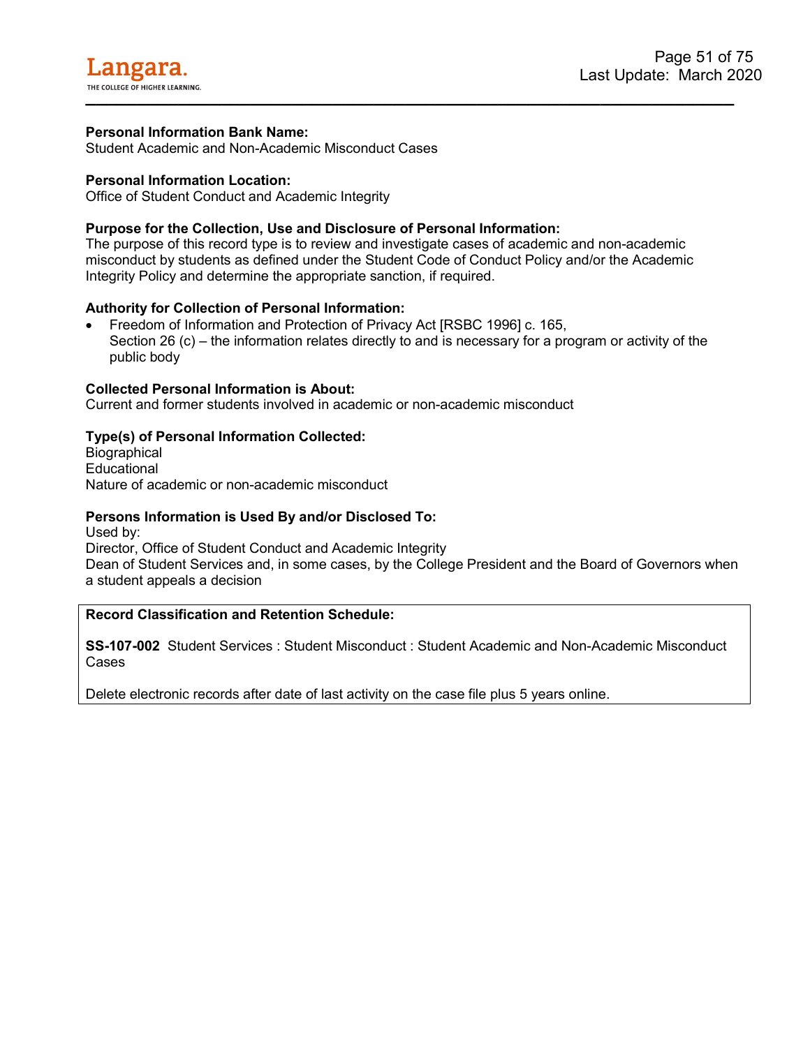**Personal Information Bank Name:**
Student Academic and Non-Academic Misconduct Cases

**Personal Information Location:**
Office of Student Conduct and Academic Integrity

**Purpose for the Collection, Use and Disclosure of Personal Information:**
The purpose of this record type is to review and investigate cases of academic and non-academic misconduct by students as defined under the Student Code of Conduct Policy and/or the Academic Integrity Policy and determine the appropriate sanction, if required.

**Authority for Collection of Personal Information:**

- Freedom of Information and Protection of Privacy Act [RSBC 1996] c. 165, Section 26 (c) – the information relates directly to and is necessary for a program or activity of the public body

**Collected Personal Information is About:**
Current and former students involved in academic or non-academic misconduct

**Type(s) of Personal Information Collected:**
Biographical
Educational
Nature of academic or non-academic misconduct

**Persons Information is Used By and/or Disclosed To:**
Used by:
Director, Office of Student Conduct and Academic Integrity
Dean of Student Services and, in some cases, by the College President and the Board of Governors when a student appeals a decision

**Record Classification and Retention Schedule:**

**SS-107-002** Student Services : Student Misconduct : Student Academic and Non-Academic Misconduct Cases

Delete electronic records after date of last activity on the case file plus 5 years online.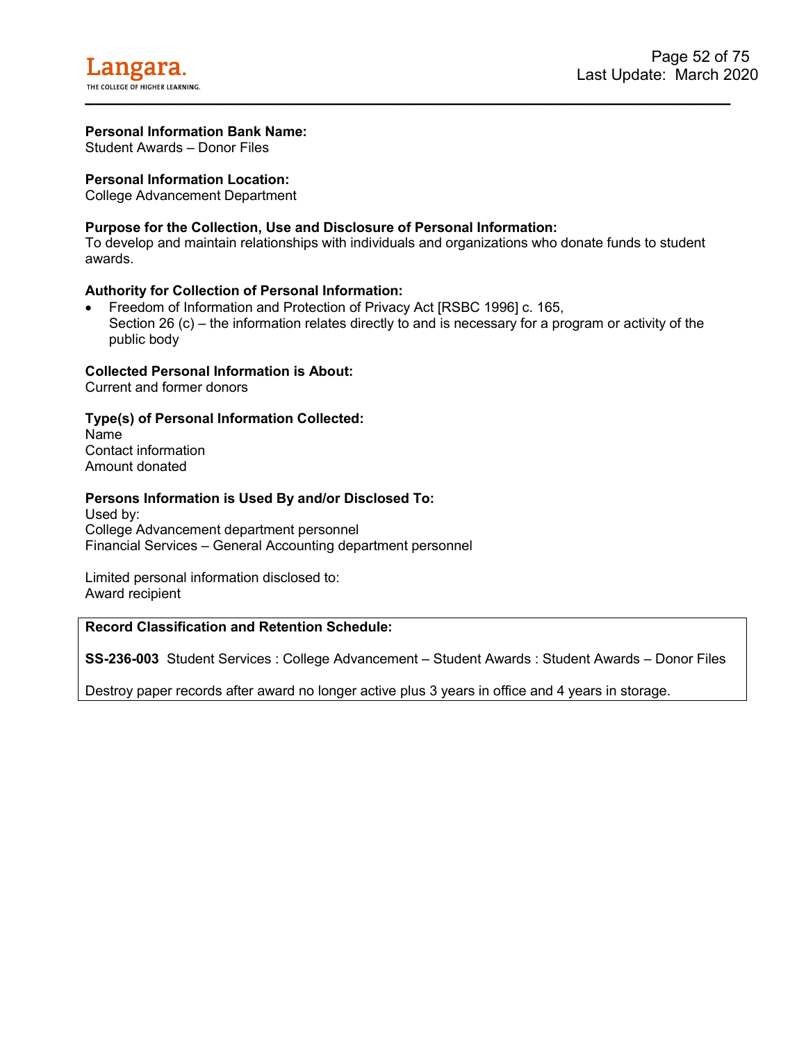**Personal Information Bank Name:**
Student Awards – Donor Files

**Personal Information Location:**
College Advancement Department

**Purpose for the Collection, Use and Disclosure of Personal Information:**
To develop and maintain relationships with individuals and organizations who donate funds to student awards.

**Authority for Collection of Personal Information:**

- Freedom of Information and Protection of Privacy Act [RSBC 1996] c. 165,
  Section 26 (c) – the information relates directly to and is necessary for a program or activity of the public body

**Collected Personal Information is About:**
Current and former donors

**Type(s) of Personal Information Collected:**
Name
Contact information
Amount donated

**Persons Information is Used By and/or Disclosed To:**
Used by:
College Advancement department personnel
Financial Services – General Accounting department personnel

Limited personal information disclosed to:
Award recipient

**Record Classification and Retention Schedule:**

**SS-236-003** Student Services : College Advancement – Student Awards : Student Awards – Donor Files

Destroy paper records after award no longer active plus 3 years in office and 4 years in storage.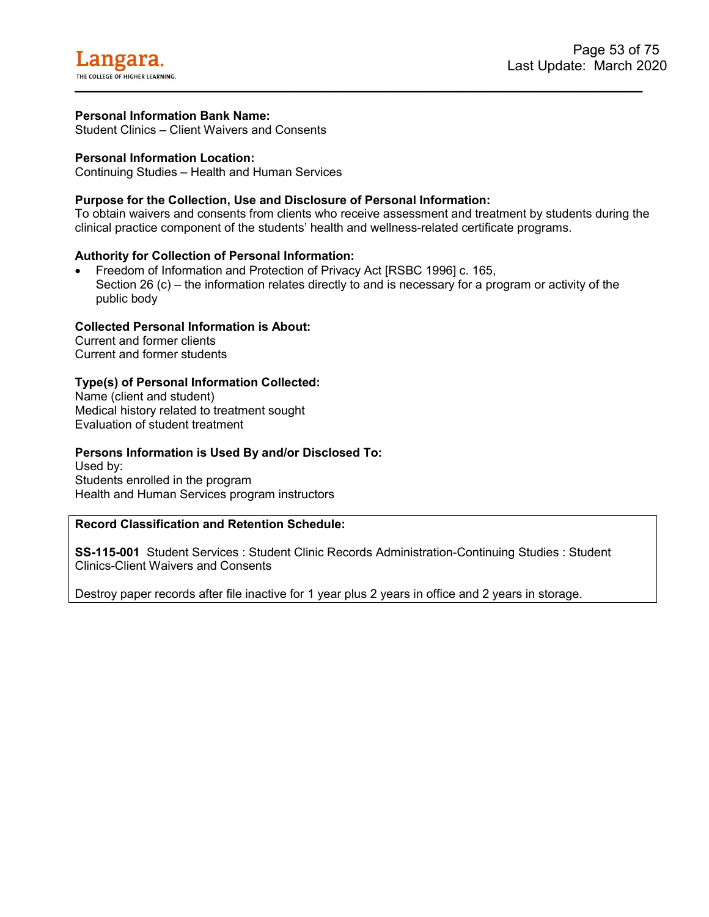**Personal Information Bank Name:**
Student Clinics – Client Waivers and Consents

**Personal Information Location:**
Continuing Studies – Health and Human Services

**Purpose for the Collection, Use and Disclosure of Personal Information:**
To obtain waivers and consents from clients who receive assessment and treatment by students during the clinical practice component of the students' health and wellness-related certificate programs.

**Authority for Collection of Personal Information:**

- Freedom of Information and Protection of Privacy Act [RSBC 1996] c. 165,
  Section 26 (c) – the information relates directly to and is necessary for a program or activity of the public body

**Collected Personal Information is About:**
Current and former clients
Current and former students

**Type(s) of Personal Information Collected:**
Name (client and student)
Medical history related to treatment sought
Evaluation of student treatment

**Persons Information is Used By and/or Disclosed To:**
Used by:
Students enrolled in the program
Health and Human Services program instructors

**Record Classification and Retention Schedule:**

**SS-115-001** Student Services : Student Clinic Records Administration-Continuing Studies : Student Clinics-Client Waivers and Consents

Destroy paper records after file inactive for 1 year plus 2 years in office and 2 years in storage.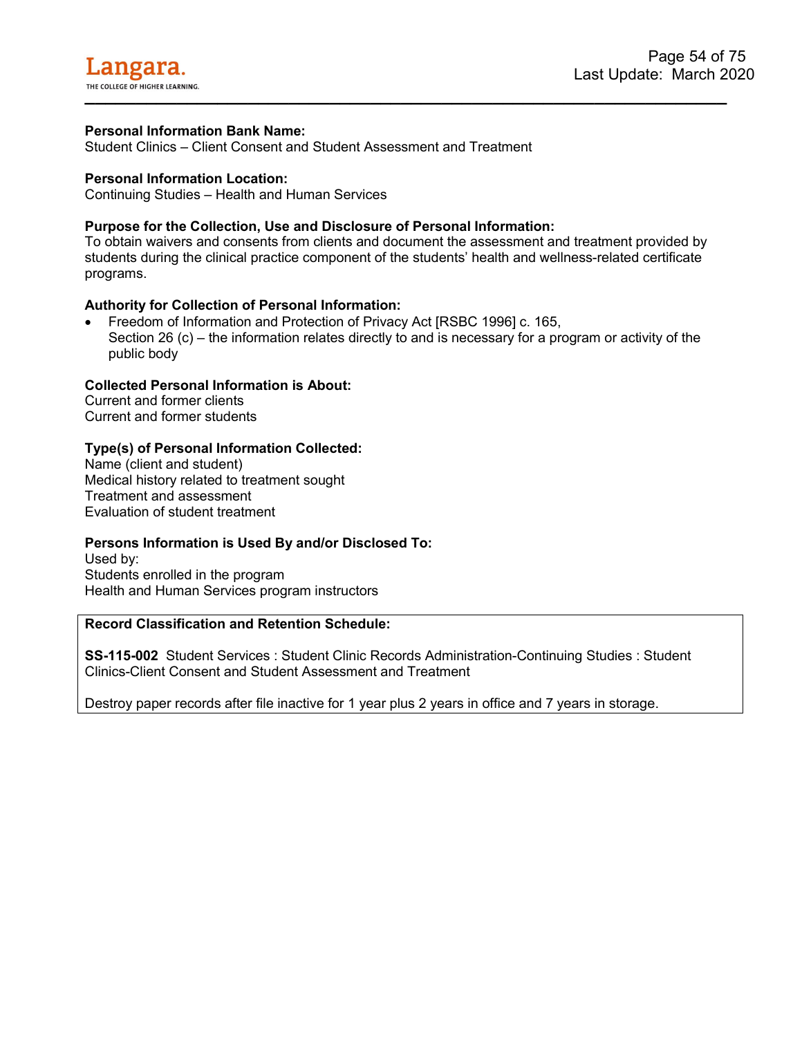**Personal Information Bank Name:**
Student Clinics – Client Consent and Student Assessment and Treatment

**Personal Information Location:**
Continuing Studies – Health and Human Services

**Purpose for the Collection, Use and Disclosure of Personal Information:**
To obtain waivers and consents from clients and document the assessment and treatment provided by students during the clinical practice component of the students' health and wellness-related certificate programs.

**Authority for Collection of Personal Information:**

- Freedom of Information and Protection of Privacy Act [RSBC 1996] c. 165, Section 26 (c) – the information relates directly to and is necessary for a program or activity of the public body

**Collected Personal Information is About:**
Current and former clients
Current and former students

**Type(s) of Personal Information Collected:**
Name (client and student)
Medical history related to treatment sought
Treatment and assessment
Evaluation of student treatment

**Persons Information is Used By and/or Disclosed To:**
Used by:
Students enrolled in the program
Health and Human Services program instructors

**Record Classification and Retention Schedule:**

**SS-115-002** Student Services : Student Clinic Records Administration-Continuing Studies : Student Clinics-Client Consent and Student Assessment and Treatment

Destroy paper records after file inactive for 1 year plus 2 years in office and 7 years in storage.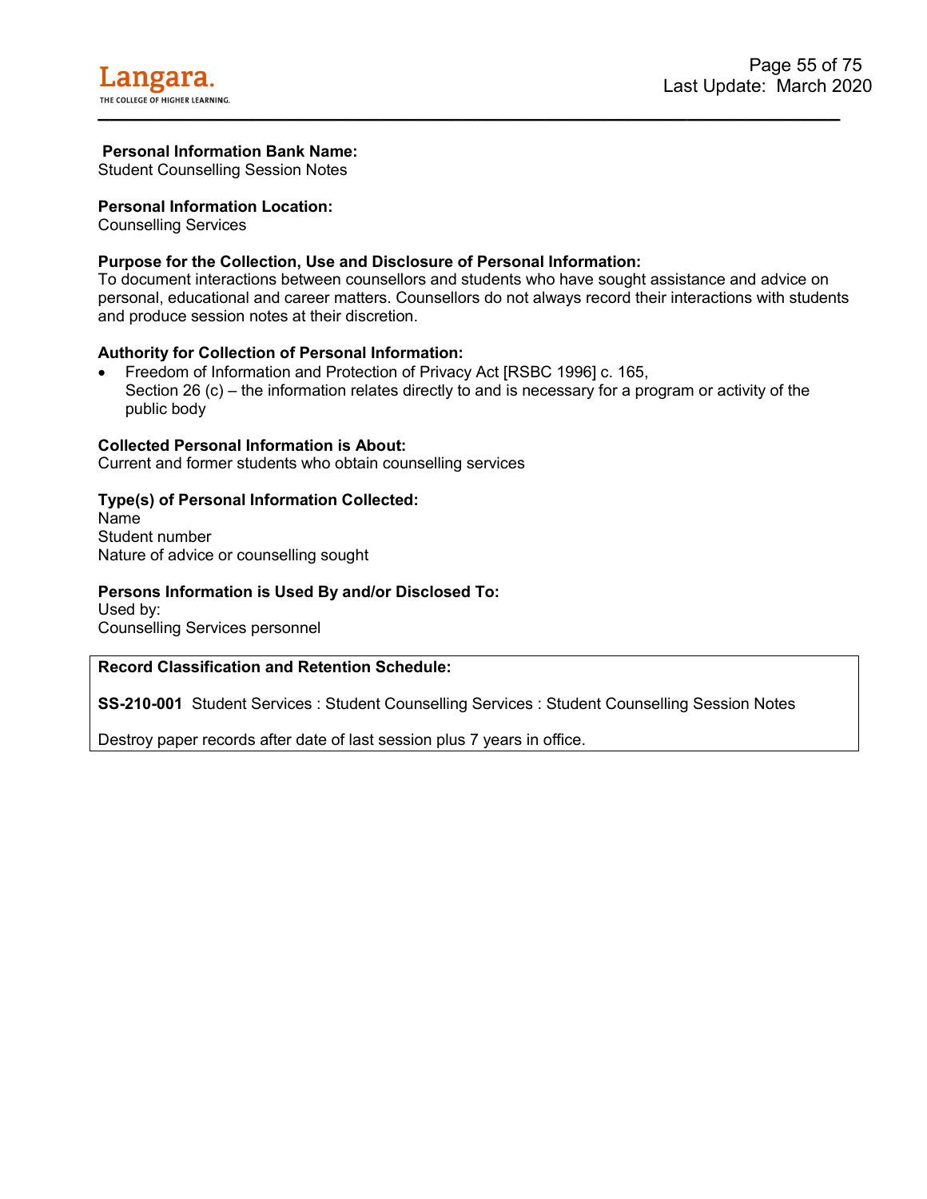**Personal Information Bank Name:**
Student Counselling Session Notes

**Personal Information Location:**
Counselling Services

**Purpose for the Collection, Use and Disclosure of Personal Information:**
To document interactions between counsellors and students who have sought assistance and advice on personal, educational and career matters. Counsellors do not always record their interactions with students and produce session notes at their discretion.

**Authority for Collection of Personal Information:**

- Freedom of Information and Protection of Privacy Act [RSBC 1996] c. 165, Section 26 (c) – the information relates directly to and is necessary for a program or activity of the public body

**Collected Personal Information is About:**
Current and former students who obtain counselling services

**Type(s) of Personal Information Collected:**
Name
Student number
Nature of advice or counselling sought

**Persons Information is Used By and/or Disclosed To:**
Used by:
Counselling Services personnel

**Record Classification and Retention Schedule:**

**SS-210-001** Student Services : Student Counselling Services : Student Counselling Session Notes

Destroy paper records after date of last session plus 7 years in office.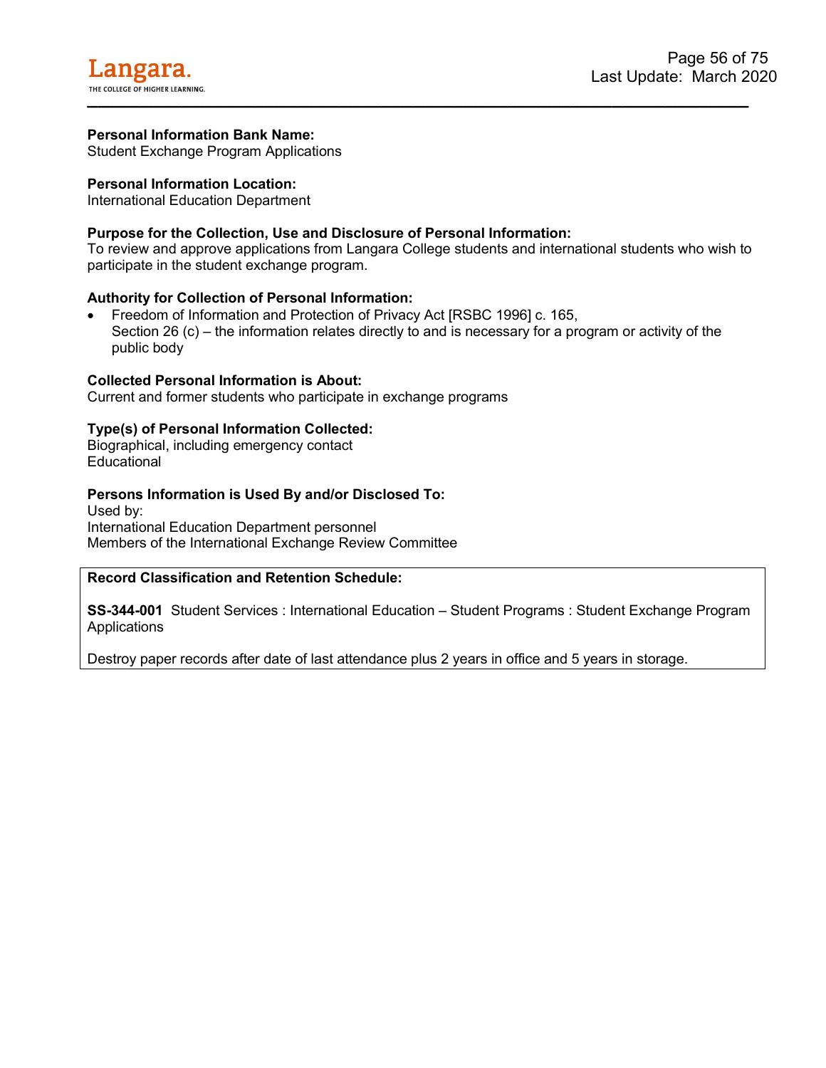**Personal Information Bank Name:**
Student Exchange Program Applications

**Personal Information Location:**
International Education Department

**Purpose for the Collection, Use and Disclosure of Personal Information:**
To review and approve applications from Langara College students and international students who wish to participate in the student exchange program.

**Authority for Collection of Personal Information:**

- Freedom of Information and Protection of Privacy Act [RSBC 1996] c. 165,
  Section 26 (c) – the information relates directly to and is necessary for a program or activity of the public body

**Collected Personal Information is About:**
Current and former students who participate in exchange programs

**Type(s) of Personal Information Collected:**
Biographical, including emergency contact
Educational

**Persons Information is Used By and/or Disclosed To:**
Used by:
International Education Department personnel
Members of the International Exchange Review Committee

**Record Classification and Retention Schedule:**

**SS-344-001** Student Services : International Education – Student Programs : Student Exchange Program Applications

Destroy paper records after date of last attendance plus 2 years in office and 5 years in storage.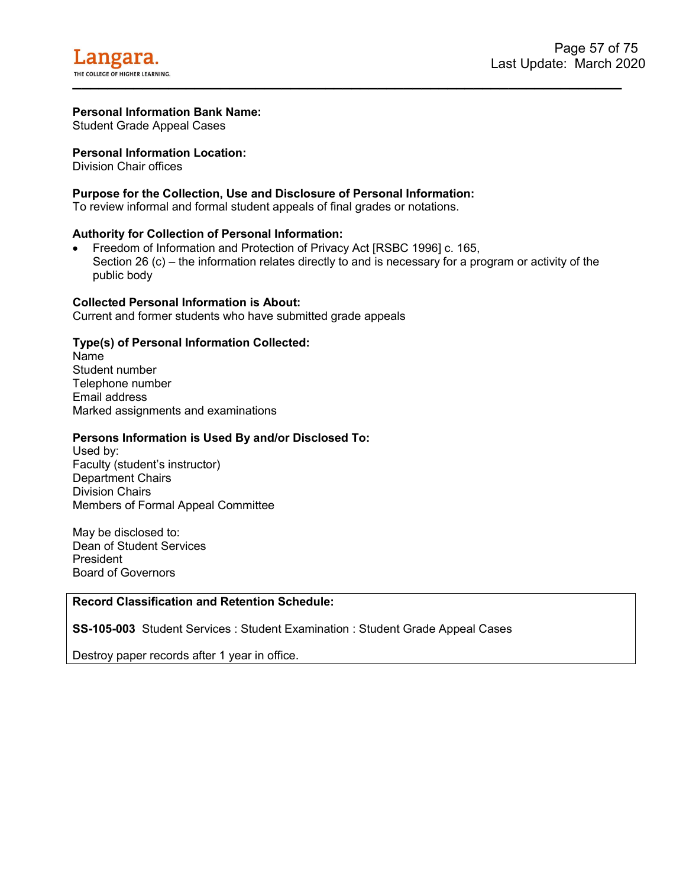**Personal Information Bank Name:**
Student Grade Appeal Cases

**Personal Information Location:**
Division Chair offices

**Purpose for the Collection, Use and Disclosure of Personal Information:**
To review informal and formal student appeals of final grades or notations.

**Authority for Collection of Personal Information:**

- Freedom of Information and Protection of Privacy Act [RSBC 1996] c. 165, Section 26 (c) – the information relates directly to and is necessary for a program or activity of the public body

**Collected Personal Information is About:**
Current and former students who have submitted grade appeals

**Type(s) of Personal Information Collected:**
Name
Student number
Telephone number
Email address
Marked assignments and examinations

**Persons Information is Used By and/or Disclosed To:**
Used by:
Faculty (student's instructor)
Department Chairs
Division Chairs
Members of Formal Appeal Committee

May be disclosed to:
Dean of Student Services
President
Board of Governors

**Record Classification and Retention Schedule:**

**SS-105-003** Student Services : Student Examination : Student Grade Appeal Cases

Destroy paper records after 1 year in office.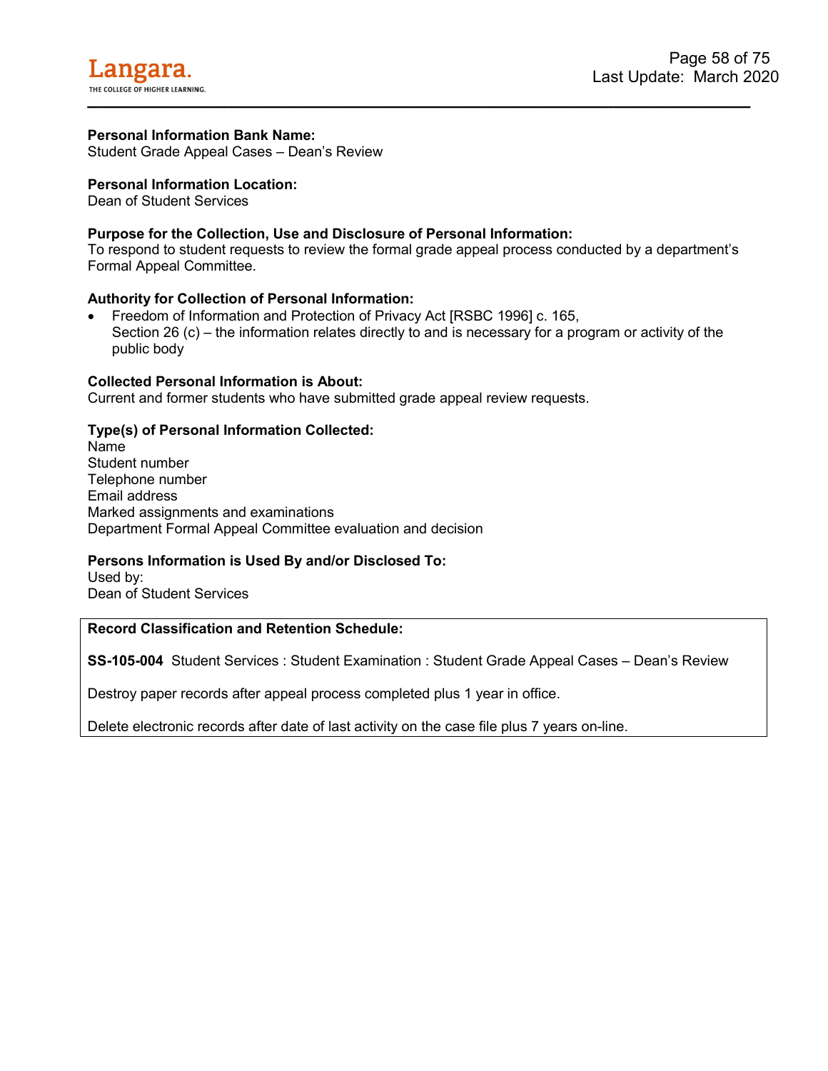**Personal Information Bank Name:**
Student Grade Appeal Cases – Dean's Review

**Personal Information Location:**
Dean of Student Services

**Purpose for the Collection, Use and Disclosure of Personal Information:**
To respond to student requests to review the formal grade appeal process conducted by a department's Formal Appeal Committee.

**Authority for Collection of Personal Information:**

- Freedom of Information and Protection of Privacy Act [RSBC 1996] c. 165, Section 26 (c) – the information relates directly to and is necessary for a program or activity of the public body

**Collected Personal Information is About:**
Current and former students who have submitted grade appeal review requests.

**Type(s) of Personal Information Collected:**
Name
Student number
Telephone number
Email address
Marked assignments and examinations
Department Formal Appeal Committee evaluation and decision

**Persons Information is Used By and/or Disclosed To:**
Used by:
Dean of Student Services

**Record Classification and Retention Schedule:**

**SS-105-004** Student Services : Student Examination : Student Grade Appeal Cases – Dean's Review

Destroy paper records after appeal process completed plus 1 year in office.

Delete electronic records after date of last activity on the case file plus 7 years on-line.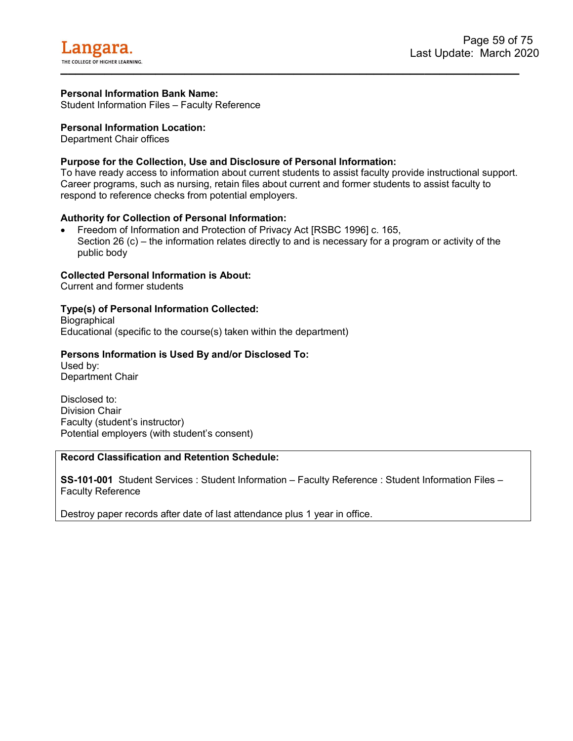**Personal Information Bank Name:**
Student Information Files – Faculty Reference

**Personal Information Location:**
Department Chair offices

**Purpose for the Collection, Use and Disclosure of Personal Information:**
To have ready access to information about current students to assist faculty provide instructional support. Career programs, such as nursing, retain files about current and former students to assist faculty to respond to reference checks from potential employers.

**Authority for Collection of Personal Information:**

- Freedom of Information and Protection of Privacy Act [RSBC 1996] c. 165, Section 26 (c) – the information relates directly to and is necessary for a program or activity of the public body

**Collected Personal Information is About:**
Current and former students

**Type(s) of Personal Information Collected:**
Biographical
Educational (specific to the course(s) taken within the department)

**Persons Information is Used By and/or Disclosed To:**
Used by:
Department Chair

Disclosed to:
Division Chair
Faculty (student's instructor)
Potential employers (with student's consent)

**Record Classification and Retention Schedule:**

**SS-101-001** Student Services : Student Information – Faculty Reference : Student Information Files – Faculty Reference

Destroy paper records after date of last attendance plus 1 year in office.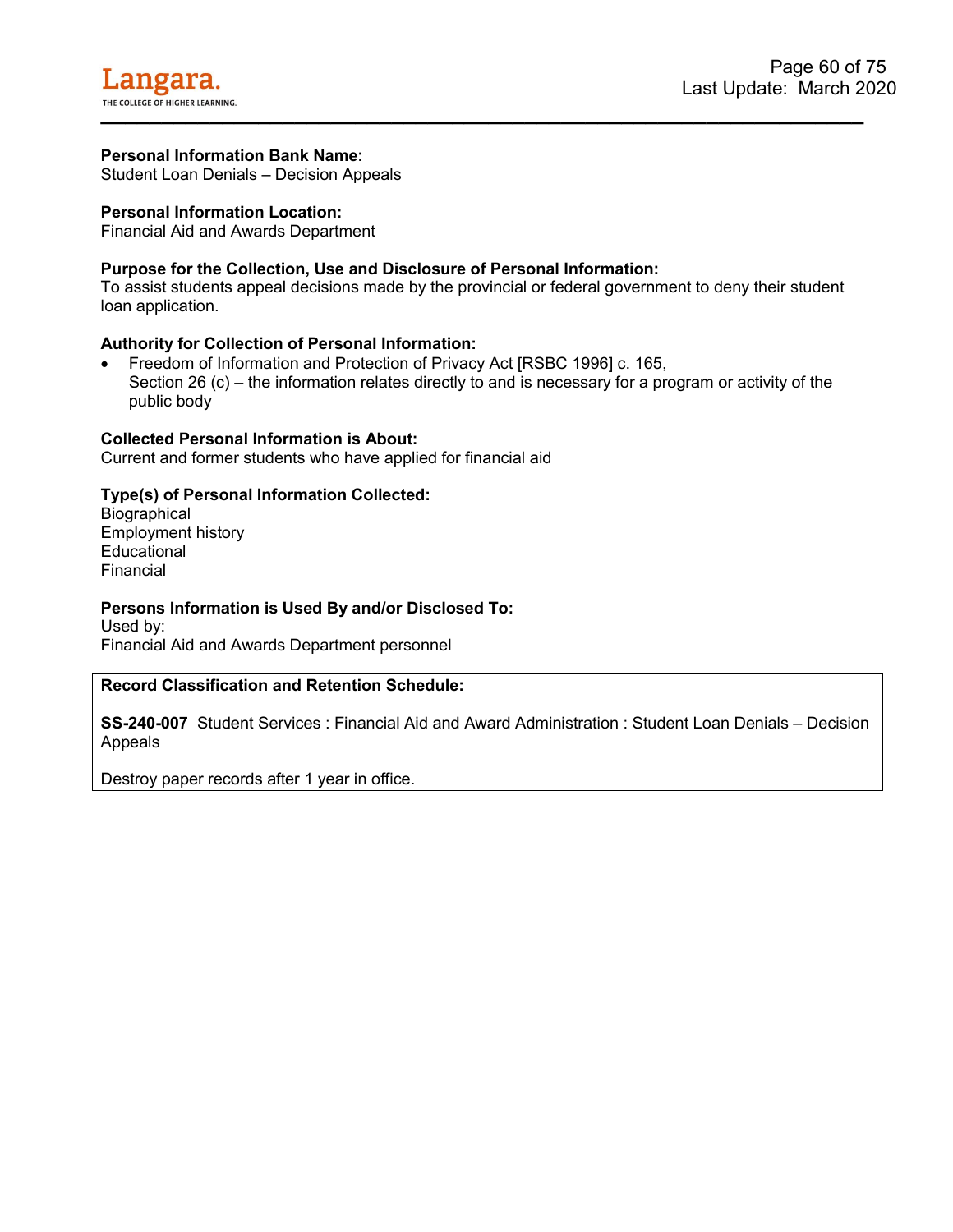**Personal Information Bank Name:**
Student Loan Denials – Decision Appeals

**Personal Information Location:**
Financial Aid and Awards Department

**Purpose for the Collection, Use and Disclosure of Personal Information:**
To assist students appeal decisions made by the provincial or federal government to deny their student loan application.

**Authority for Collection of Personal Information:**

- Freedom of Information and Protection of Privacy Act [RSBC 1996] c. 165,
  Section 26 (c) – the information relates directly to and is necessary for a program or activity of the public body

**Collected Personal Information is About:**
Current and former students who have applied for financial aid

**Type(s) of Personal Information Collected:**
Biographical
Employment history
Educational
Financial

**Persons Information is Used By and/or Disclosed To:**
Used by:
Financial Aid and Awards Department personnel

**Record Classification and Retention Schedule:**

**SS-240-007** Student Services : Financial Aid and Award Administration : Student Loan Denials – Decision Appeals

Destroy paper records after 1 year in office.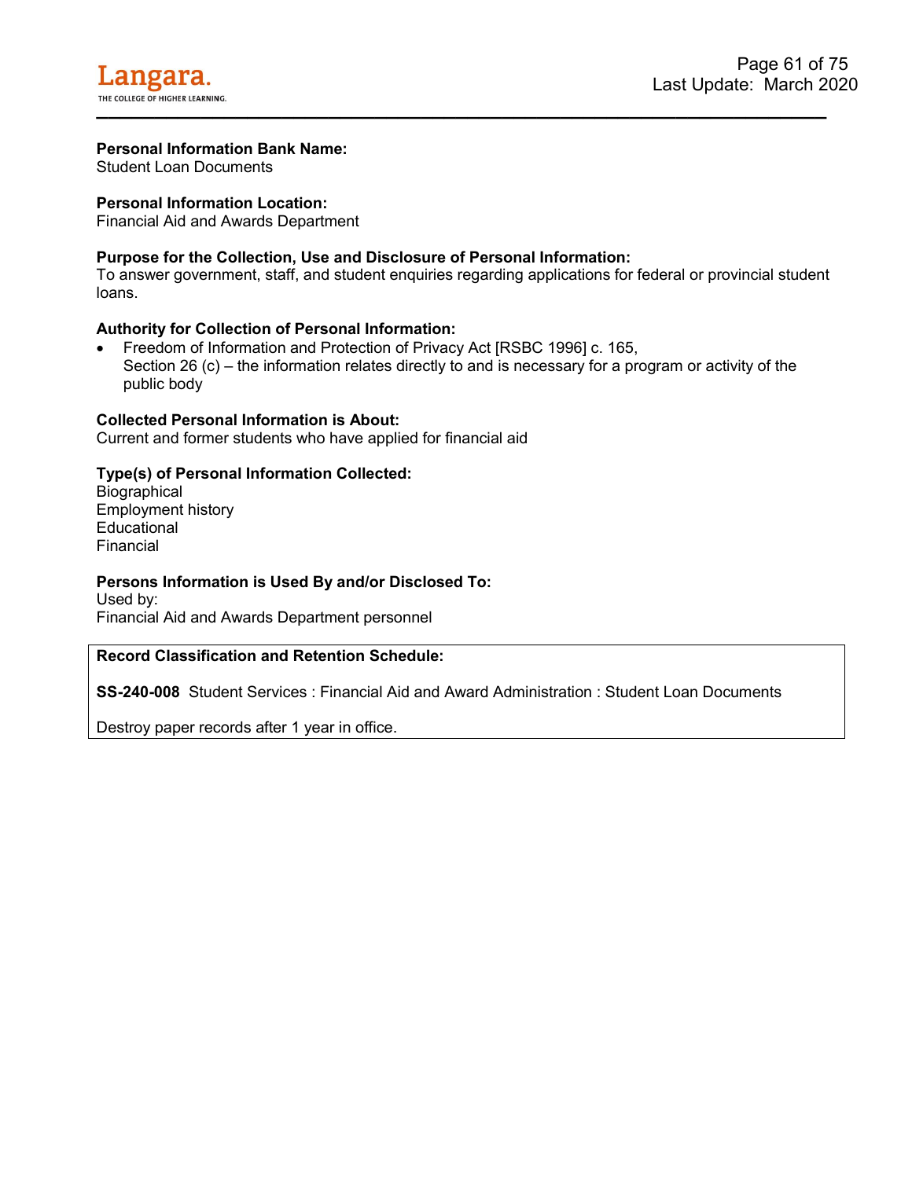**Personal Information Bank Name:**
Student Loan Documents

**Personal Information Location:**
Financial Aid and Awards Department

**Purpose for the Collection, Use and Disclosure of Personal Information:**
To answer government, staff, and student enquiries regarding applications for federal or provincial student loans.

**Authority for Collection of Personal Information:**

- Freedom of Information and Protection of Privacy Act [RSBC 1996] c. 165, Section 26 (c) – the information relates directly to and is necessary for a program or activity of the public body

**Collected Personal Information is About:**
Current and former students who have applied for financial aid

**Type(s) of Personal Information Collected:**
Biographical
Employment history
Educational
Financial

**Persons Information is Used By and/or Disclosed To:**
Used by:
Financial Aid and Awards Department personnel

**Record Classification and Retention Schedule:**

**SS-240-008** Student Services : Financial Aid and Award Administration : Student Loan Documents

Destroy paper records after 1 year in office.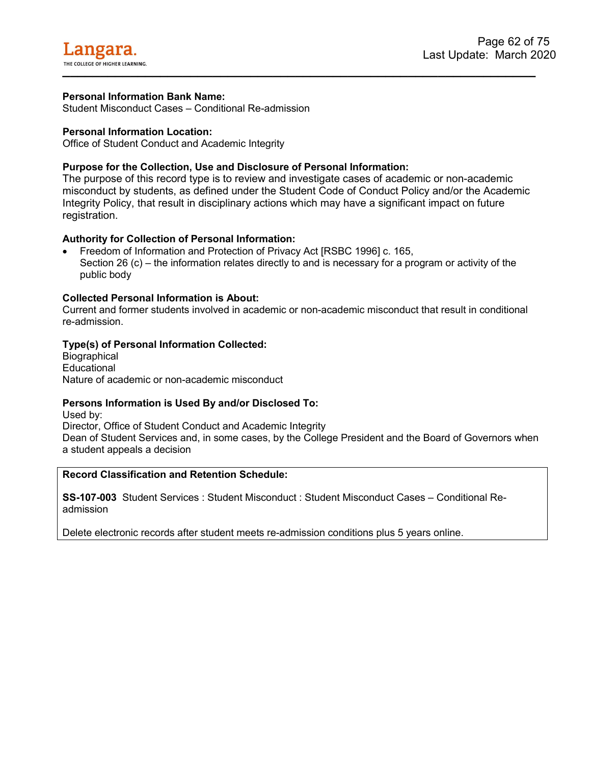**Personal Information Bank Name:**
Student Misconduct Cases – Conditional Re-admission

**Personal Information Location:**
Office of Student Conduct and Academic Integrity

**Purpose for the Collection, Use and Disclosure of Personal Information:**
The purpose of this record type is to review and investigate cases of academic or non-academic misconduct by students, as defined under the Student Code of Conduct Policy and/or the Academic Integrity Policy, that result in disciplinary actions which may have a significant impact on future registration.

**Authority for Collection of Personal Information:**

- Freedom of Information and Protection of Privacy Act [RSBC 1996] c. 165, Section 26 (c) – the information relates directly to and is necessary for a program or activity of the public body

**Collected Personal Information is About:**
Current and former students involved in academic or non-academic misconduct that result in conditional re-admission.

**Type(s) of Personal Information Collected:**
Biographical
Educational
Nature of academic or non-academic misconduct

**Persons Information is Used By and/or Disclosed To:**
Used by:
Director, Office of Student Conduct and Academic Integrity
Dean of Student Services and, in some cases, by the College President and the Board of Governors when a student appeals a decision

**Record Classification and Retention Schedule:**

**SS-107-003** Student Services : Student Misconduct : Student Misconduct Cases – Conditional Re-admission

Delete electronic records after student meets re-admission conditions plus 5 years online.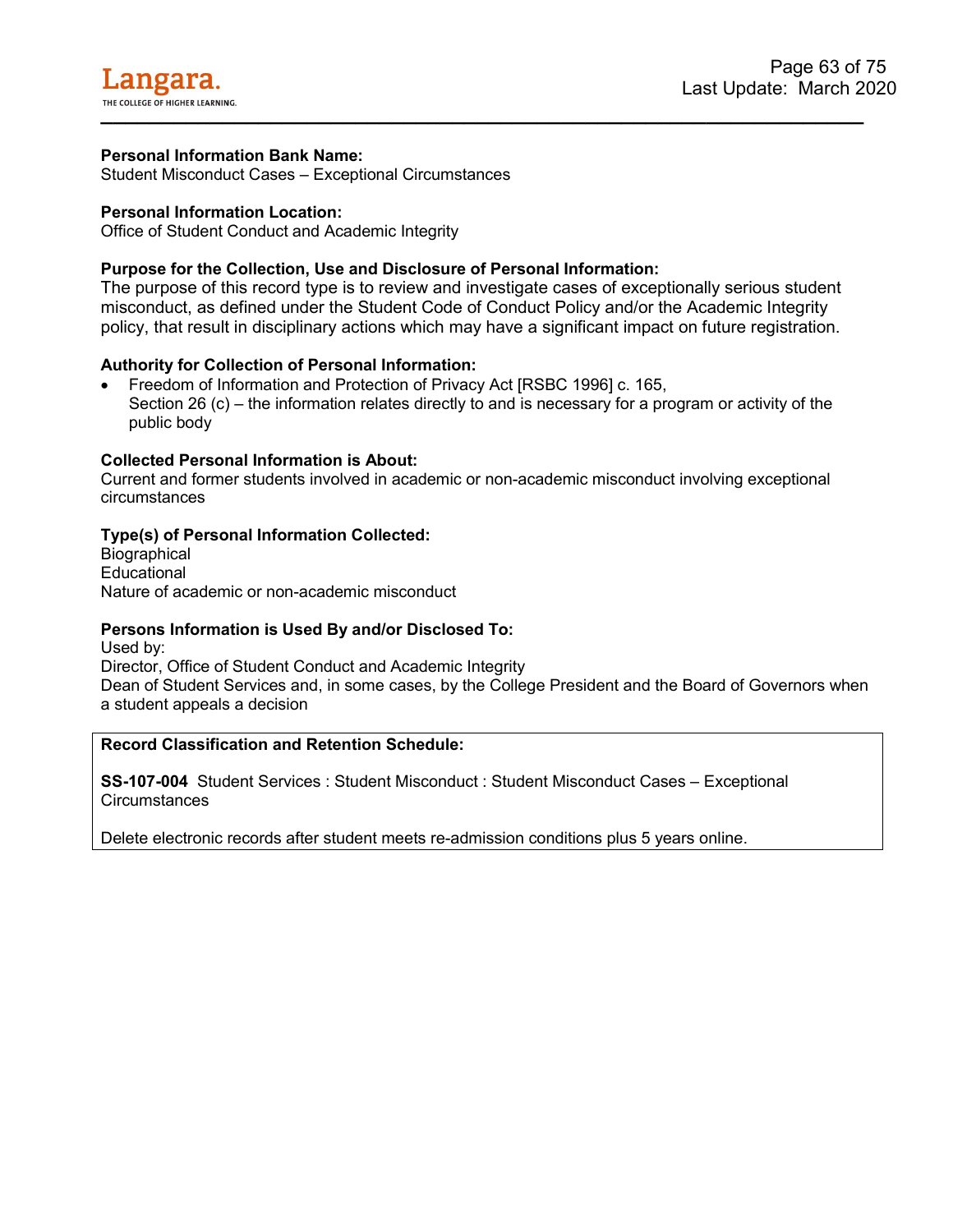**Personal Information Bank Name:**
Student Misconduct Cases – Exceptional Circumstances

**Personal Information Location:**
Office of Student Conduct and Academic Integrity

**Purpose for the Collection, Use and Disclosure of Personal Information:**
The purpose of this record type is to review and investigate cases of exceptionally serious student misconduct, as defined under the Student Code of Conduct Policy and/or the Academic Integrity policy, that result in disciplinary actions which may have a significant impact on future registration.

**Authority for Collection of Personal Information:**

- Freedom of Information and Protection of Privacy Act [RSBC 1996] c. 165, Section 26 (c) – the information relates directly to and is necessary for a program or activity of the public body

**Collected Personal Information is About:**
Current and former students involved in academic or non-academic misconduct involving exceptional circumstances

**Type(s) of Personal Information Collected:**
Biographical
Educational
Nature of academic or non-academic misconduct

**Persons Information is Used By and/or Disclosed To:**
Used by:
Director, Office of Student Conduct and Academic Integrity
Dean of Student Services and, in some cases, by the College President and the Board of Governors when a student appeals a decision

**Record Classification and Retention Schedule:**

**SS-107-004** Student Services : Student Misconduct : Student Misconduct Cases – Exceptional Circumstances

Delete electronic records after student meets re-admission conditions plus 5 years online.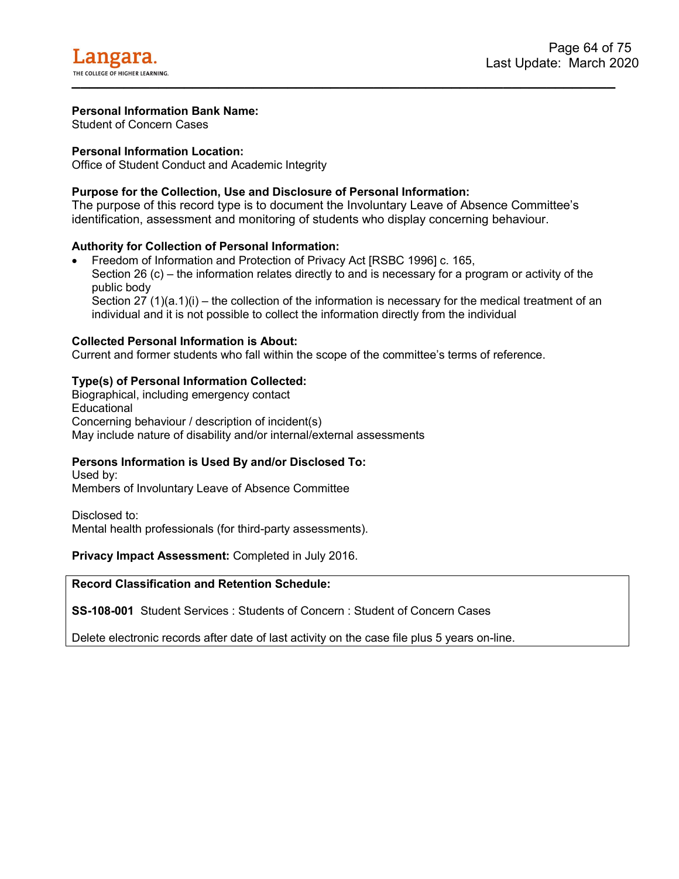**Personal Information Bank Name:**
Student of Concern Cases

**Personal Information Location:**
Office of Student Conduct and Academic Integrity

**Purpose for the Collection, Use and Disclosure of Personal Information:**
The purpose of this record type is to document the Involuntary Leave of Absence Committee's identification, assessment and monitoring of students who display concerning behaviour.

**Authority for Collection of Personal Information:**

- Freedom of Information and Protection of Privacy Act [RSBC 1996] c. 165,
  Section 26 (c) – the information relates directly to and is necessary for a program or activity of the public body
  Section 27 (1)(a.1)(i) – the collection of the information is necessary for the medical treatment of an individual and it is not possible to collect the information directly from the individual

**Collected Personal Information is About:**
Current and former students who fall within the scope of the committee's terms of reference.

**Type(s) of Personal Information Collected:**
Biographical, including emergency contact
Educational
Concerning behaviour / description of incident(s)
May include nature of disability and/or internal/external assessments

**Persons Information is Used By and/or Disclosed To:**
Used by:
Members of Involuntary Leave of Absence Committee

Disclosed to:
Mental health professionals (for third-party assessments).

**Privacy Impact Assessment:** Completed in July 2016.

**Record Classification and Retention Schedule:**

**SS-108-001** Student Services : Students of Concern : Student of Concern Cases

Delete electronic records after date of last activity on the case file plus 5 years on-line.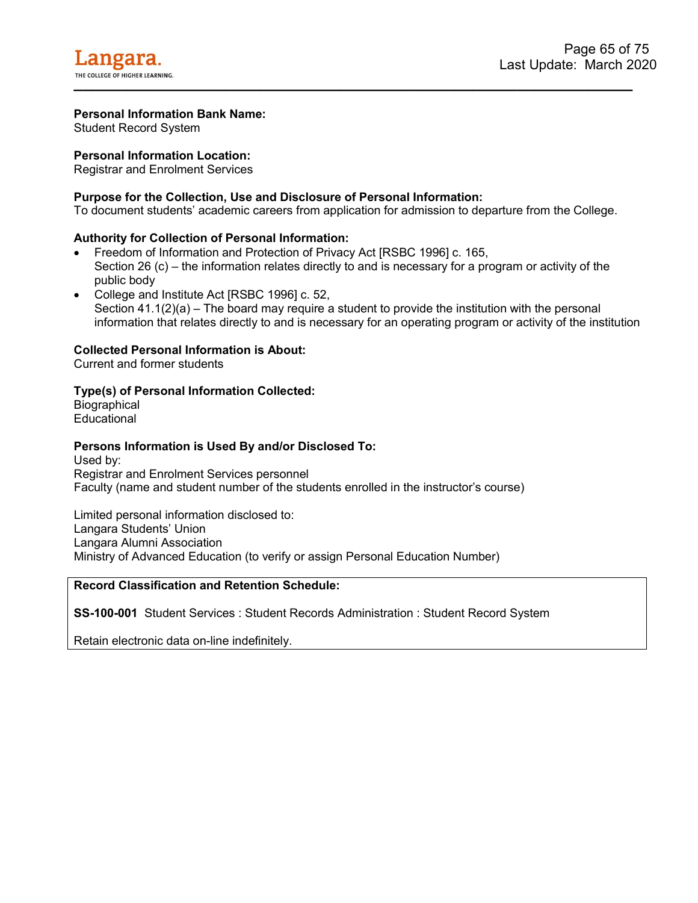**Personal Information Bank Name:**
Student Record System

**Personal Information Location:**
Registrar and Enrolment Services

**Purpose for the Collection, Use and Disclosure of Personal Information:**
To document students' academic careers from application for admission to departure from the College.

**Authority for Collection of Personal Information:**

- Freedom of Information and Protection of Privacy Act [RSBC 1996] c. 165,
  Section 26 (c) – the information relates directly to and is necessary for a program or activity of the public body
- College and Institute Act [RSBC 1996] c. 52,
  Section 41.1(2)(a) – The board may require a student to provide the institution with the personal information that relates directly to and is necessary for an operating program or activity of the institution

**Collected Personal Information is About:**
Current and former students

**Type(s) of Personal Information Collected:**
Biographical
Educational

**Persons Information is Used By and/or Disclosed To:**
Used by:
Registrar and Enrolment Services personnel
Faculty (name and student number of the students enrolled in the instructor's course)

Limited personal information disclosed to:
Langara Students' Union
Langara Alumni Association
Ministry of Advanced Education (to verify or assign Personal Education Number)

**Record Classification and Retention Schedule:**

**SS-100-001** Student Services : Student Records Administration : Student Record System

Retain electronic data on-line indefinitely.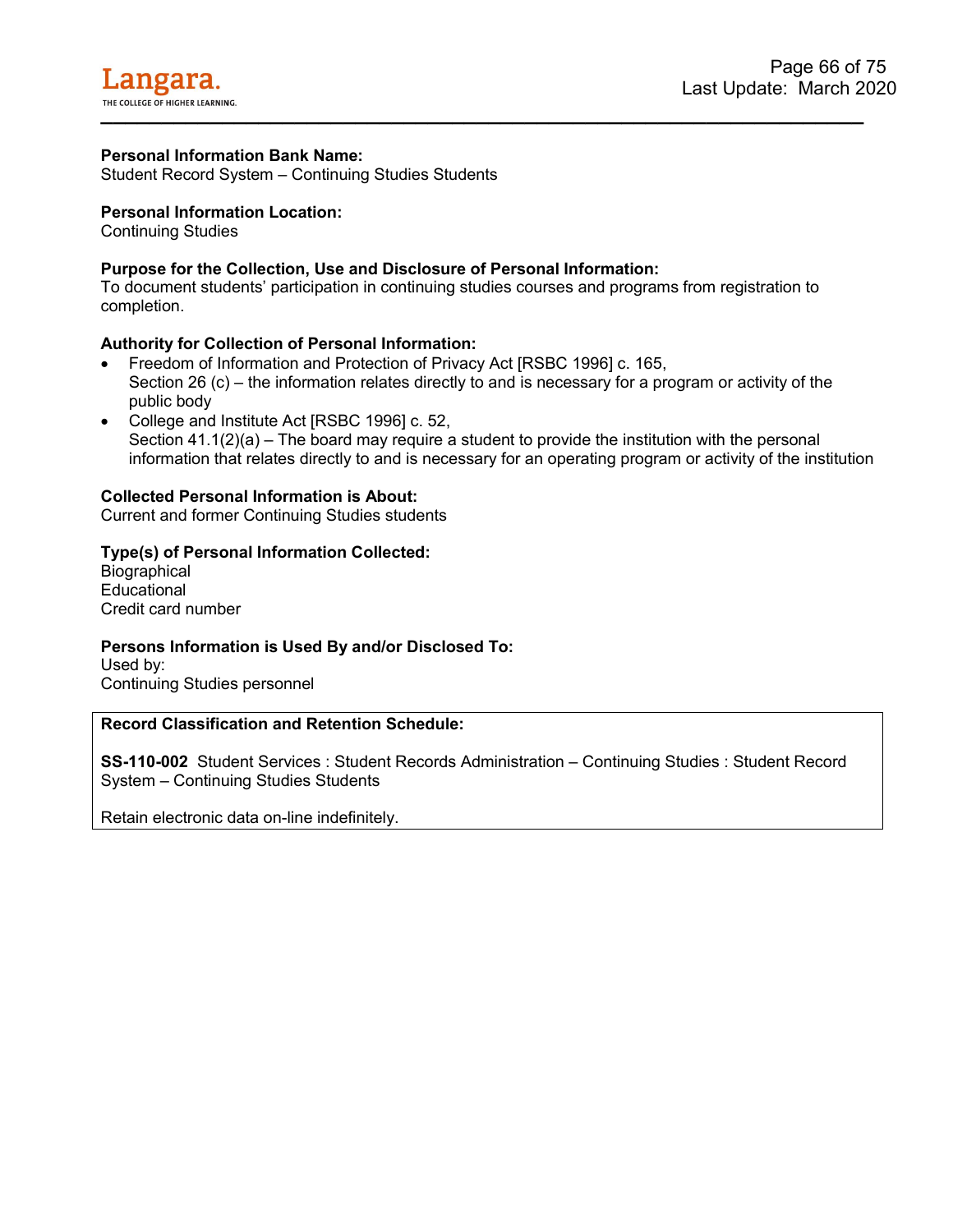**Personal Information Bank Name:**
Student Record System – Continuing Studies Students

**Personal Information Location:**
Continuing Studies

**Purpose for the Collection, Use and Disclosure of Personal Information:**
To document students' participation in continuing studies courses and programs from registration to completion.

**Authority for Collection of Personal Information:**

- Freedom of Information and Protection of Privacy Act [RSBC 1996] c. 165,
  Section 26 (c) – the information relates directly to and is necessary for a program or activity of the public body
- College and Institute Act [RSBC 1996] c. 52,
  Section 41.1(2)(a) – The board may require a student to provide the institution with the personal information that relates directly to and is necessary for an operating program or activity of the institution

**Collected Personal Information is About:**
Current and former Continuing Studies students

**Type(s) of Personal Information Collected:**
Biographical
Educational
Credit card number

**Persons Information is Used By and/or Disclosed To:**
Used by:
Continuing Studies personnel

**Record Classification and Retention Schedule:**

**SS-110-002** Student Services : Student Records Administration – Continuing Studies : Student Record System – Continuing Studies Students

Retain electronic data on-line indefinitely.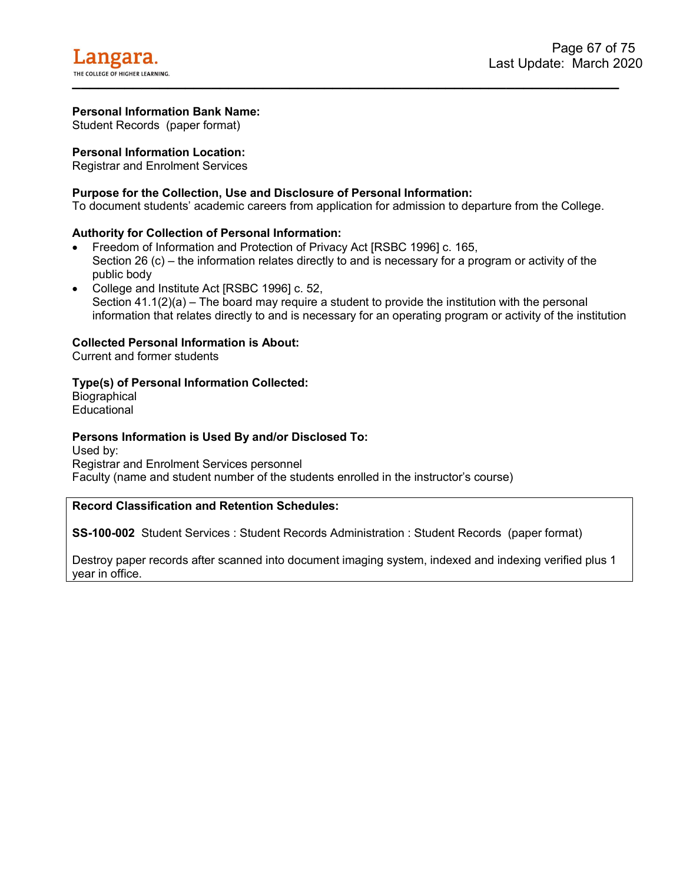**Personal Information Bank Name:**
Student Records  (paper format)

**Personal Information Location:**
Registrar and Enrolment Services

**Purpose for the Collection, Use and Disclosure of Personal Information:**
To document students' academic careers from application for admission to departure from the College.

**Authority for Collection of Personal Information:**

- Freedom of Information and Protection of Privacy Act [RSBC 1996] c. 165,
  Section 26 (c) – the information relates directly to and is necessary for a program or activity of the public body
- College and Institute Act [RSBC 1996] c. 52,
  Section 41.1(2)(a) – The board may require a student to provide the institution with the personal information that relates directly to and is necessary for an operating program or activity of the institution

**Collected Personal Information is About:**
Current and former students

**Type(s) of Personal Information Collected:**
Biographical
Educational

**Persons Information is Used By and/or Disclosed To:**
Used by:
Registrar and Enrolment Services personnel
Faculty (name and student number of the students enrolled in the instructor's course)

**Record Classification and Retention Schedules:**

**SS-100-002** Student Services : Student Records Administration : Student Records  (paper format)

Destroy paper records after scanned into document imaging system, indexed and indexing verified plus 1 year in office.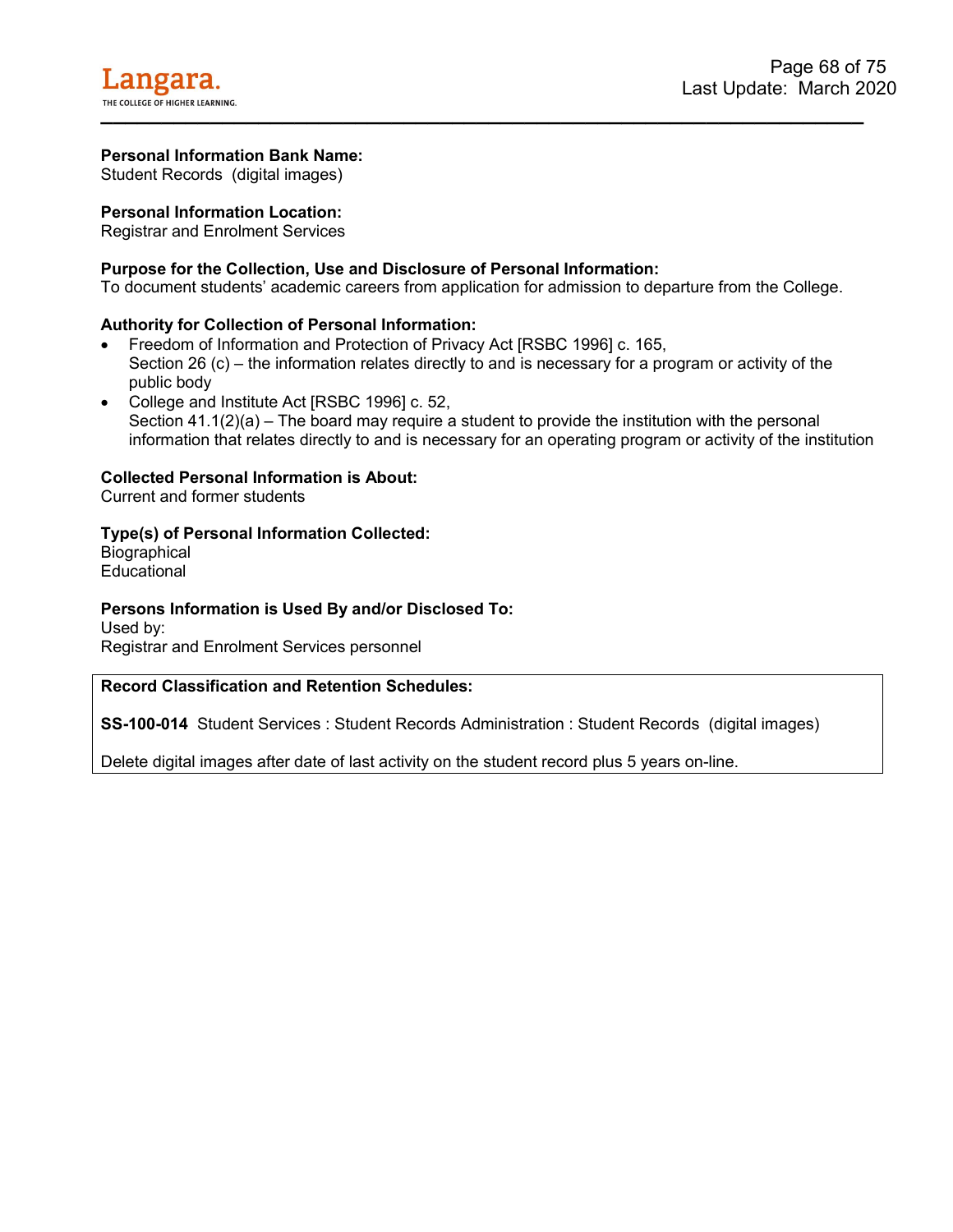**Personal Information Bank Name:**
Student Records (digital images)

**Personal Information Location:**
Registrar and Enrolment Services

**Purpose for the Collection, Use and Disclosure of Personal Information:**
To document students' academic careers from application for admission to departure from the College.

**Authority for Collection of Personal Information:**

- Freedom of Information and Protection of Privacy Act [RSBC 1996] c. 165,
  Section 26 (c) – the information relates directly to and is necessary for a program or activity of the public body
- College and Institute Act [RSBC 1996] c. 52,
  Section 41.1(2)(a) – The board may require a student to provide the institution with the personal information that relates directly to and is necessary for an operating program or activity of the institution

**Collected Personal Information is About:**
Current and former students

**Type(s) of Personal Information Collected:**
Biographical
Educational

**Persons Information is Used By and/or Disclosed To:**
Used by:
Registrar and Enrolment Services personnel

**Record Classification and Retention Schedules:**

**SS-100-014** Student Services : Student Records Administration : Student Records (digital images)

Delete digital images after date of last activity on the student record plus 5 years on-line.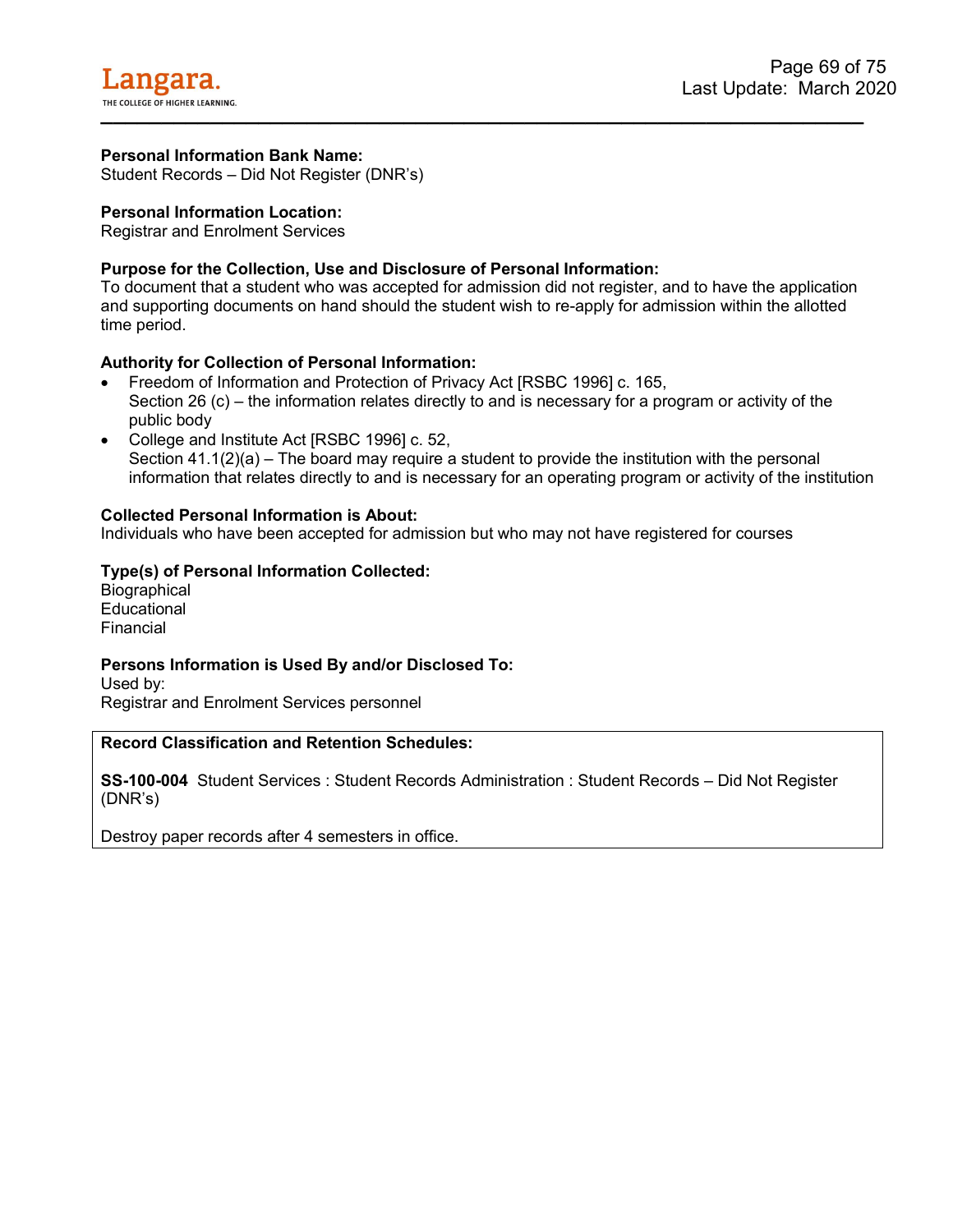**Personal Information Bank Name:**
Student Records – Did Not Register (DNR's)

**Personal Information Location:**
Registrar and Enrolment Services

**Purpose for the Collection, Use and Disclosure of Personal Information:**
To document that a student who was accepted for admission did not register, and to have the application and supporting documents on hand should the student wish to re-apply for admission within the allotted time period.

**Authority for Collection of Personal Information:**

- Freedom of Information and Protection of Privacy Act [RSBC 1996] c. 165,
  Section 26 (c) – the information relates directly to and is necessary for a program or activity of the public body
- College and Institute Act [RSBC 1996] c. 52,
  Section 41.1(2)(a) – The board may require a student to provide the institution with the personal information that relates directly to and is necessary for an operating program or activity of the institution

**Collected Personal Information is About:**
Individuals who have been accepted for admission but who may not have registered for courses

**Type(s) of Personal Information Collected:**
Biographical
Educational
Financial

**Persons Information is Used By and/or Disclosed To:**
Used by:
Registrar and Enrolment Services personnel

**Record Classification and Retention Schedules:**

**SS-100-004** Student Services : Student Records Administration : Student Records – Did Not Register (DNR's)

Destroy paper records after 4 semesters in office.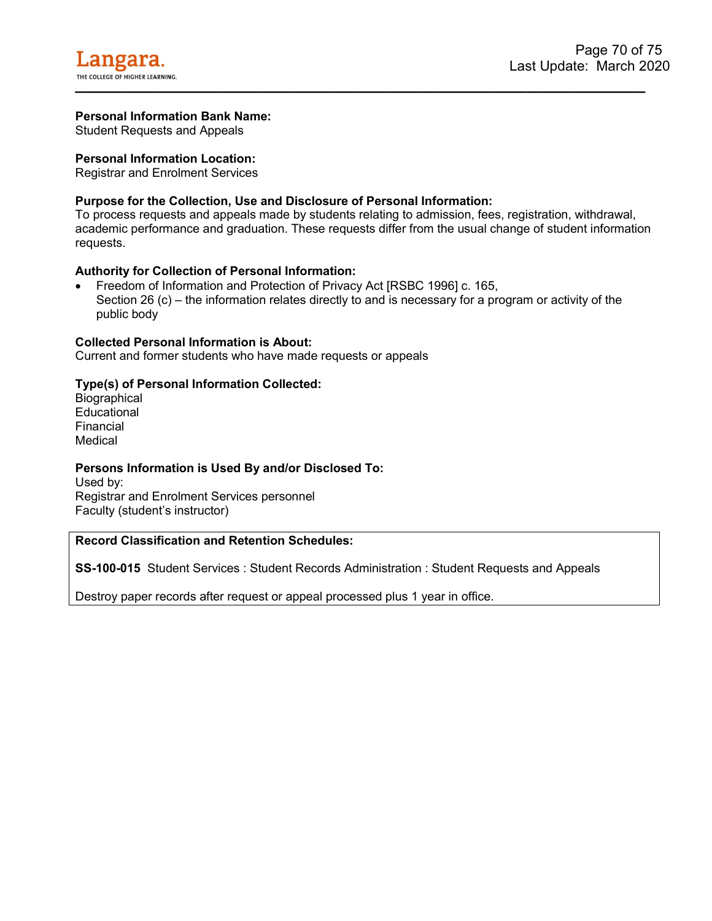**Personal Information Bank Name:**
Student Requests and Appeals

**Personal Information Location:**
Registrar and Enrolment Services

**Purpose for the Collection, Use and Disclosure of Personal Information:**
To process requests and appeals made by students relating to admission, fees, registration, withdrawal, academic performance and graduation. These requests differ from the usual change of student information requests.

**Authority for Collection of Personal Information:**

- Freedom of Information and Protection of Privacy Act [RSBC 1996] c. 165,
  Section 26 (c) – the information relates directly to and is necessary for a program or activity of the public body

**Collected Personal Information is About:**
Current and former students who have made requests or appeals

**Type(s) of Personal Information Collected:**
Biographical
Educational
Financial
Medical

**Persons Information is Used By and/or Disclosed To:**
Used by:
Registrar and Enrolment Services personnel
Faculty (student's instructor)

**Record Classification and Retention Schedules:**

**SS-100-015** Student Services : Student Records Administration : Student Requests and Appeals

Destroy paper records after request or appeal processed plus 1 year in office.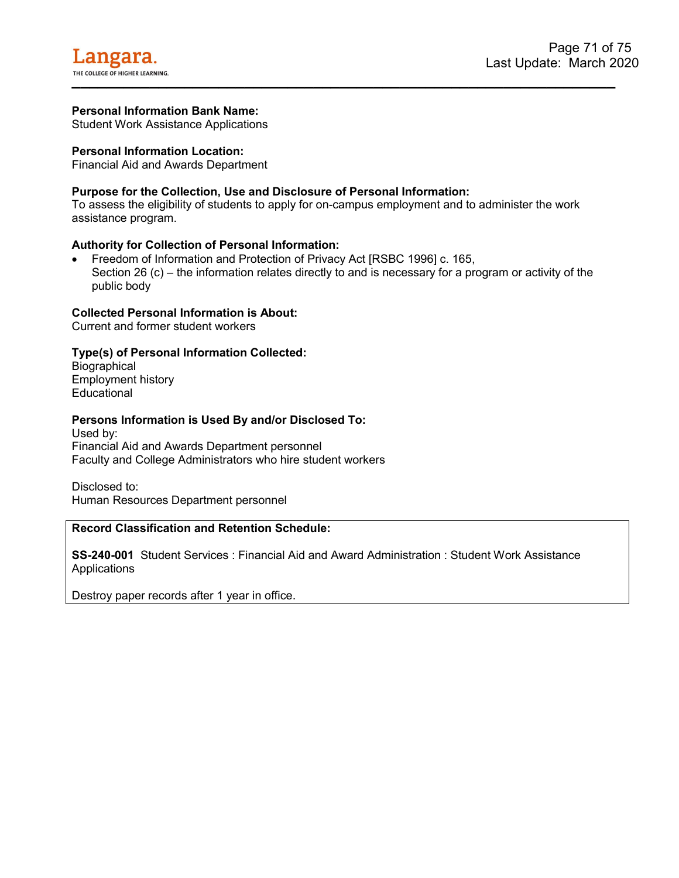**Personal Information Bank Name:**
Student Work Assistance Applications

**Personal Information Location:**
Financial Aid and Awards Department

**Purpose for the Collection, Use and Disclosure of Personal Information:**
To assess the eligibility of students to apply for on-campus employment and to administer the work assistance program.

**Authority for Collection of Personal Information:**

- Freedom of Information and Protection of Privacy Act [RSBC 1996] c. 165, Section 26 (c) – the information relates directly to and is necessary for a program or activity of the public body

**Collected Personal Information is About:**
Current and former student workers

**Type(s) of Personal Information Collected:**
Biographical
Employment history
Educational

**Persons Information is Used By and/or Disclosed To:**
Used by:
Financial Aid and Awards Department personnel
Faculty and College Administrators who hire student workers

Disclosed to:
Human Resources Department personnel

**Record Classification and Retention Schedule:**

**SS-240-001** Student Services : Financial Aid and Award Administration : Student Work Assistance Applications

Destroy paper records after 1 year in office.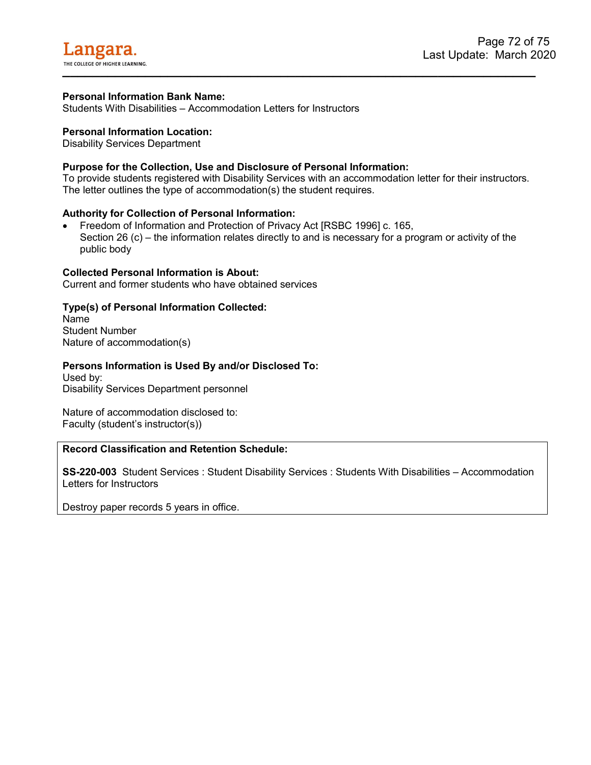**Personal Information Bank Name:**
Students With Disabilities – Accommodation Letters for Instructors

**Personal Information Location:**
Disability Services Department

**Purpose for the Collection, Use and Disclosure of Personal Information:**
To provide students registered with Disability Services with an accommodation letter for their instructors. The letter outlines the type of accommodation(s) the student requires.

**Authority for Collection of Personal Information:**

- Freedom of Information and Protection of Privacy Act [RSBC 1996] c. 165,
  Section 26 (c) – the information relates directly to and is necessary for a program or activity of the public body

**Collected Personal Information is About:**
Current and former students who have obtained services

**Type(s) of Personal Information Collected:**
Name
Student Number
Nature of accommodation(s)

**Persons Information is Used By and/or Disclosed To:**
Used by:
Disability Services Department personnel

Nature of accommodation disclosed to:
Faculty (student's instructor(s))

**Record Classification and Retention Schedule:**

**SS-220-003** Student Services : Student Disability Services : Students With Disabilities – Accommodation Letters for Instructors

Destroy paper records 5 years in office.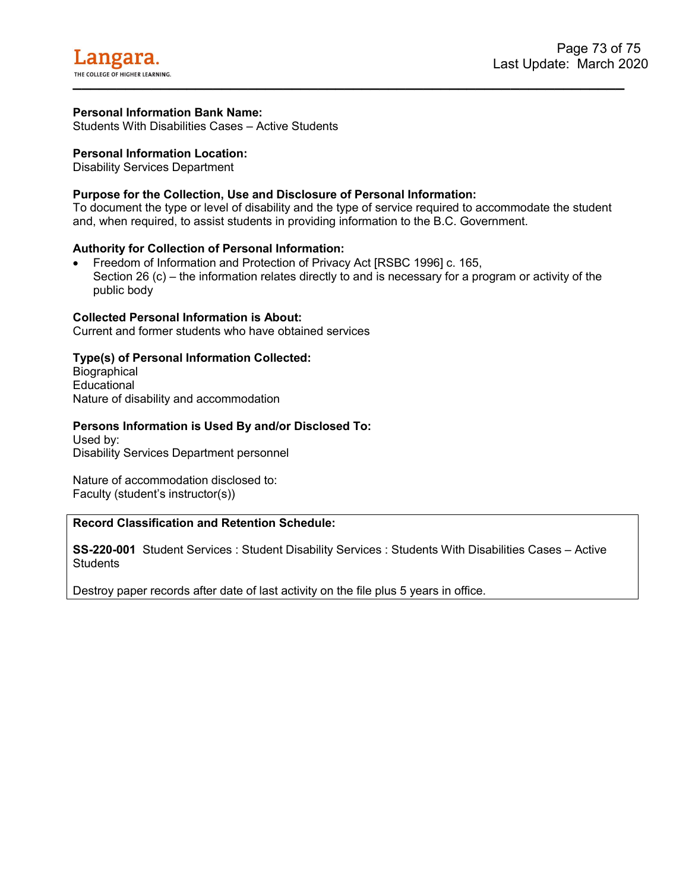**Personal Information Bank Name:**
Students With Disabilities Cases – Active Students

**Personal Information Location:**
Disability Services Department

**Purpose for the Collection, Use and Disclosure of Personal Information:**
To document the type or level of disability and the type of service required to accommodate the student and, when required, to assist students in providing information to the B.C. Government.

**Authority for Collection of Personal Information:**

- Freedom of Information and Protection of Privacy Act [RSBC 1996] c. 165, Section 26 (c) – the information relates directly to and is necessary for a program or activity of the public body

**Collected Personal Information is About:**
Current and former students who have obtained services

**Type(s) of Personal Information Collected:**
Biographical
Educational
Nature of disability and accommodation

**Persons Information is Used By and/or Disclosed To:**
Used by:
Disability Services Department personnel

Nature of accommodation disclosed to:
Faculty (student's instructor(s))

**Record Classification and Retention Schedule:**

**SS-220-001** Student Services : Student Disability Services : Students With Disabilities Cases – Active Students

Destroy paper records after date of last activity on the file plus 5 years in office.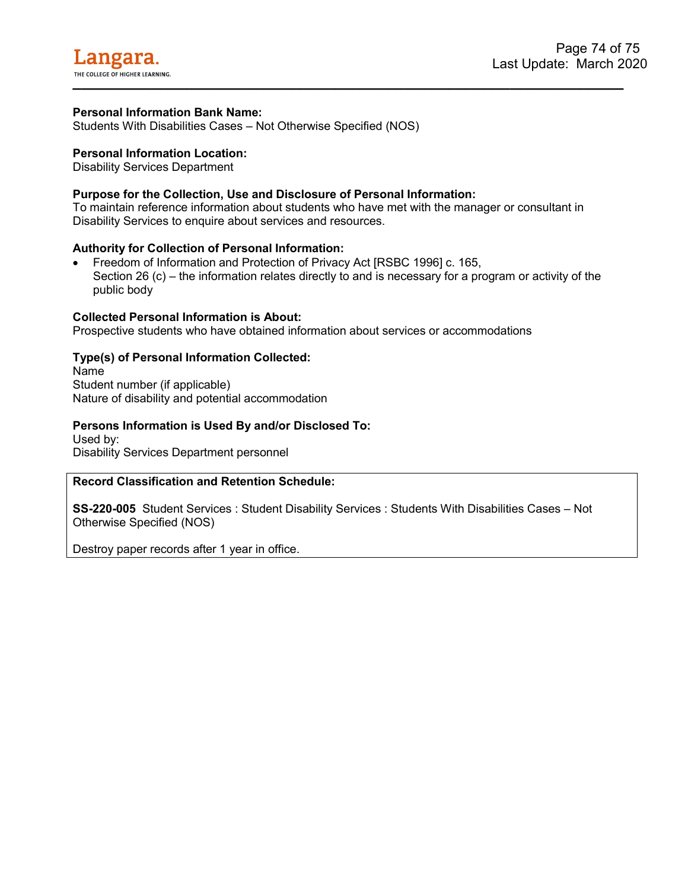**Personal Information Bank Name:**
Students With Disabilities Cases – Not Otherwise Specified (NOS)

**Personal Information Location:**
Disability Services Department

**Purpose for the Collection, Use and Disclosure of Personal Information:**
To maintain reference information about students who have met with the manager or consultant in Disability Services to enquire about services and resources.

**Authority for Collection of Personal Information:**

- Freedom of Information and Protection of Privacy Act [RSBC 1996] c. 165,
  Section 26 (c) – the information relates directly to and is necessary for a program or activity of the public body

**Collected Personal Information is About:**
Prospective students who have obtained information about services or accommodations

**Type(s) of Personal Information Collected:**
Name
Student number (if applicable)
Nature of disability and potential accommodation

**Persons Information is Used By and/or Disclosed To:**
Used by:
Disability Services Department personnel

**Record Classification and Retention Schedule:**

**SS-220-005** Student Services : Student Disability Services : Students With Disabilities Cases – Not Otherwise Specified (NOS)

Destroy paper records after 1 year in office.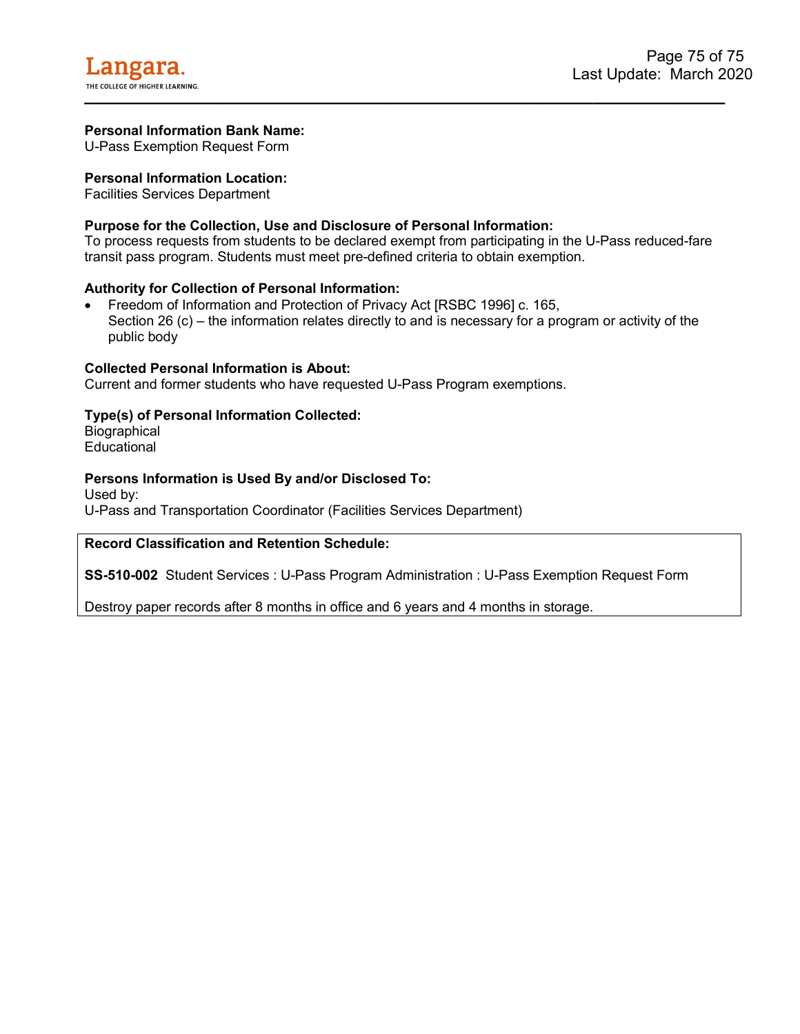**Personal Information Bank Name:**
U-Pass Exemption Request Form

**Personal Information Location:**
Facilities Services Department

**Purpose for the Collection, Use and Disclosure of Personal Information:**
To process requests from students to be declared exempt from participating in the U-Pass reduced-fare transit pass program. Students must meet pre-defined criteria to obtain exemption.

**Authority for Collection of Personal Information:**

- Freedom of Information and Protection of Privacy Act [RSBC 1996] c. 165, Section 26 (c) – the information relates directly to and is necessary for a program or activity of the public body

**Collected Personal Information is About:**
Current and former students who have requested U-Pass Program exemptions.

**Type(s) of Personal Information Collected:**
Biographical
Educational

**Persons Information is Used By and/or Disclosed To:**
Used by:
U-Pass and Transportation Coordinator (Facilities Services Department)

**Record Classification and Retention Schedule:**

**SS-510-002** Student Services : U-Pass Program Administration : U-Pass Exemption Request Form

Destroy paper records after 8 months in office and 6 years and 4 months in storage.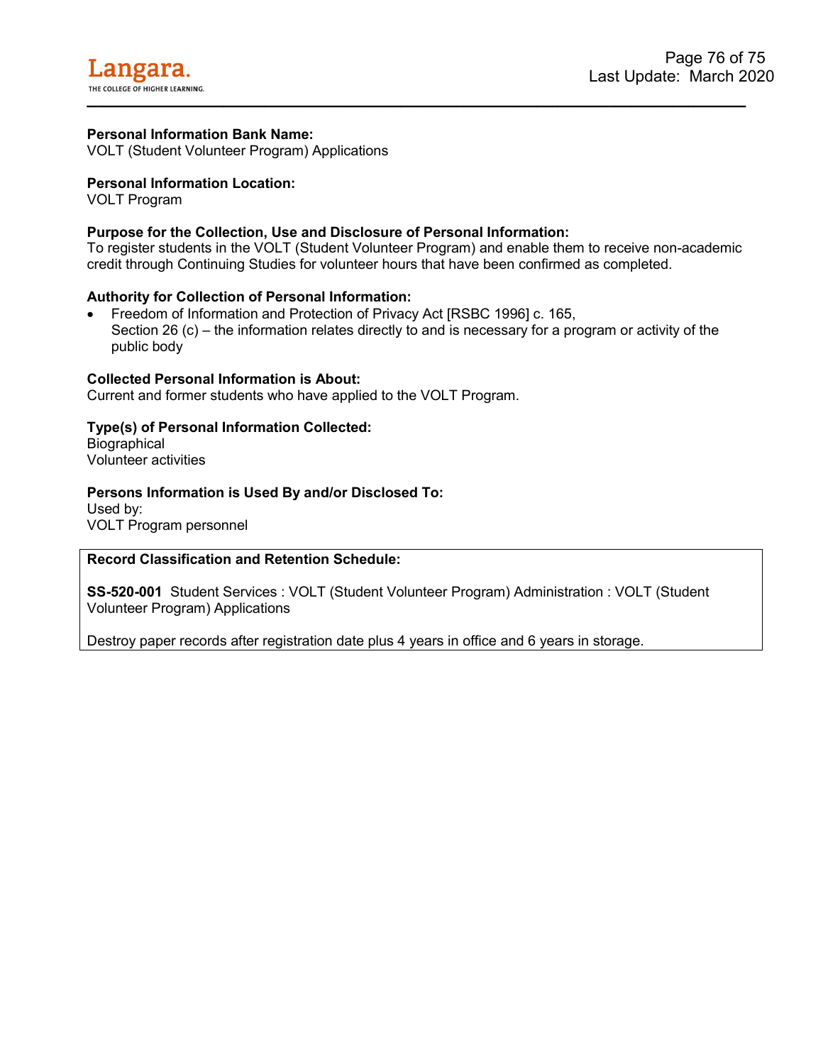**Personal Information Bank Name:**
VOLT (Student Volunteer Program) Applications

**Personal Information Location:**
VOLT Program

**Purpose for the Collection, Use and Disclosure of Personal Information:**
To register students in the VOLT (Student Volunteer Program) and enable them to receive non-academic credit through Continuing Studies for volunteer hours that have been confirmed as completed.

**Authority for Collection of Personal Information:**

- Freedom of Information and Protection of Privacy Act [RSBC 1996] c. 165,
  Section 26 (c) – the information relates directly to and is necessary for a program or activity of the public body

**Collected Personal Information is About:**
Current and former students who have applied to the VOLT Program.

**Type(s) of Personal Information Collected:**
Biographical
Volunteer activities

**Persons Information is Used By and/or Disclosed To:**
Used by:
VOLT Program personnel

**Record Classification and Retention Schedule:**

**SS-520-001** Student Services : VOLT (Student Volunteer Program) Administration : VOLT (Student Volunteer Program) Applications

Destroy paper records after registration date plus 4 years in office and 6 years in storage.